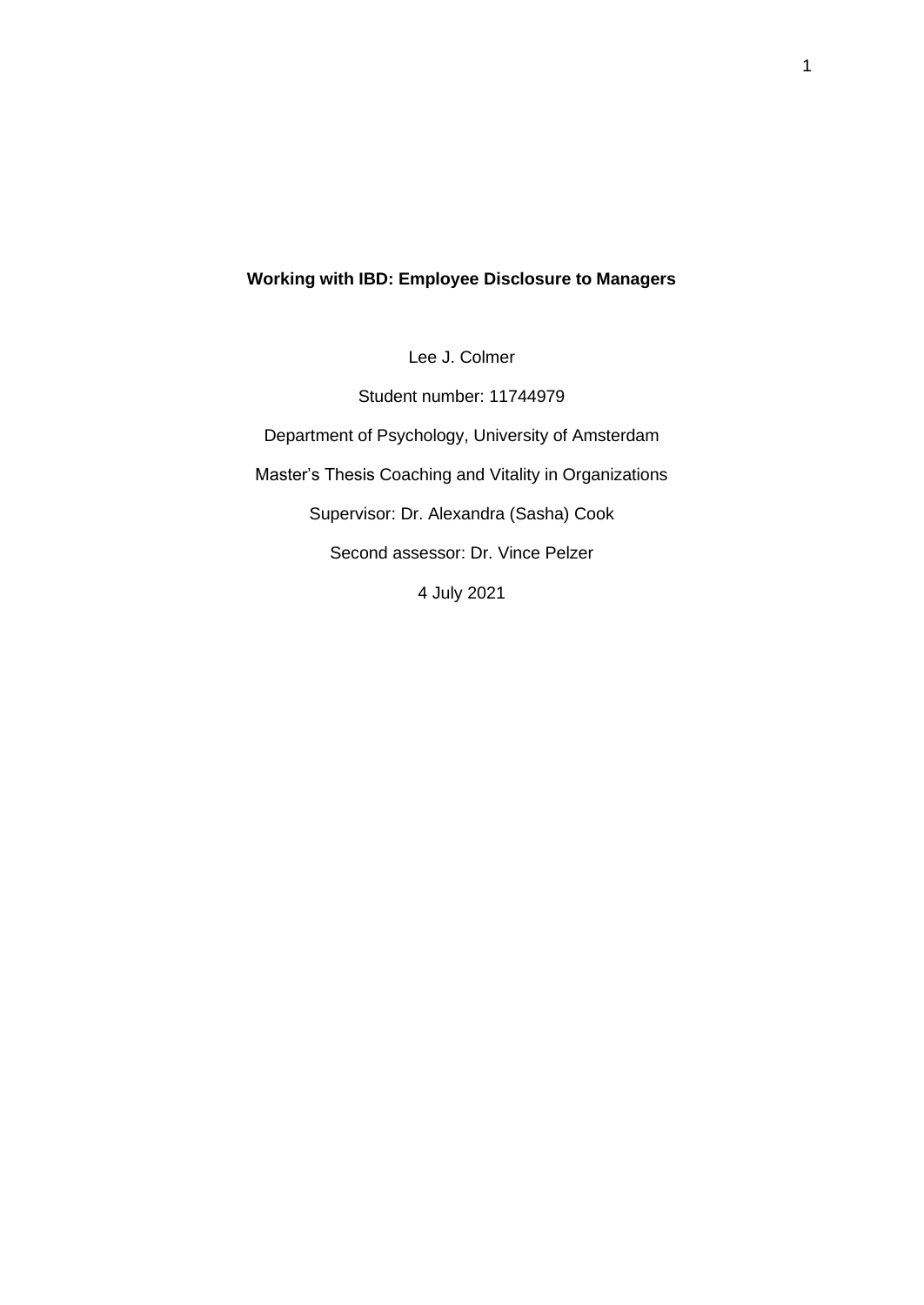# Working with IBD: Employee Disclosure to Managers

Lee J. Colmer

Student number: 11744979

Department of Psychology, University of Amsterdam

Master's Thesis Coaching and Vitality in Organizations

Supervisor: Dr. Alexandra (Sasha) Cook

Second assessor: Dr. Vince Pelzer

4 July 2021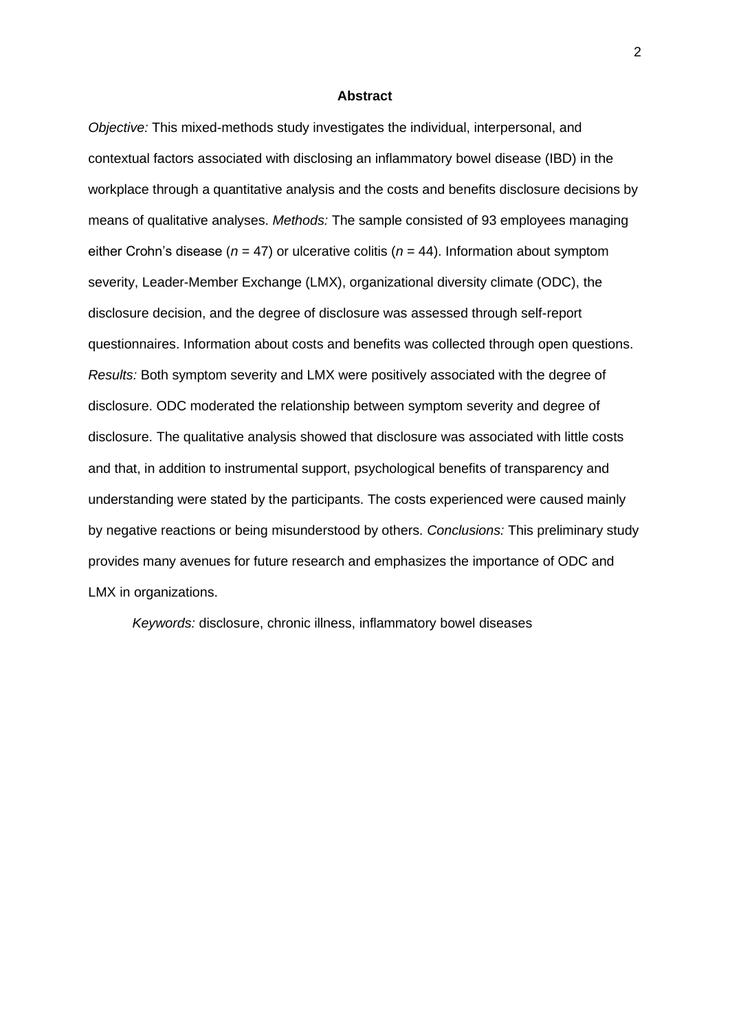## Abstract

*Objective:* This mixed-methods study investigates the individual, interpersonal, and contextual factors associated with disclosing an inflammatory bowel disease (IBD) in the workplace through a quantitative analysis and the costs and benefits disclosure decisions by means of qualitative analyses. *Methods:* The sample consisted of 93 employees managing either Crohn's disease ($n$ = 47) or ulcerative colitis ($n$ = 44). Information about symptom severity, Leader-Member Exchange (LMX), organizational diversity climate (ODC), the disclosure decision, and the degree of disclosure was assessed through self-report questionnaires. Information about costs and benefits was collected through open questions. *Results:* Both symptom severity and LMX were positively associated with the degree of disclosure. ODC moderated the relationship between symptom severity and degree of disclosure. The qualitative analysis showed that disclosure was associated with little costs and that, in addition to instrumental support, psychological benefits of transparency and understanding were stated by the participants. The costs experienced were caused mainly by negative reactions or being misunderstood by others. *Conclusions:* This preliminary study provides many avenues for future research and emphasizes the importance of ODC and LMX in organizations.

*Keywords:* disclosure, chronic illness, inflammatory bowel diseases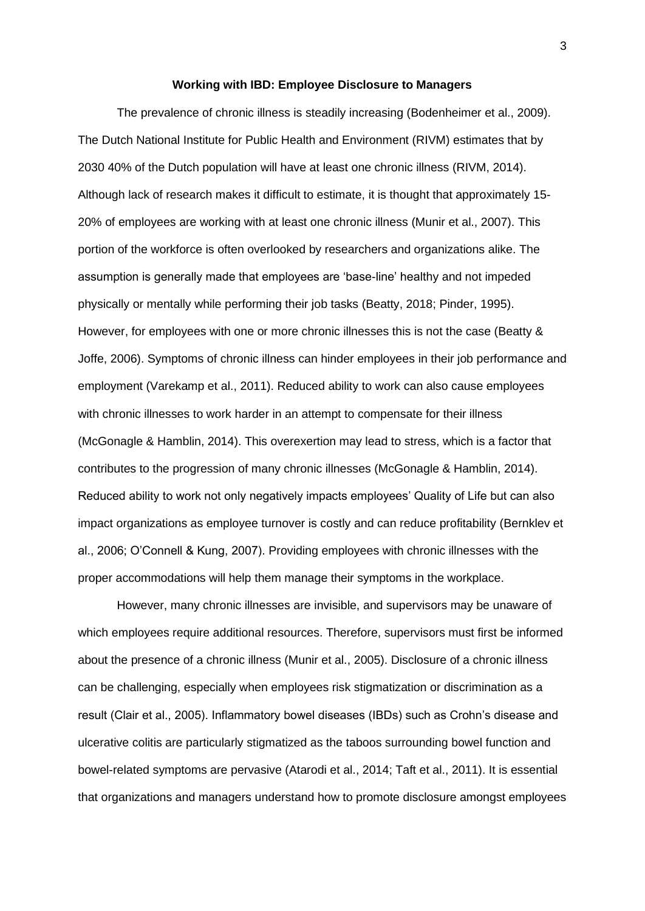# Working with IBD: Employee Disclosure to Managers

The prevalence of chronic illness is steadily increasing (Bodenheimer et al., 2009). The Dutch National Institute for Public Health and Environment (RIVM) estimates that by 2030 40% of the Dutch population will have at least one chronic illness (RIVM, 2014). Although lack of research makes it difficult to estimate, it is thought that approximately 15-20% of employees are working with at least one chronic illness (Munir et al., 2007). This portion of the workforce is often overlooked by researchers and organizations alike. The assumption is generally made that employees are 'base-line' healthy and not impeded physically or mentally while performing their job tasks (Beatty, 2018; Pinder, 1995). However, for employees with one or more chronic illnesses this is not the case (Beatty & Joffe, 2006). Symptoms of chronic illness can hinder employees in their job performance and employment (Varekamp et al., 2011). Reduced ability to work can also cause employees with chronic illnesses to work harder in an attempt to compensate for their illness (McGonagle & Hamblin, 2014). This overexertion may lead to stress, which is a factor that contributes to the progression of many chronic illnesses (McGonagle & Hamblin, 2014). Reduced ability to work not only negatively impacts employees' Quality of Life but can also impact organizations as employee turnover is costly and can reduce profitability (Bernklev et al., 2006; O'Connell & Kung, 2007). Providing employees with chronic illnesses with the proper accommodations will help them manage their symptoms in the workplace.

However, many chronic illnesses are invisible, and supervisors may be unaware of which employees require additional resources. Therefore, supervisors must first be informed about the presence of a chronic illness (Munir et al., 2005). Disclosure of a chronic illness can be challenging, especially when employees risk stigmatization or discrimination as a result (Clair et al., 2005). Inflammatory bowel diseases (IBDs) such as Crohn's disease and ulcerative colitis are particularly stigmatized as the taboos surrounding bowel function and bowel-related symptoms are pervasive (Atarodi et al., 2014; Taft et al., 2011). It is essential that organizations and managers understand how to promote disclosure amongst employees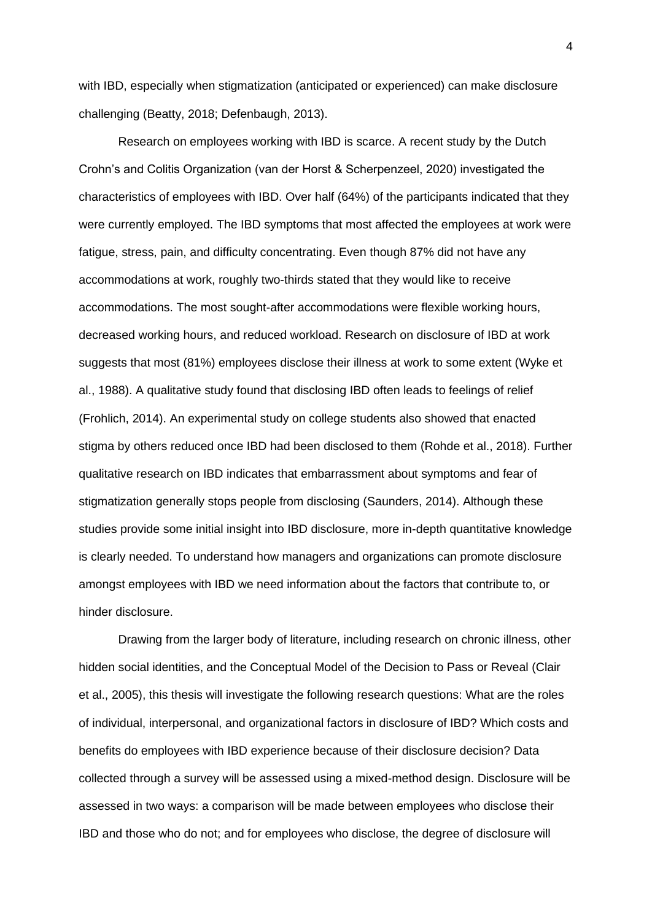with IBD, especially when stigmatization (anticipated or experienced) can make disclosure challenging (Beatty, 2018; Defenbaugh, 2013).

Research on employees working with IBD is scarce. A recent study by the Dutch Crohn's and Colitis Organization (van der Horst & Scherpenzeel, 2020) investigated the characteristics of employees with IBD. Over half (64%) of the participants indicated that they were currently employed. The IBD symptoms that most affected the employees at work were fatigue, stress, pain, and difficulty concentrating. Even though 87% did not have any accommodations at work, roughly two-thirds stated that they would like to receive accommodations. The most sought-after accommodations were flexible working hours, decreased working hours, and reduced workload. Research on disclosure of IBD at work suggests that most (81%) employees disclose their illness at work to some extent (Wyke et al., 1988). A qualitative study found that disclosing IBD often leads to feelings of relief (Frohlich, 2014). An experimental study on college students also showed that enacted stigma by others reduced once IBD had been disclosed to them (Rohde et al., 2018). Further qualitative research on IBD indicates that embarrassment about symptoms and fear of stigmatization generally stops people from disclosing (Saunders, 2014). Although these studies provide some initial insight into IBD disclosure, more in-depth quantitative knowledge is clearly needed. To understand how managers and organizations can promote disclosure amongst employees with IBD we need information about the factors that contribute to, or hinder disclosure.

Drawing from the larger body of literature, including research on chronic illness, other hidden social identities, and the Conceptual Model of the Decision to Pass or Reveal (Clair et al., 2005), this thesis will investigate the following research questions: What are the roles of individual, interpersonal, and organizational factors in disclosure of IBD? Which costs and benefits do employees with IBD experience because of their disclosure decision? Data collected through a survey will be assessed using a mixed-method design. Disclosure will be assessed in two ways: a comparison will be made between employees who disclose their IBD and those who do not; and for employees who disclose, the degree of disclosure will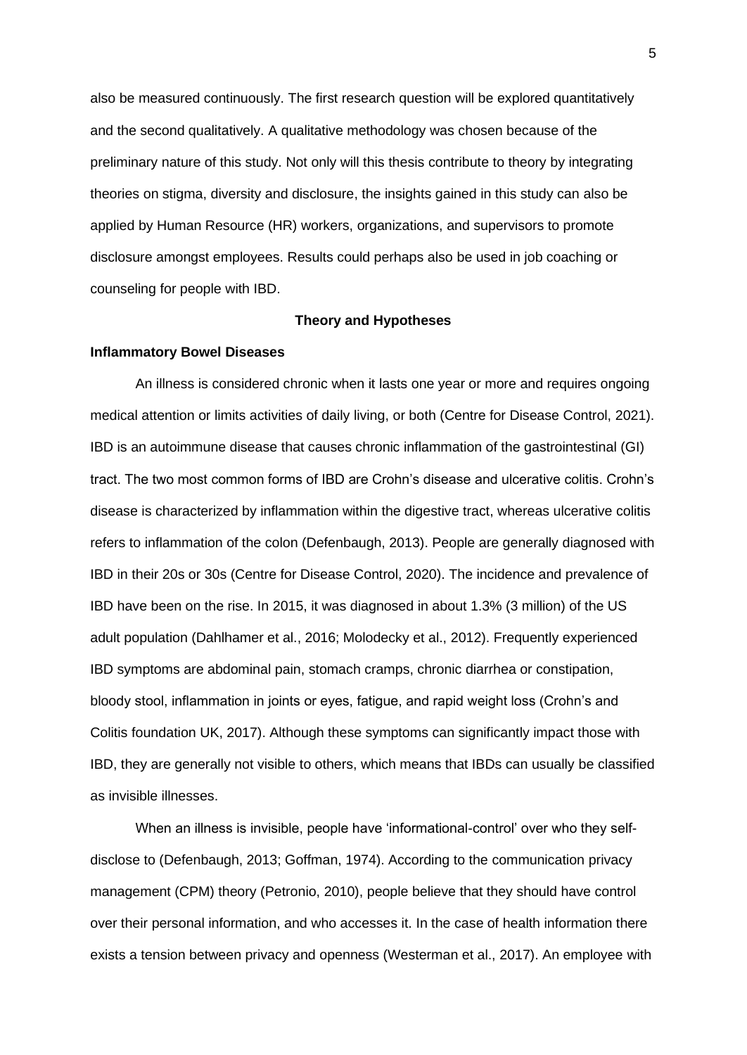also be measured continuously. The first research question will be explored quantitatively and the second qualitatively. A qualitative methodology was chosen because of the preliminary nature of this study. Not only will this thesis contribute to theory by integrating theories on stigma, diversity and disclosure, the insights gained in this study can also be applied by Human Resource (HR) workers, organizations, and supervisors to promote disclosure amongst employees. Results could perhaps also be used in job coaching or counseling for people with IBD.

## Theory and Hypotheses

### Inflammatory Bowel Diseases

An illness is considered chronic when it lasts one year or more and requires ongoing medical attention or limits activities of daily living, or both (Centre for Disease Control, 2021). IBD is an autoimmune disease that causes chronic inflammation of the gastrointestinal (GI) tract. The two most common forms of IBD are Crohn's disease and ulcerative colitis. Crohn's disease is characterized by inflammation within the digestive tract, whereas ulcerative colitis refers to inflammation of the colon (Defenbaugh, 2013). People are generally diagnosed with IBD in their 20s or 30s (Centre for Disease Control, 2020). The incidence and prevalence of IBD have been on the rise. In 2015, it was diagnosed in about 1.3% (3 million) of the US adult population (Dahlhamer et al., 2016; Molodecky et al., 2012). Frequently experienced IBD symptoms are abdominal pain, stomach cramps, chronic diarrhea or constipation, bloody stool, inflammation in joints or eyes, fatigue, and rapid weight loss (Crohn's and Colitis foundation UK, 2017). Although these symptoms can significantly impact those with IBD, they are generally not visible to others, which means that IBDs can usually be classified as invisible illnesses.

When an illness is invisible, people have 'informational-control' over who they self-disclose to (Defenbaugh, 2013; Goffman, 1974). According to the communication privacy management (CPM) theory (Petronio, 2010), people believe that they should have control over their personal information, and who accesses it. In the case of health information there exists a tension between privacy and openness (Westerman et al., 2017). An employee with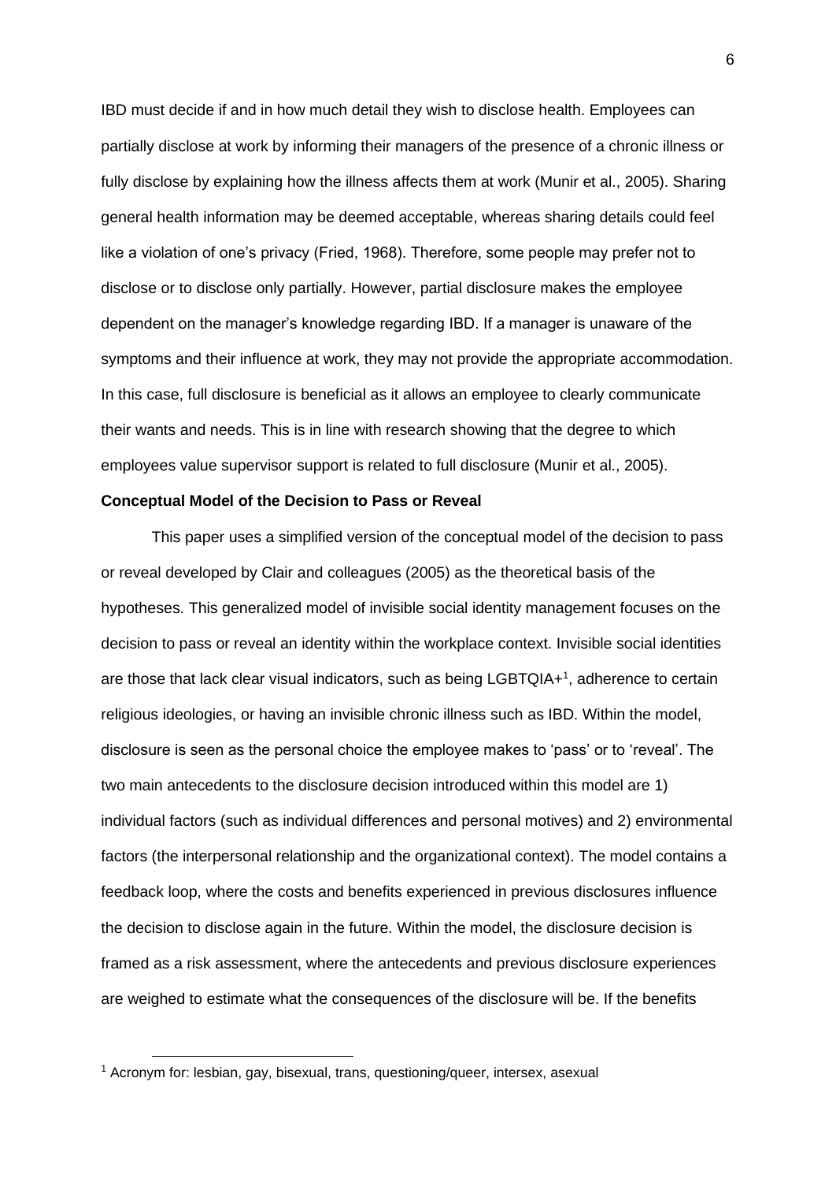IBD must decide if and in how much detail they wish to disclose health. Employees can partially disclose at work by informing their managers of the presence of a chronic illness or fully disclose by explaining how the illness affects them at work (Munir et al., 2005). Sharing general health information may be deemed acceptable, whereas sharing details could feel like a violation of one's privacy (Fried, 1968). Therefore, some people may prefer not to disclose or to disclose only partially. However, partial disclosure makes the employee dependent on the manager's knowledge regarding IBD. If a manager is unaware of the symptoms and their influence at work, they may not provide the appropriate accommodation. In this case, full disclosure is beneficial as it allows an employee to clearly communicate their wants and needs. This is in line with research showing that the degree to which employees value supervisor support is related to full disclosure (Munir et al., 2005).

**Conceptual Model of the Decision to Pass or Reveal**

This paper uses a simplified version of the conceptual model of the decision to pass or reveal developed by Clair and colleagues (2005) as the theoretical basis of the hypotheses. This generalized model of invisible social identity management focuses on the decision to pass or reveal an identity within the workplace context. Invisible social identities are those that lack clear visual indicators, such as being LGBTQIA+[1], adherence to certain religious ideologies, or having an invisible chronic illness such as IBD. Within the model, disclosure is seen as the personal choice the employee makes to 'pass' or to 'reveal'. The two main antecedents to the disclosure decision introduced within this model are 1) individual factors (such as individual differences and personal motives) and 2) environmental factors (the interpersonal relationship and the organizational context). The model contains a feedback loop, where the costs and benefits experienced in previous disclosures influence the decision to disclose again in the future. Within the model, the disclosure decision is framed as a risk assessment, where the antecedents and previous disclosure experiences are weighed to estimate what the consequences of the disclosure will be. If the benefits

[1] Acronym for: lesbian, gay, bisexual, trans, questioning/queer, intersex, asexual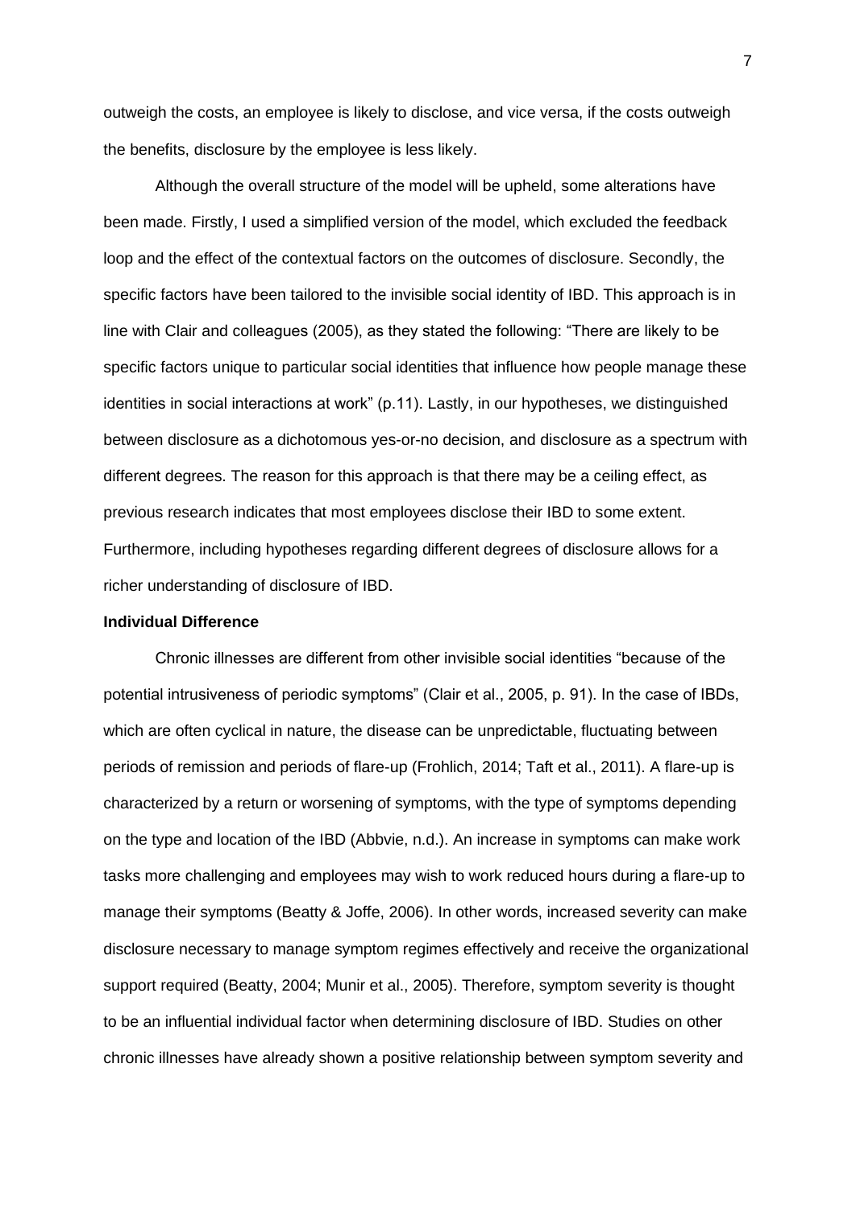outweigh the costs, an employee is likely to disclose, and vice versa, if the costs outweigh the benefits, disclosure by the employee is less likely.

Although the overall structure of the model will be upheld, some alterations have been made. Firstly, I used a simplified version of the model, which excluded the feedback loop and the effect of the contextual factors on the outcomes of disclosure. Secondly, the specific factors have been tailored to the invisible social identity of IBD. This approach is in line with Clair and colleagues (2005), as they stated the following: "There are likely to be specific factors unique to particular social identities that influence how people manage these identities in social interactions at work" (p.11). Lastly, in our hypotheses, we distinguished between disclosure as a dichotomous yes-or-no decision, and disclosure as a spectrum with different degrees. The reason for this approach is that there may be a ceiling effect, as previous research indicates that most employees disclose their IBD to some extent. Furthermore, including hypotheses regarding different degrees of disclosure allows for a richer understanding of disclosure of IBD.

**Individual Difference**

Chronic illnesses are different from other invisible social identities "because of the potential intrusiveness of periodic symptoms" (Clair et al., 2005, p. 91). In the case of IBDs, which are often cyclical in nature, the disease can be unpredictable, fluctuating between periods of remission and periods of flare-up (Frohlich, 2014; Taft et al., 2011). A flare-up is characterized by a return or worsening of symptoms, with the type of symptoms depending on the type and location of the IBD (Abbvie, n.d.). An increase in symptoms can make work tasks more challenging and employees may wish to work reduced hours during a flare-up to manage their symptoms (Beatty & Joffe, 2006). In other words, increased severity can make disclosure necessary to manage symptom regimes effectively and receive the organizational support required (Beatty, 2004; Munir et al., 2005). Therefore, symptom severity is thought to be an influential individual factor when determining disclosure of IBD. Studies on other chronic illnesses have already shown a positive relationship between symptom severity and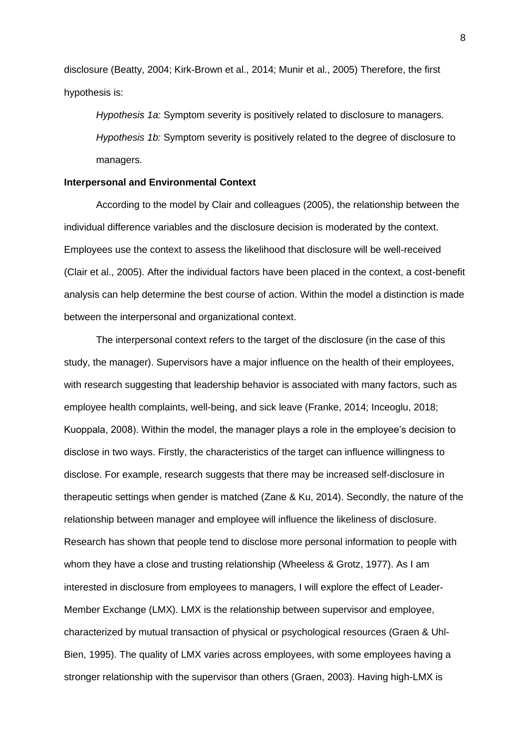disclosure (Beatty, 2004; Kirk-Brown et al., 2014; Munir et al., 2005) Therefore, the first hypothesis is:

*Hypothesis 1a:* Symptom severity is positively related to disclosure to managers.

*Hypothesis 1b:* Symptom severity is positively related to the degree of disclosure to managers.

**Interpersonal and Environmental Context**

According to the model by Clair and colleagues (2005), the relationship between the individual difference variables and the disclosure decision is moderated by the context. Employees use the context to assess the likelihood that disclosure will be well-received (Clair et al., 2005). After the individual factors have been placed in the context, a cost-benefit analysis can help determine the best course of action. Within the model a distinction is made between the interpersonal and organizational context.

The interpersonal context refers to the target of the disclosure (in the case of this study, the manager). Supervisors have a major influence on the health of their employees, with research suggesting that leadership behavior is associated with many factors, such as employee health complaints, well-being, and sick leave (Franke, 2014; Inceoglu, 2018; Kuoppala, 2008). Within the model, the manager plays a role in the employee's decision to disclose in two ways. Firstly, the characteristics of the target can influence willingness to disclose. For example, research suggests that there may be increased self-disclosure in therapeutic settings when gender is matched (Zane & Ku, 2014). Secondly, the nature of the relationship between manager and employee will influence the likeliness of disclosure. Research has shown that people tend to disclose more personal information to people with whom they have a close and trusting relationship (Wheeless & Grotz, 1977). As I am interested in disclosure from employees to managers, I will explore the effect of Leader-Member Exchange (LMX). LMX is the relationship between supervisor and employee, characterized by mutual transaction of physical or psychological resources (Graen & Uhl-Bien, 1995). The quality of LMX varies across employees, with some employees having a stronger relationship with the supervisor than others (Graen, 2003). Having high-LMX is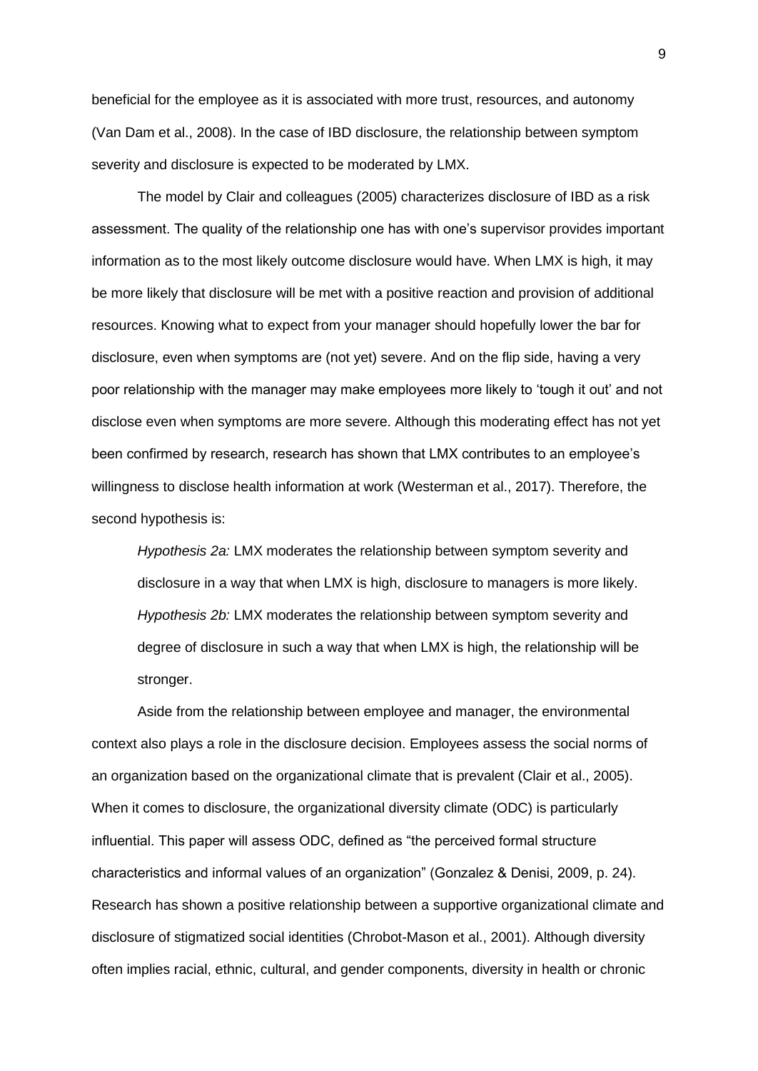beneficial for the employee as it is associated with more trust, resources, and autonomy (Van Dam et al., 2008). In the case of IBD disclosure, the relationship between symptom severity and disclosure is expected to be moderated by LMX.

The model by Clair and colleagues (2005) characterizes disclosure of IBD as a risk assessment. The quality of the relationship one has with one's supervisor provides important information as to the most likely outcome disclosure would have. When LMX is high, it may be more likely that disclosure will be met with a positive reaction and provision of additional resources. Knowing what to expect from your manager should hopefully lower the bar for disclosure, even when symptoms are (not yet) severe. And on the flip side, having a very poor relationship with the manager may make employees more likely to 'tough it out' and not disclose even when symptoms are more severe. Although this moderating effect has not yet been confirmed by research, research has shown that LMX contributes to an employee's willingness to disclose health information at work (Westerman et al., 2017). Therefore, the second hypothesis is:

> *Hypothesis 2a:* LMX moderates the relationship between symptom severity and disclosure in a way that when LMX is high, disclosure to managers is more likely.
>
> *Hypothesis 2b:* LMX moderates the relationship between symptom severity and degree of disclosure in such a way that when LMX is high, the relationship will be stronger.

Aside from the relationship between employee and manager, the environmental context also plays a role in the disclosure decision. Employees assess the social norms of an organization based on the organizational climate that is prevalent (Clair et al., 2005). When it comes to disclosure, the organizational diversity climate (ODC) is particularly influential. This paper will assess ODC, defined as "the perceived formal structure characteristics and informal values of an organization" (Gonzalez & Denisi, 2009, p. 24). Research has shown a positive relationship between a supportive organizational climate and disclosure of stigmatized social identities (Chrobot-Mason et al., 2001). Although diversity often implies racial, ethnic, cultural, and gender components, diversity in health or chronic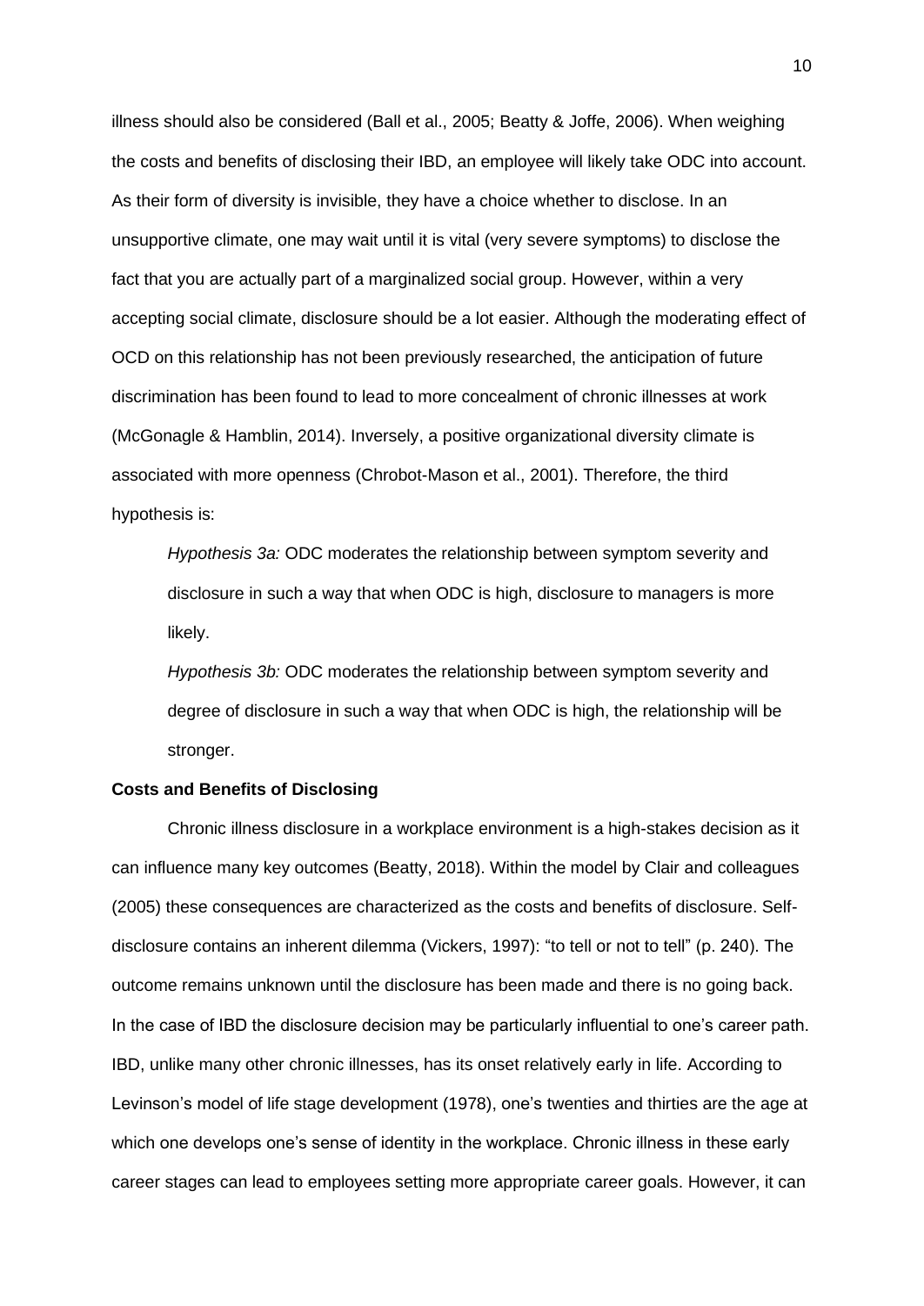illness should also be considered (Ball et al., 2005; Beatty & Joffe, 2006). When weighing the costs and benefits of disclosing their IBD, an employee will likely take ODC into account. As their form of diversity is invisible, they have a choice whether to disclose. In an unsupportive climate, one may wait until it is vital (very severe symptoms) to disclose the fact that you are actually part of a marginalized social group. However, within a very accepting social climate, disclosure should be a lot easier. Although the moderating effect of OCD on this relationship has not been previously researched, the anticipation of future discrimination has been found to lead to more concealment of chronic illnesses at work (McGonagle & Hamblin, 2014). Inversely, a positive organizational diversity climate is associated with more openness (Chrobot-Mason et al., 2001). Therefore, the third hypothesis is:

> *Hypothesis 3a:* ODC moderates the relationship between symptom severity and disclosure in such a way that when ODC is high, disclosure to managers is more likely.
>
> *Hypothesis 3b:* ODC moderates the relationship between symptom severity and degree of disclosure in such a way that when ODC is high, the relationship will be stronger.

**Costs and Benefits of Disclosing**

Chronic illness disclosure in a workplace environment is a high-stakes decision as it can influence many key outcomes (Beatty, 2018). Within the model by Clair and colleagues (2005) these consequences are characterized as the costs and benefits of disclosure. Self-disclosure contains an inherent dilemma (Vickers, 1997): "to tell or not to tell" (p. 240). The outcome remains unknown until the disclosure has been made and there is no going back. In the case of IBD the disclosure decision may be particularly influential to one's career path. IBD, unlike many other chronic illnesses, has its onset relatively early in life. According to Levinson's model of life stage development (1978), one's twenties and thirties are the age at which one develops one's sense of identity in the workplace. Chronic illness in these early career stages can lead to employees setting more appropriate career goals. However, it can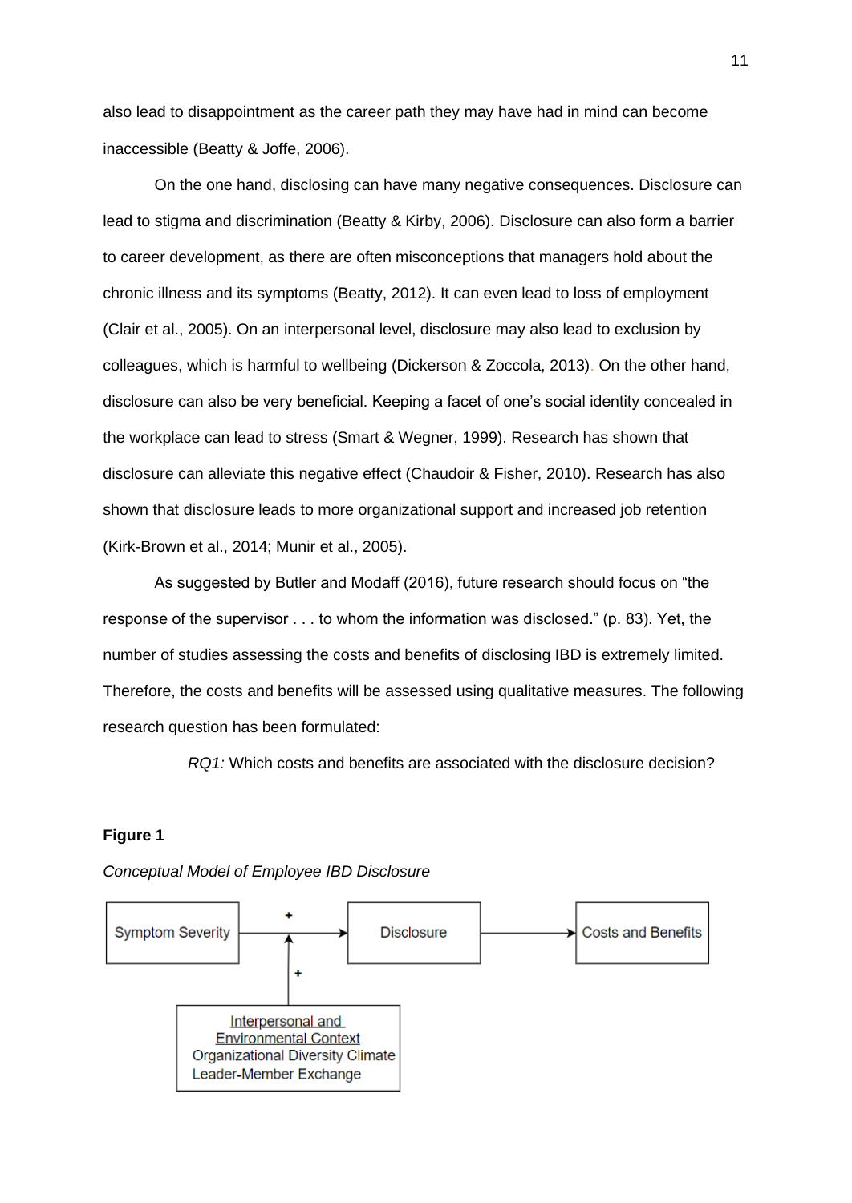also lead to disappointment as the career path they may have had in mind can become inaccessible (Beatty & Joffe, 2006).

On the one hand, disclosing can have many negative consequences. Disclosure can lead to stigma and discrimination (Beatty & Kirby, 2006). Disclosure can also form a barrier to career development, as there are often misconceptions that managers hold about the chronic illness and its symptoms (Beatty, 2012). It can even lead to loss of employment (Clair et al., 2005). On an interpersonal level, disclosure may also lead to exclusion by colleagues, which is harmful to wellbeing (Dickerson & Zoccola, 2013). On the other hand, disclosure can also be very beneficial. Keeping a facet of one's social identity concealed in the workplace can lead to stress (Smart & Wegner, 1999). Research has shown that disclosure can alleviate this negative effect (Chaudoir & Fisher, 2010). Research has also shown that disclosure leads to more organizational support and increased job retention (Kirk-Brown et al., 2014; Munir et al., 2005).

As suggested by Butler and Modaff (2016), future research should focus on "the response of the supervisor . . . to whom the information was disclosed." (p. 83). Yet, the number of studies assessing the costs and benefits of disclosing IBD is extremely limited. Therefore, the costs and benefits will be assessed using qualitative measures. The following research question has been formulated:

*RQ1:* Which costs and benefits are associated with the disclosure decision?

**Figure 1**

*Conceptual Model of Employee IBD Disclosure*

Symptom Severity → (+) Disclosure → Costs and Benefits

(+) Interpersonal and Environmental Context: Organizational Diversity Climate, Leader-Member Exchange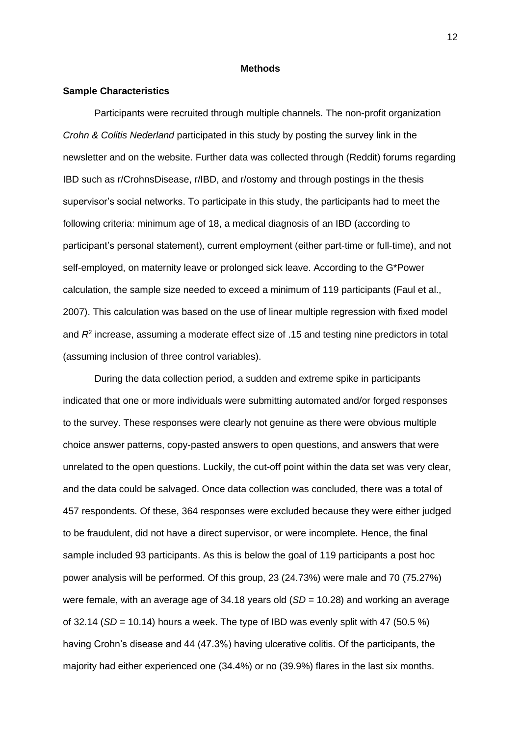# Methods

## Sample Characteristics

Participants were recruited through multiple channels. The non-profit organization *Crohn & Colitis Nederland* participated in this study by posting the survey link in the newsletter and on the website. Further data was collected through (Reddit) forums regarding IBD such as r/CrohnsDisease, r/IBD, and r/ostomy and through postings in the thesis supervisor's social networks. To participate in this study, the participants had to meet the following criteria: minimum age of 18, a medical diagnosis of an IBD (according to participant's personal statement), current employment (either part-time or full-time), and not self-employed, on maternity leave or prolonged sick leave. According to the G*Power calculation, the sample size needed to exceed a minimum of 119 participants (Faul et al., 2007). This calculation was based on the use of linear multiple regression with fixed model and $R^2$ increase, assuming a moderate effect size of .15 and testing nine predictors in total (assuming inclusion of three control variables).

During the data collection period, a sudden and extreme spike in participants indicated that one or more individuals were submitting automated and/or forged responses to the survey. These responses were clearly not genuine as there were obvious multiple choice answer patterns, copy-pasted answers to open questions, and answers that were unrelated to the open questions. Luckily, the cut-off point within the data set was very clear, and the data could be salvaged. Once data collection was concluded, there was a total of 457 respondents. Of these, 364 responses were excluded because they were either judged to be fraudulent, did not have a direct supervisor, or were incomplete. Hence, the final sample included 93 participants. As this is below the goal of 119 participants a post hoc power analysis will be performed. Of this group, 23 (24.73%) were male and 70 (75.27%) were female, with an average age of 34.18 years old ($SD$ = 10.28) and working an average of 32.14 ($SD$ = 10.14) hours a week. The type of IBD was evenly split with 47 (50.5 %) having Crohn's disease and 44 (47.3%) having ulcerative colitis. Of the participants, the majority had either experienced one (34.4%) or no (39.9%) flares in the last six months.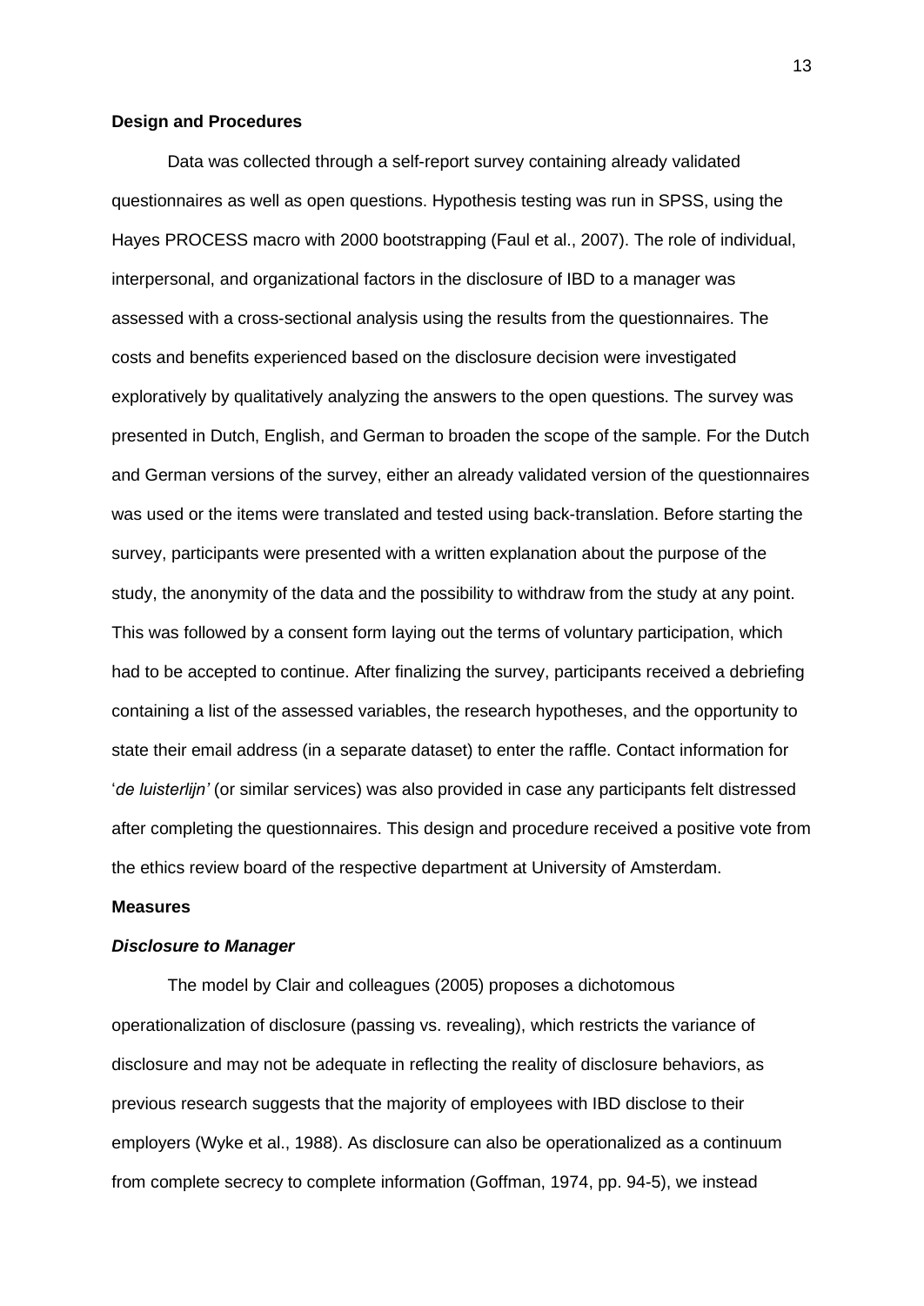**Design and Procedures**

Data was collected through a self-report survey containing already validated questionnaires as well as open questions. Hypothesis testing was run in SPSS, using the Hayes PROCESS macro with 2000 bootstrapping (Faul et al., 2007). The role of individual, interpersonal, and organizational factors in the disclosure of IBD to a manager was assessed with a cross-sectional analysis using the results from the questionnaires. The costs and benefits experienced based on the disclosure decision were investigated exploratively by qualitatively analyzing the answers to the open questions. The survey was presented in Dutch, English, and German to broaden the scope of the sample. For the Dutch and German versions of the survey, either an already validated version of the questionnaires was used or the items were translated and tested using back-translation. Before starting the survey, participants were presented with a written explanation about the purpose of the study, the anonymity of the data and the possibility to withdraw from the study at any point. This was followed by a consent form laying out the terms of voluntary participation, which had to be accepted to continue. After finalizing the survey, participants received a debriefing containing a list of the assessed variables, the research hypotheses, and the opportunity to state their email address (in a separate dataset) to enter the raffle. Contact information for '*de luisterlijn'* (or similar services) was also provided in case any participants felt distressed after completing the questionnaires. This design and procedure received a positive vote from the ethics review board of the respective department at University of Amsterdam.

**Measures**

***Disclosure to Manager***

The model by Clair and colleagues (2005) proposes a dichotomous operationalization of disclosure (passing vs. revealing), which restricts the variance of disclosure and may not be adequate in reflecting the reality of disclosure behaviors, as previous research suggests that the majority of employees with IBD disclose to their employers (Wyke et al., 1988). As disclosure can also be operationalized as a continuum from complete secrecy to complete information (Goffman, 1974, pp. 94-5), we instead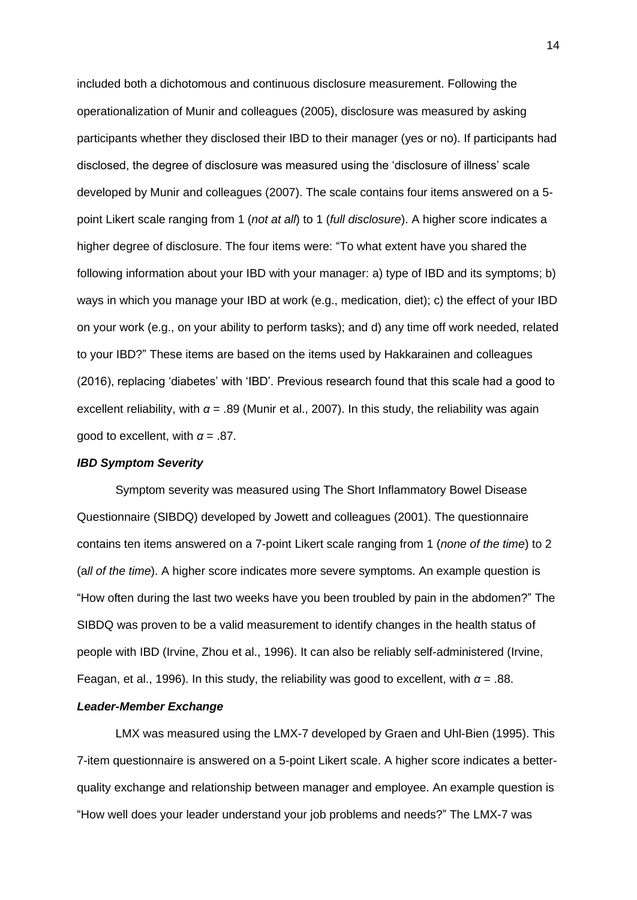included both a dichotomous and continuous disclosure measurement. Following the operationalization of Munir and colleagues (2005), disclosure was measured by asking participants whether they disclosed their IBD to their manager (yes or no). If participants had disclosed, the degree of disclosure was measured using the 'disclosure of illness' scale developed by Munir and colleagues (2007). The scale contains four items answered on a 5-point Likert scale ranging from 1 (*not at all*) to 1 (*full disclosure*). A higher score indicates a higher degree of disclosure. The four items were: "To what extent have you shared the following information about your IBD with your manager: a) type of IBD and its symptoms; b) ways in which you manage your IBD at work (e.g., medication, diet); c) the effect of your IBD on your work (e.g., on your ability to perform tasks); and d) any time off work needed, related to your IBD?" These items are based on the items used by Hakkarainen and colleagues (2016), replacing 'diabetes' with 'IBD'. Previous research found that this scale had a good to excellent reliability, with $\alpha = .89$ (Munir et al., 2007). In this study, the reliability was again good to excellent, with $\alpha = .87$.

### *IBD Symptom Severity*

Symptom severity was measured using The Short Inflammatory Bowel Disease Questionnaire (SIBDQ) developed by Jowett and colleagues (2001). The questionnaire contains ten items answered on a 7-point Likert scale ranging from 1 (*none of the time*) to 2 (*all of the time*). A higher score indicates more severe symptoms. An example question is "How often during the last two weeks have you been troubled by pain in the abdomen?" The SIBDQ was proven to be a valid measurement to identify changes in the health status of people with IBD (Irvine, Zhou et al., 1996). It can also be reliably self-administered (Irvine, Feagan, et al., 1996). In this study, the reliability was good to excellent, with $\alpha = .88$.

### *Leader-Member Exchange*

LMX was measured using the LMX-7 developed by Graen and Uhl-Bien (1995). This 7-item questionnaire is answered on a 5-point Likert scale. A higher score indicates a better-quality exchange and relationship between manager and employee. An example question is "How well does your leader understand your job problems and needs?" The LMX-7 was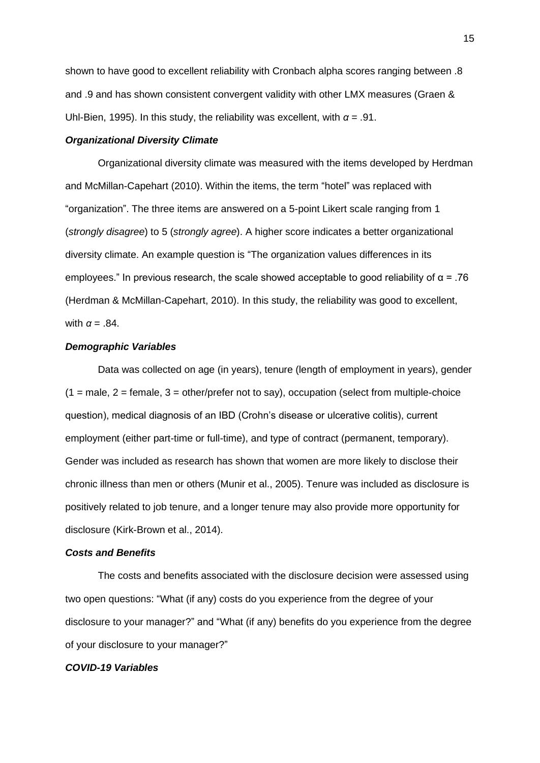shown to have good to excellent reliability with Cronbach alpha scores ranging between .8 and .9 and has shown consistent convergent validity with other LMX measures (Graen & Uhl-Bien, 1995). In this study, the reliability was excellent, with $\alpha = .91$.

### *Organizational Diversity Climate*

Organizational diversity climate was measured with the items developed by Herdman and McMillan-Capehart (2010). Within the items, the term "hotel" was replaced with "organization". The three items are answered on a 5-point Likert scale ranging from 1 (*strongly disagree*) to 5 (*strongly agree*). A higher score indicates a better organizational diversity climate. An example question is "The organization values differences in its employees." In previous research, the scale showed acceptable to good reliability of $\alpha = .76$ (Herdman & McMillan-Capehart, 2010). In this study, the reliability was good to excellent, with $\alpha = .84$.

### *Demographic Variables*

Data was collected on age (in years), tenure (length of employment in years), gender (1 = male, 2 = female, 3 = other/prefer not to say), occupation (select from multiple-choice question), medical diagnosis of an IBD (Crohn's disease or ulcerative colitis), current employment (either part-time or full-time), and type of contract (permanent, temporary). Gender was included as research has shown that women are more likely to disclose their chronic illness than men or others (Munir et al., 2005). Tenure was included as disclosure is positively related to job tenure, and a longer tenure may also provide more opportunity for disclosure (Kirk-Brown et al., 2014).

### *Costs and Benefits*

The costs and benefits associated with the disclosure decision were assessed using two open questions: "What (if any) costs do you experience from the degree of your disclosure to your manager?" and "What (if any) benefits do you experience from the degree of your disclosure to your manager?"

### *COVID-19 Variables*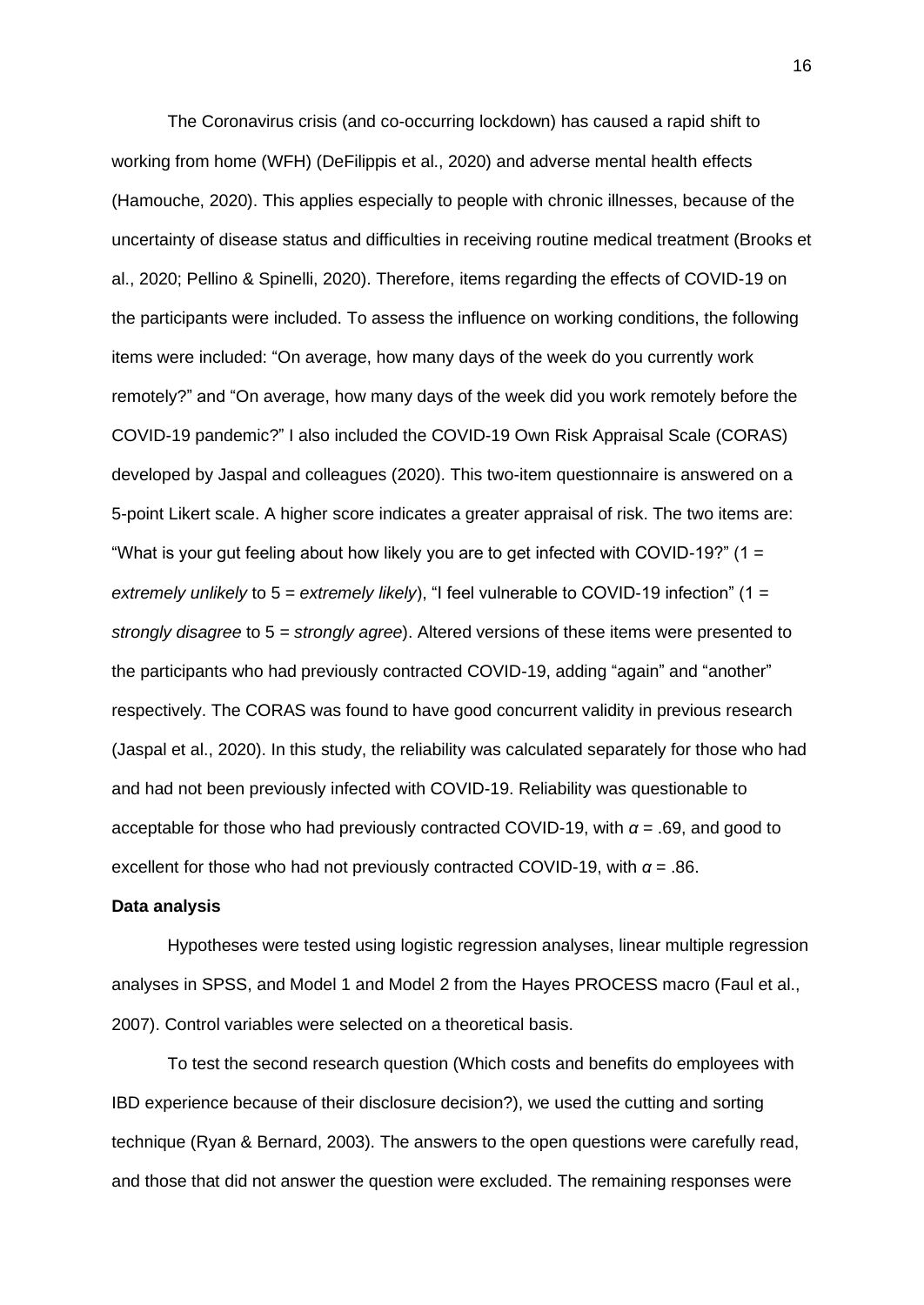The Coronavirus crisis (and co-occurring lockdown) has caused a rapid shift to working from home (WFH) (DeFilippis et al., 2020) and adverse mental health effects (Hamouche, 2020). This applies especially to people with chronic illnesses, because of the uncertainty of disease status and difficulties in receiving routine medical treatment (Brooks et al., 2020; Pellino & Spinelli, 2020). Therefore, items regarding the effects of COVID-19 on the participants were included. To assess the influence on working conditions, the following items were included: “On average, how many days of the week do you currently work remotely?” and “On average, how many days of the week did you work remotely before the COVID-19 pandemic?” I also included the COVID-19 Own Risk Appraisal Scale (CORAS) developed by Jaspal and colleagues (2020). This two-item questionnaire is answered on a 5-point Likert scale. A higher score indicates a greater appraisal of risk. The two items are: “What is your gut feeling about how likely you are to get infected with COVID-19?” (1 = *extremely unlikely* to 5 = *extremely likely*), “I feel vulnerable to COVID-19 infection” (1 = *strongly disagree* to 5 = *strongly agree*). Altered versions of these items were presented to the participants who had previously contracted COVID-19, adding “again” and “another” respectively. The CORAS was found to have good concurrent validity in previous research (Jaspal et al., 2020). In this study, the reliability was calculated separately for those who had and had not been previously infected with COVID-19. Reliability was questionable to acceptable for those who had previously contracted COVID-19, with $\alpha = .69$, and good to excellent for those who had not previously contracted COVID-19, with $\alpha = .86$.

**Data analysis**

Hypotheses were tested using logistic regression analyses, linear multiple regression analyses in SPSS, and Model 1 and Model 2 from the Hayes PROCESS macro (Faul et al., 2007). Control variables were selected on a theoretical basis.

To test the second research question (Which costs and benefits do employees with IBD experience because of their disclosure decision?), we used the cutting and sorting technique (Ryan & Bernard, 2003). The answers to the open questions were carefully read, and those that did not answer the question were excluded. The remaining responses were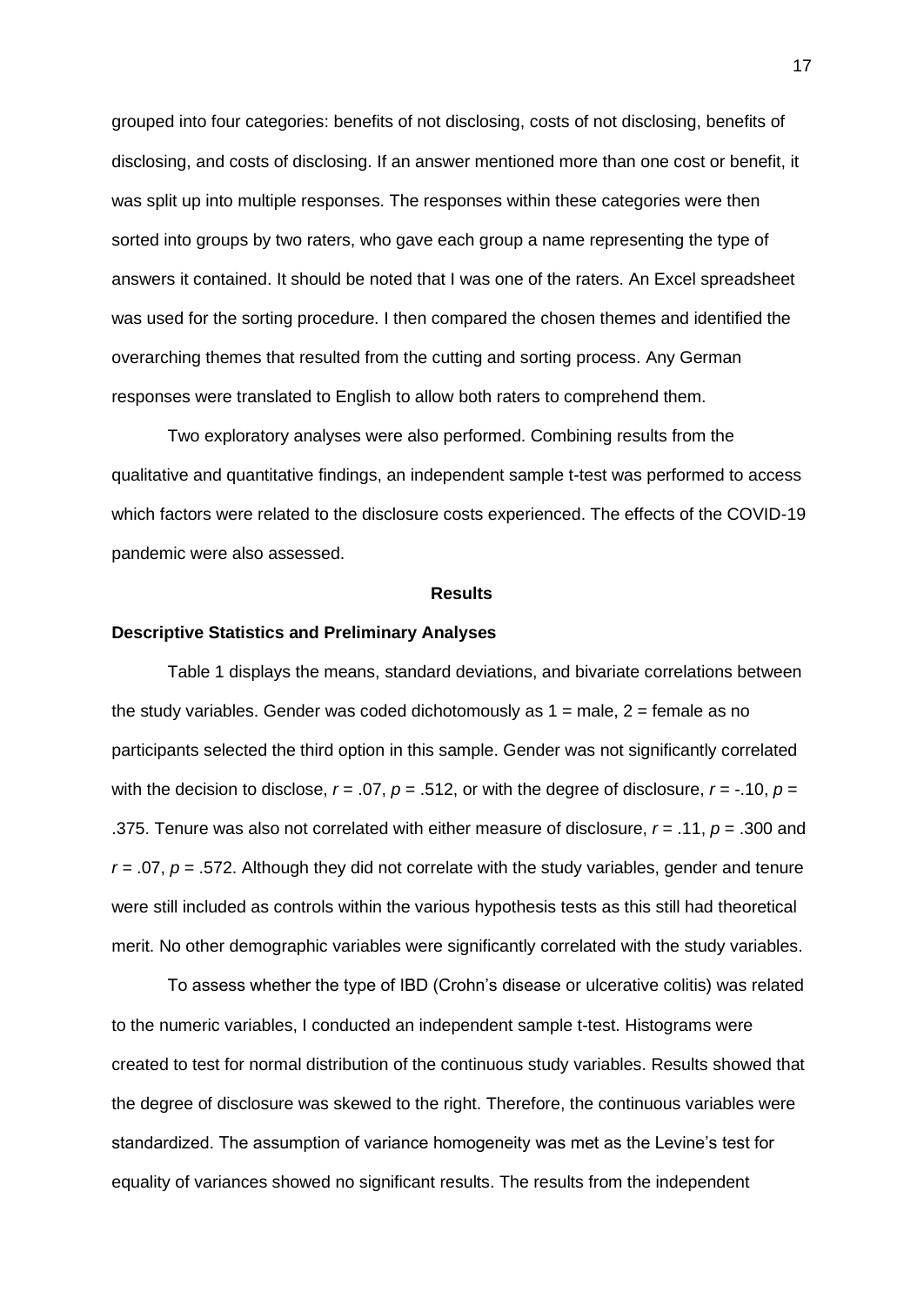grouped into four categories: benefits of not disclosing, costs of not disclosing, benefits of disclosing, and costs of disclosing. If an answer mentioned more than one cost or benefit, it was split up into multiple responses. The responses within these categories were then sorted into groups by two raters, who gave each group a name representing the type of answers it contained. It should be noted that I was one of the raters. An Excel spreadsheet was used for the sorting procedure. I then compared the chosen themes and identified the overarching themes that resulted from the cutting and sorting process. Any German responses were translated to English to allow both raters to comprehend them.

Two exploratory analyses were also performed. Combining results from the qualitative and quantitative findings, an independent sample t-test was performed to access which factors were related to the disclosure costs experienced. The effects of the COVID-19 pandemic were also assessed.

## Results

### Descriptive Statistics and Preliminary Analyses

Table 1 displays the means, standard deviations, and bivariate correlations between the study variables. Gender was coded dichotomously as 1 = male, 2 = female as no participants selected the third option in this sample. Gender was not significantly correlated with the decision to disclose, $r = .07$, $p = .512$, or with the degree of disclosure, $r = -.10$, $p = .375$. Tenure was also not correlated with either measure of disclosure, $r = .11$, $p = .300$ and $r = .07$, $p = .572$. Although they did not correlate with the study variables, gender and tenure were still included as controls within the various hypothesis tests as this still had theoretical merit. No other demographic variables were significantly correlated with the study variables.

To assess whether the type of IBD (Crohn's disease or ulcerative colitis) was related to the numeric variables, I conducted an independent sample t-test. Histograms were created to test for normal distribution of the continuous study variables. Results showed that the degree of disclosure was skewed to the right. Therefore, the continuous variables were standardized. The assumption of variance homogeneity was met as the Levine's test for equality of variances showed no significant results. The results from the independent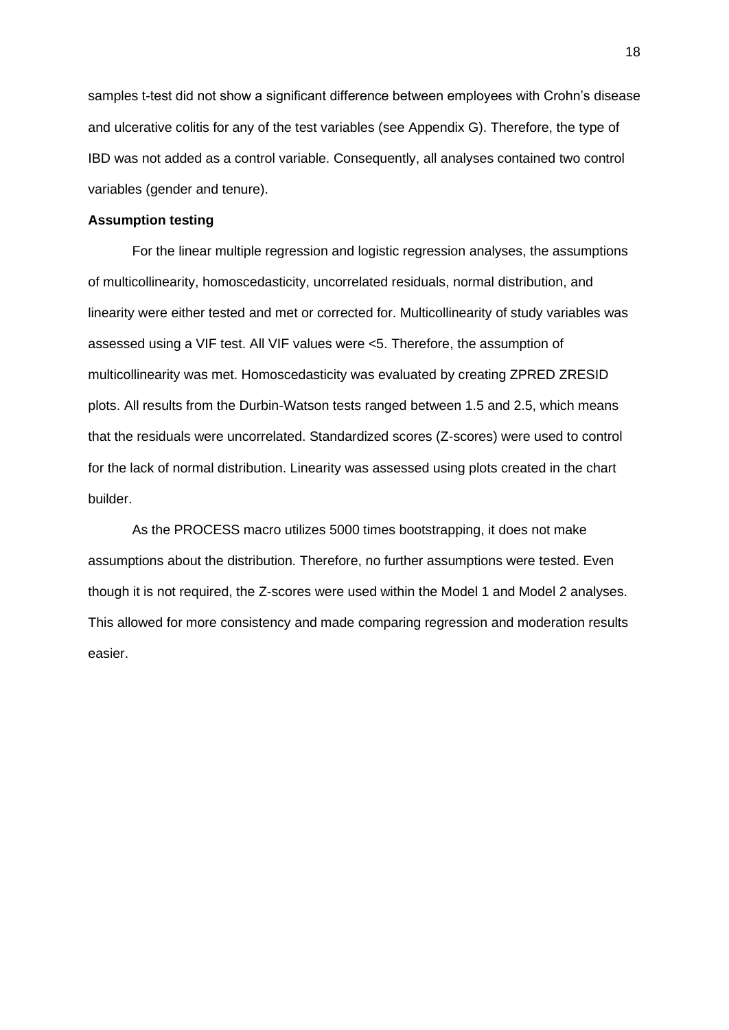samples t-test did not show a significant difference between employees with Crohn's disease and ulcerative colitis for any of the test variables (see Appendix G). Therefore, the type of IBD was not added as a control variable. Consequently, all analyses contained two control variables (gender and tenure).

**Assumption testing**

For the linear multiple regression and logistic regression analyses, the assumptions of multicollinearity, homoscedasticity, uncorrelated residuals, normal distribution, and linearity were either tested and met or corrected for. Multicollinearity of study variables was assessed using a VIF test. All VIF values were <5. Therefore, the assumption of multicollinearity was met. Homoscedasticity was evaluated by creating ZPRED ZRESID plots. All results from the Durbin-Watson tests ranged between 1.5 and 2.5, which means that the residuals were uncorrelated. Standardized scores (Z-scores) were used to control for the lack of normal distribution. Linearity was assessed using plots created in the chart builder.

As the PROCESS macro utilizes 5000 times bootstrapping, it does not make assumptions about the distribution. Therefore, no further assumptions were tested. Even though it is not required, the Z-scores were used within the Model 1 and Model 2 analyses. This allowed for more consistency and made comparing regression and moderation results easier.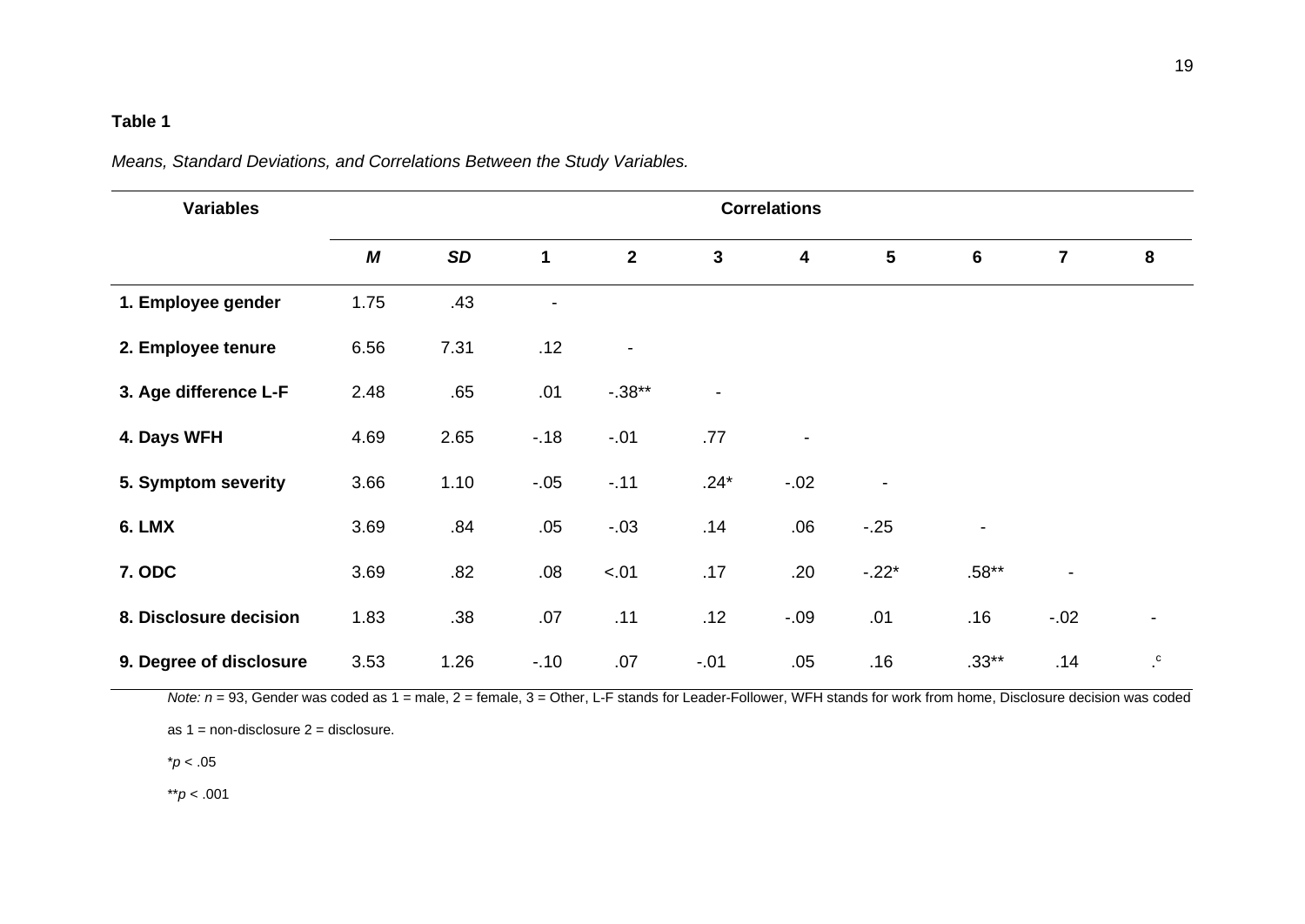**Table 1**

*Means, Standard Deviations, and Correlations Between the Study Variables.*

| Variables | Correlations | | | | | | | | | |
|---|---|---|---|---|---|---|---|---|---|---|
| | ***M*** | ***SD*** | **1** | **2** | **3** | **4** | **5** | **6** | **7** | **8** |
| **1. Employee gender** | 1.75 | .43 | - | | | | | | | |
| **2. Employee tenure** | 6.56 | 7.31 | .12 | - | | | | | | |
| **3. Age difference L-F** | 2.48 | .65 | .01 | -.38** | - | | | | | |
| **4. Days WFH** | 4.69 | 2.65 | -.18 | -.01 | .77 | - | | | | |
| **5. Symptom severity** | 3.66 | 1.10 | -.05 | -.11 | .24* | -.02 | - | | | |
| **6. LMX** | 3.69 | .84 | .05 | -.03 | .14 | .06 | -.25 | - | | |
| **7. ODC** | 3.69 | .82 | .08 | <.01 | .17 | .20 | -.22* | .58** | - | |
| **8. Disclosure decision** | 1.83 | .38 | .07 | .11 | .12 | -.09 | .01 | .16 | -.02 | - |
| **9. Degree of disclosure** | 3.53 | 1.26 | -.10 | .07 | -.01 | .05 | .16 | .33** | .14 | .[c] |

*Note: n* = 93, Gender was coded as 1 = male, 2 = female, 3 = Other, L-F stands for Leader-Follower, WFH stands for work from home, Disclosure decision was coded as 1 = non-disclosure 2 = disclosure.

*$p < .05$

**$p < .001$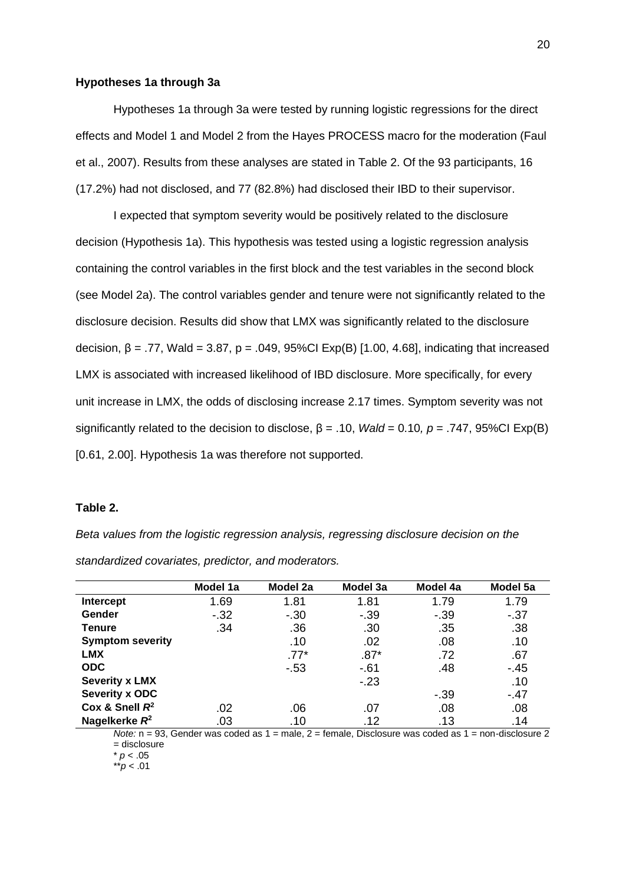**Hypotheses 1a through 3a**

Hypotheses 1a through 3a were tested by running logistic regressions for the direct effects and Model 1 and Model 2 from the Hayes PROCESS macro for the moderation (Faul et al., 2007). Results from these analyses are stated in Table 2. Of the 93 participants, 16 (17.2%) had not disclosed, and 77 (82.8%) had disclosed their IBD to their supervisor.

I expected that symptom severity would be positively related to the disclosure decision (Hypothesis 1a). This hypothesis was tested using a logistic regression analysis containing the control variables in the first block and the test variables in the second block (see Model 2a). The control variables gender and tenure were not significantly related to the disclosure decision. Results did show that LMX was significantly related to the disclosure decision, β = .77, Wald = 3.87, p = .049, 95%CI Exp(B) [1.00, 4.68], indicating that increased LMX is associated with increased likelihood of IBD disclosure. More specifically, for every unit increase in LMX, the odds of disclosing increase 2.17 times. Symptom severity was not significantly related to the decision to disclose, β = .10, *Wald* = 0.10*, p* = .747, 95%CI Exp(B) [0.61, 2.00]. Hypothesis 1a was therefore not supported.

**Table 2.**

*Beta values from the logistic regression analysis, regressing disclosure decision on the standardized covariates, predictor, and moderators.*

| | Model 1a | Model 2a | Model 3a | Model 4a | Model 5a |
|---|---|---|---|---|---|
| **Intercept** | 1.69 | 1.81 | 1.81 | 1.79 | 1.79 |
| **Gender** | -.32 | -.30 | -.39 | -.39 | -.37 |
| **Tenure** | .34 | .36 | .30 | .35 | .38 |
| **Symptom severity** | | .10 | .02 | .08 | .10 |
| **LMX** | | .77* | .87* | .72 | .67 |
| **ODC** | | -.53 | -.61 | .48 | -.45 |
| **Severity x LMX** | | | -.23 | | .10 |
| **Severity x ODC** | | | | -.39 | -.47 |
| **Cox & Snell $R^2$** | .02 | .06 | .07 | .08 | .08 |
| **Nagelkerke $R^2$** | .03 | .10 | .12 | .13 | .14 |

*Note:* n = 93, Gender was coded as 1 = male, 2 = female, Disclosure was coded as 1 = non-disclosure 2 = disclosure

\* $p < .05$

\*\*$p < .01$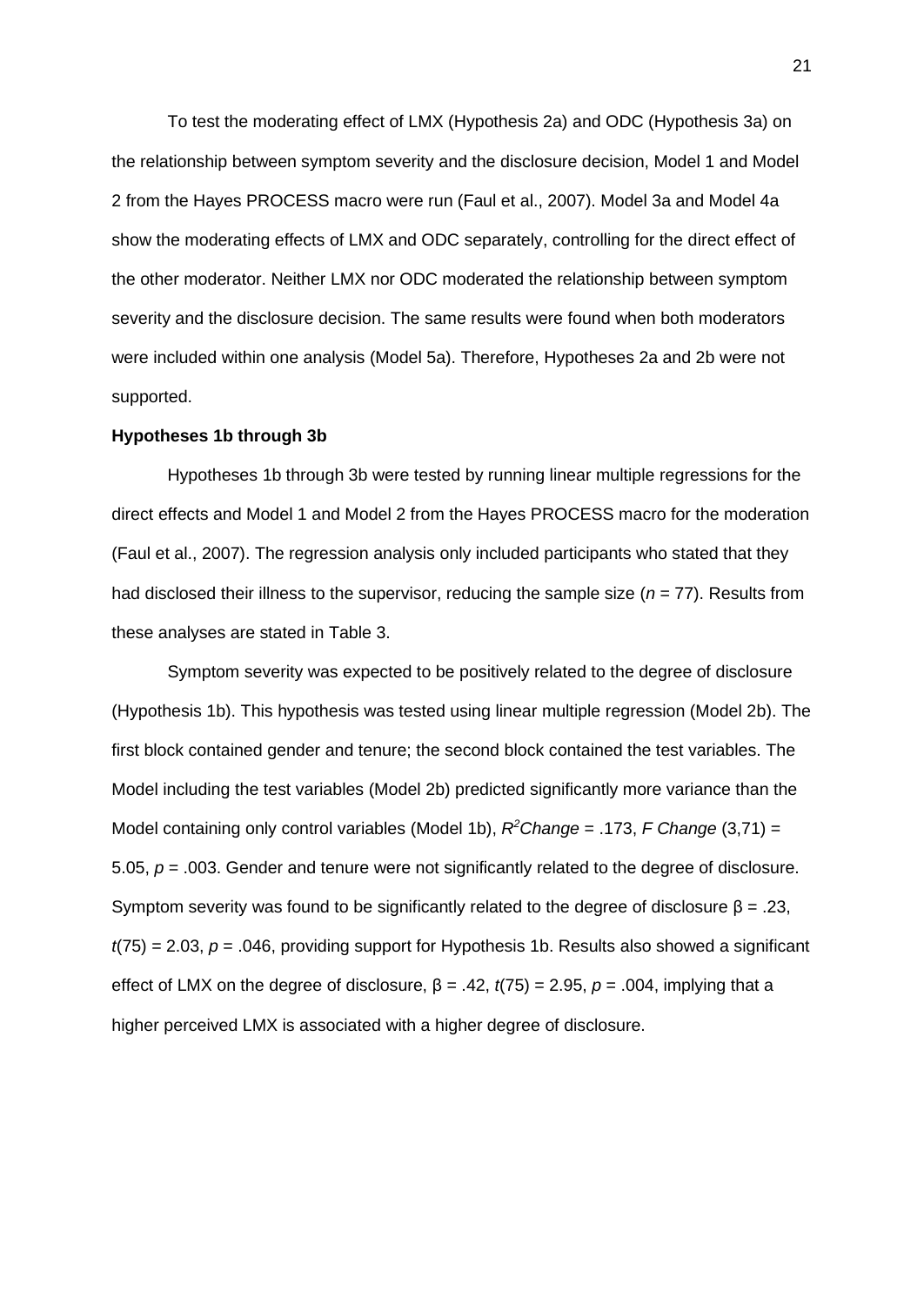To test the moderating effect of LMX (Hypothesis 2a) and ODC (Hypothesis 3a) on the relationship between symptom severity and the disclosure decision, Model 1 and Model 2 from the Hayes PROCESS macro were run (Faul et al., 2007). Model 3a and Model 4a show the moderating effects of LMX and ODC separately, controlling for the direct effect of the other moderator. Neither LMX nor ODC moderated the relationship between symptom severity and the disclosure decision. The same results were found when both moderators were included within one analysis (Model 5a). Therefore, Hypotheses 2a and 2b were not supported.

**Hypotheses 1b through 3b**

Hypotheses 1b through 3b were tested by running linear multiple regressions for the direct effects and Model 1 and Model 2 from the Hayes PROCESS macro for the moderation (Faul et al., 2007). The regression analysis only included participants who stated that they had disclosed their illness to the supervisor, reducing the sample size (*n* = 77). Results from these analyses are stated in Table 3.

Symptom severity was expected to be positively related to the degree of disclosure (Hypothesis 1b). This hypothesis was tested using linear multiple regression (Model 2b). The first block contained gender and tenure; the second block contained the test variables. The Model including the test variables (Model 2b) predicted significantly more variance than the Model containing only control variables (Model 1b), $R^2$*Change* = .173, *F Change* (3,71) = 5.05, $p = .003$. Gender and tenure were not significantly related to the degree of disclosure. Symptom severity was found to be significantly related to the degree of disclosure $\beta = .23$, $t(75) = 2.03$, $p = .046$, providing support for Hypothesis 1b. Results also showed a significant effect of LMX on the degree of disclosure, $\beta = .42$, $t(75) = 2.95$, $p = .004$, implying that a higher perceived LMX is associated with a higher degree of disclosure.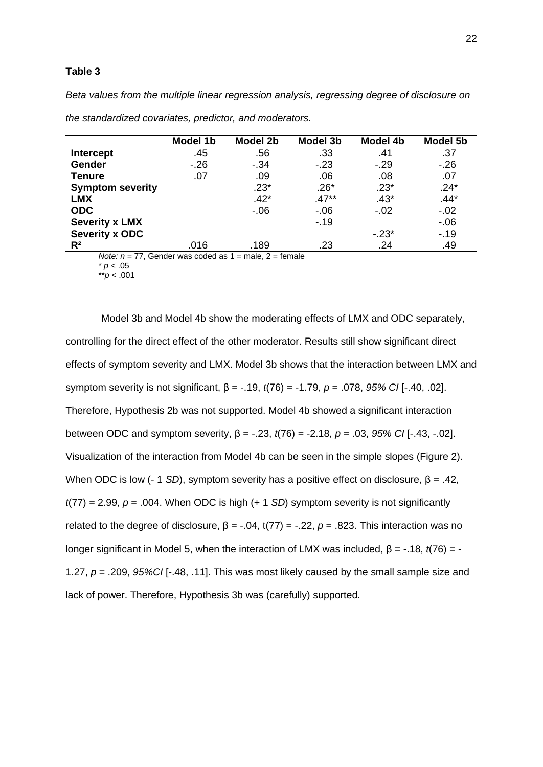**Table 3**

*Beta values from the multiple linear regression analysis, regressing degree of disclosure on the standardized covariates, predictor, and moderators.*

| | Model 1b | Model 2b | Model 3b | Model 4b | Model 5b |
|---|---|---|---|---|---|
| **Intercept** | .45 | .56 | .33 | .41 | .37 |
| **Gender** | -.26 | -.34 | -.23 | -.29 | -.26 |
| **Tenure** | .07 | .09 | .06 | .08 | .07 |
| **Symptom severity** | | .23* | .26* | .23* | .24* |
| **LMX** | | .42* | .47** | .43* | .44* |
| **ODC** | | -.06 | -.06 | -.02 | -.02 |
| **Severity x LMX** | | | -.19 | | -.06 |
| **Severity x ODC** | | | | -.23* | -.19 |
| $R^2$ | .016 | .189 | .23 | .24 | .49 |

*Note:* $n$ = 77, Gender was coded as 1 = male, 2 = female

* $p$ < .05

** $p$ < .001

Model 3b and Model 4b show the moderating effects of LMX and ODC separately, controlling for the direct effect of the other moderator. Results still show significant direct effects of symptom severity and LMX. Model 3b shows that the interaction between LMX and symptom severity is not significant, β = -.19, $t$(76) = -1.79, $p$ = .078, *95% CI* [-.40, .02]. Therefore, Hypothesis 2b was not supported. Model 4b showed a significant interaction between ODC and symptom severity, β = -.23, $t$(76) = -2.18, $p$ = .03, *95% CI* [-.43, -.02]. Visualization of the interaction from Model 4b can be seen in the simple slopes (Figure 2). When ODC is low (- 1 *SD*), symptom severity has a positive effect on disclosure, β = .42, $t$(77) = 2.99, $p$ = .004. When ODC is high (+ 1 *SD*) symptom severity is not significantly related to the degree of disclosure, β = -.04, t(77) = -.22, $p$ = .823. This interaction was no longer significant in Model 5, when the interaction of LMX was included, β = -.18, $t$(76) = -1.27, $p$ = .209, *95%CI* [-.48, .11]. This was most likely caused by the small sample size and lack of power. Therefore, Hypothesis 3b was (carefully) supported.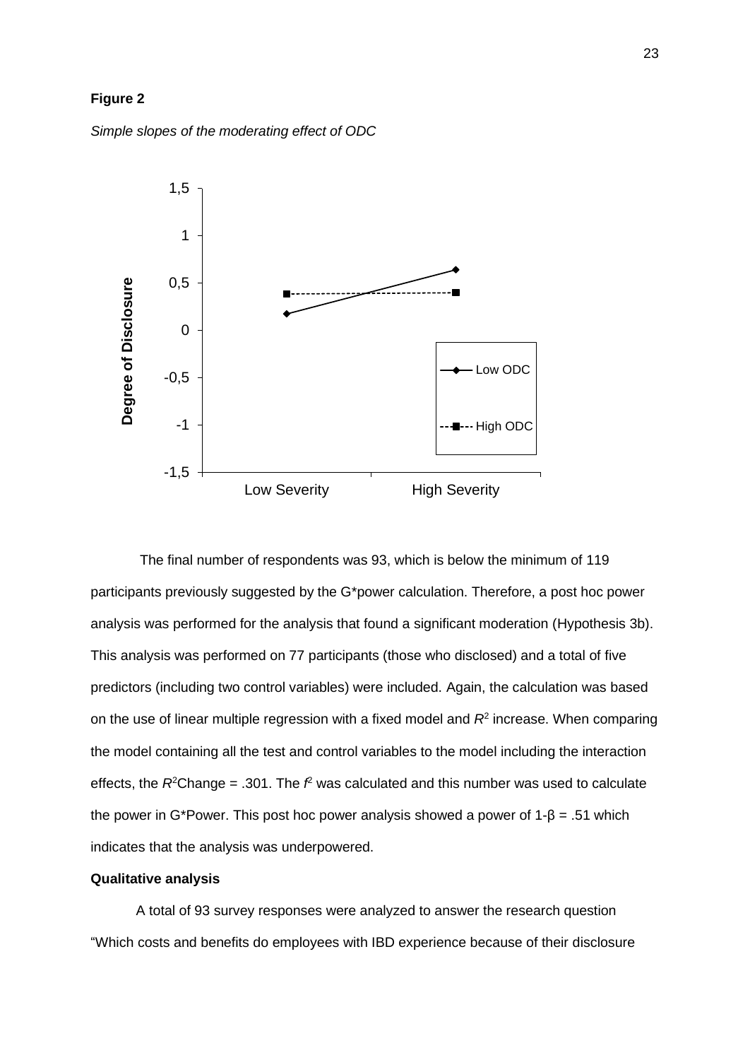**Figure 2**

*Simple slopes of the moderating effect of ODC*

The final number of respondents was 93, which is below the minimum of 119 participants previously suggested by the G*power calculation. Therefore, a post hoc power analysis was performed for the analysis that found a significant moderation (Hypothesis 3b). This analysis was performed on 77 participants (those who disclosed) and a total of five predictors (including two control variables) were included. Again, the calculation was based on the use of linear multiple regression with a fixed model and $R^2$ increase. When comparing the model containing all the test and control variables to the model including the interaction effects, the $R^2$Change = .301. The $f^2$ was calculated and this number was used to calculate the power in G*Power. This post hoc power analysis showed a power of $1\text{-}\beta = .51$ which indicates that the analysis was underpowered.

**Qualitative analysis**

A total of 93 survey responses were analyzed to answer the research question "Which costs and benefits do employees with IBD experience because of their disclosure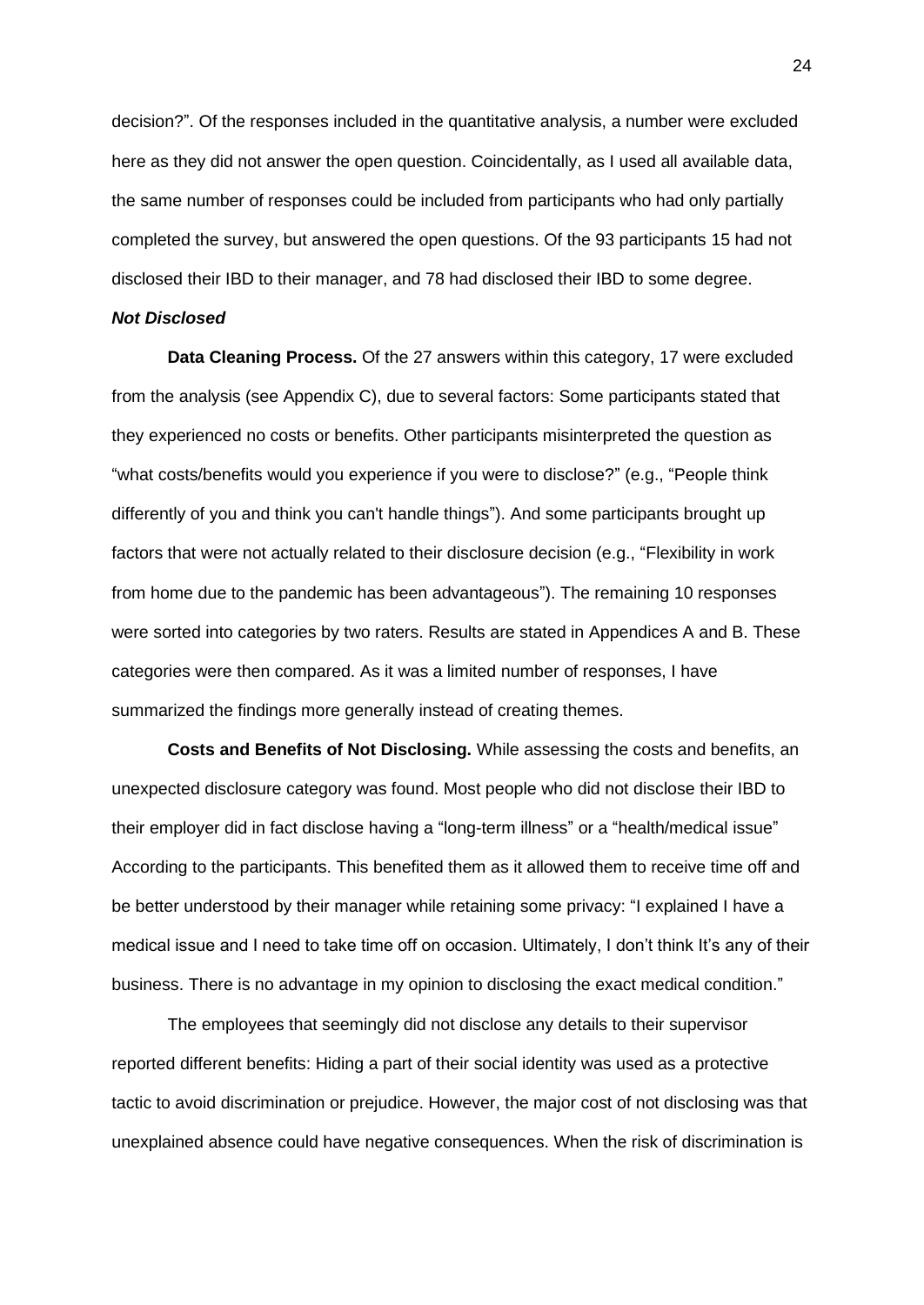decision?". Of the responses included in the quantitative analysis, a number were excluded here as they did not answer the open question. Coincidentally, as I used all available data, the same number of responses could be included from participants who had only partially completed the survey, but answered the open questions. Of the 93 participants 15 had not disclosed their IBD to their manager, and 78 had disclosed their IBD to some degree.

### *Not Disclosed*

**Data Cleaning Process.** Of the 27 answers within this category, 17 were excluded from the analysis (see Appendix C), due to several factors: Some participants stated that they experienced no costs or benefits. Other participants misinterpreted the question as "what costs/benefits would you experience if you were to disclose?" (e.g., "People think differently of you and think you can't handle things"). And some participants brought up factors that were not actually related to their disclosure decision (e.g., "Flexibility in work from home due to the pandemic has been advantageous"). The remaining 10 responses were sorted into categories by two raters. Results are stated in Appendices A and B. These categories were then compared. As it was a limited number of responses, I have summarized the findings more generally instead of creating themes.

**Costs and Benefits of Not Disclosing.** While assessing the costs and benefits, an unexpected disclosure category was found. Most people who did not disclose their IBD to their employer did in fact disclose having a "long-term illness" or a "health/medical issue" According to the participants. This benefited them as it allowed them to receive time off and be better understood by their manager while retaining some privacy: "I explained I have a medical issue and I need to take time off on occasion. Ultimately, I don't think It's any of their business. There is no advantage in my opinion to disclosing the exact medical condition."

The employees that seemingly did not disclose any details to their supervisor reported different benefits: Hiding a part of their social identity was used as a protective tactic to avoid discrimination or prejudice. However, the major cost of not disclosing was that unexplained absence could have negative consequences. When the risk of discrimination is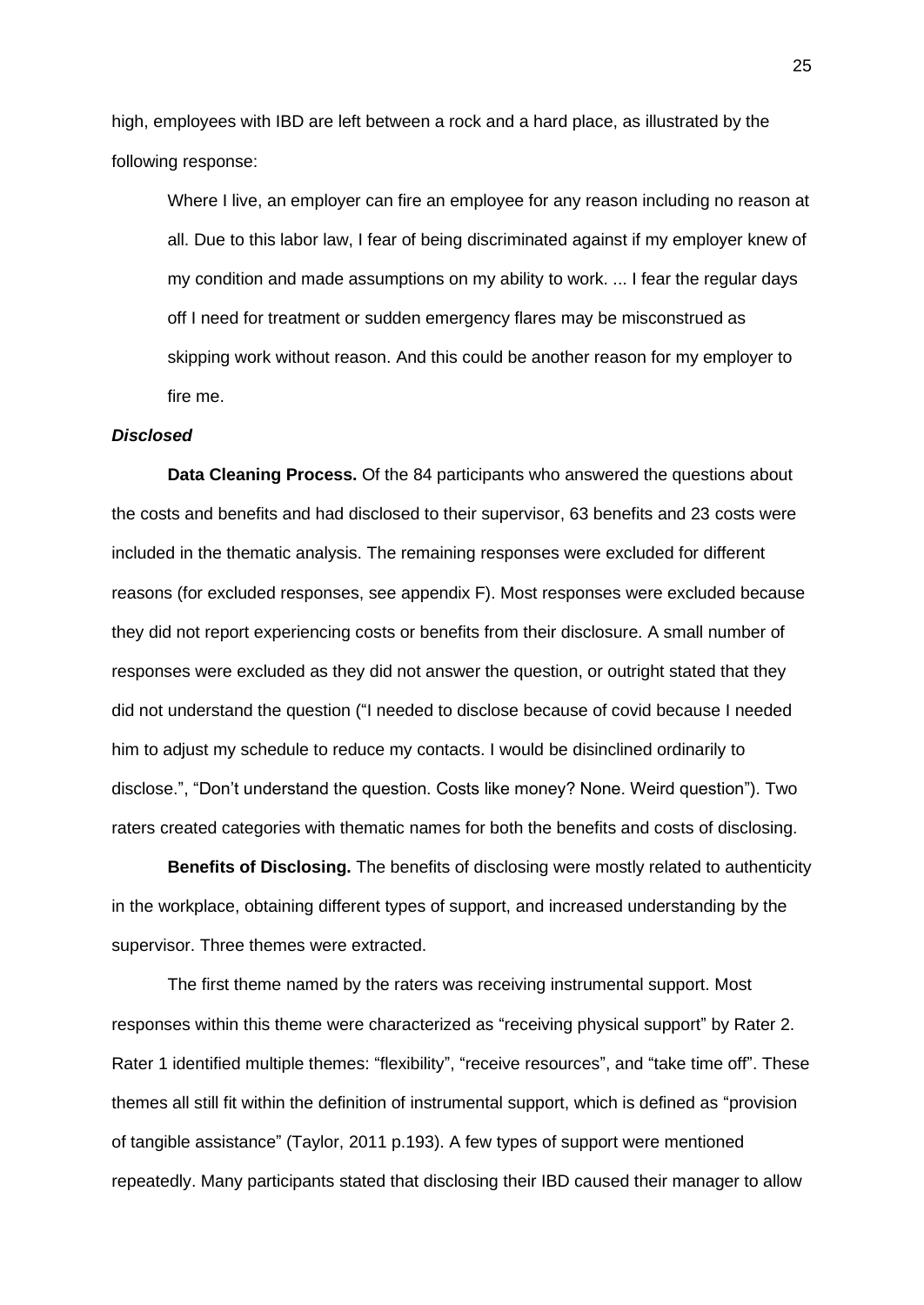high, employees with IBD are left between a rock and a hard place, as illustrated by the following response:

> Where I live, an employer can fire an employee for any reason including no reason at all. Due to this labor law, I fear of being discriminated against if my employer knew of my condition and made assumptions on my ability to work. ... I fear the regular days off I need for treatment or sudden emergency flares may be misconstrued as skipping work without reason. And this could be another reason for my employer to fire me.

#### *Disclosed*

**Data Cleaning Process.** Of the 84 participants who answered the questions about the costs and benefits and had disclosed to their supervisor, 63 benefits and 23 costs were included in the thematic analysis. The remaining responses were excluded for different reasons (for excluded responses, see appendix F). Most responses were excluded because they did not report experiencing costs or benefits from their disclosure. A small number of responses were excluded as they did not answer the question, or outright stated that they did not understand the question ("I needed to disclose because of covid because I needed him to adjust my schedule to reduce my contacts. I would be disinclined ordinarily to disclose.", "Don't understand the question. Costs like money? None. Weird question"). Two raters created categories with thematic names for both the benefits and costs of disclosing.

**Benefits of Disclosing.** The benefits of disclosing were mostly related to authenticity in the workplace, obtaining different types of support, and increased understanding by the supervisor. Three themes were extracted.

The first theme named by the raters was receiving instrumental support. Most responses within this theme were characterized as "receiving physical support" by Rater 2. Rater 1 identified multiple themes: "flexibility", "receive resources", and "take time off". These themes all still fit within the definition of instrumental support, which is defined as "provision of tangible assistance" (Taylor, 2011 p.193). A few types of support were mentioned repeatedly. Many participants stated that disclosing their IBD caused their manager to allow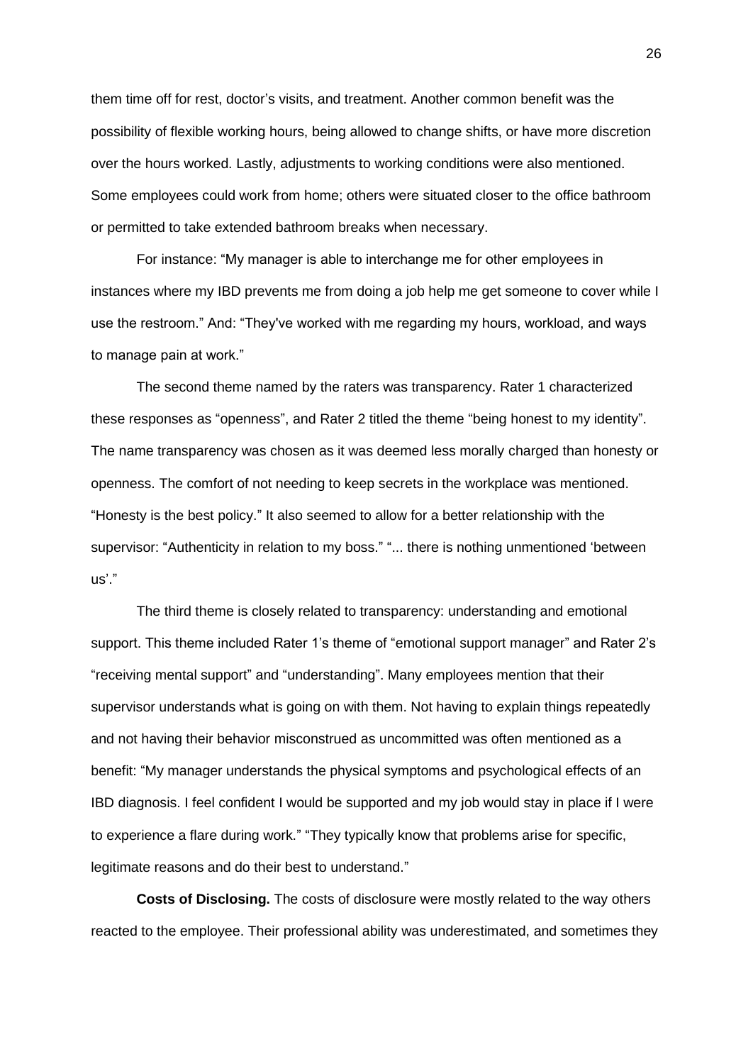them time off for rest, doctor's visits, and treatment. Another common benefit was the possibility of flexible working hours, being allowed to change shifts, or have more discretion over the hours worked. Lastly, adjustments to working conditions were also mentioned. Some employees could work from home; others were situated closer to the office bathroom or permitted to take extended bathroom breaks when necessary.

For instance: "My manager is able to interchange me for other employees in instances where my IBD prevents me from doing a job help me get someone to cover while I use the restroom." And: "They've worked with me regarding my hours, workload, and ways to manage pain at work."

The second theme named by the raters was transparency. Rater 1 characterized these responses as "openness", and Rater 2 titled the theme "being honest to my identity". The name transparency was chosen as it was deemed less morally charged than honesty or openness. The comfort of not needing to keep secrets in the workplace was mentioned. "Honesty is the best policy." It also seemed to allow for a better relationship with the supervisor: "Authenticity in relation to my boss." "... there is nothing unmentioned 'between us'."

The third theme is closely related to transparency: understanding and emotional support. This theme included Rater 1's theme of "emotional support manager" and Rater 2's "receiving mental support" and "understanding". Many employees mention that their supervisor understands what is going on with them. Not having to explain things repeatedly and not having their behavior misconstrued as uncommitted was often mentioned as a benefit: "My manager understands the physical symptoms and psychological effects of an IBD diagnosis. I feel confident I would be supported and my job would stay in place if I were to experience a flare during work." "They typically know that problems arise for specific, legitimate reasons and do their best to understand."

**Costs of Disclosing.** The costs of disclosure were mostly related to the way others reacted to the employee. Their professional ability was underestimated, and sometimes they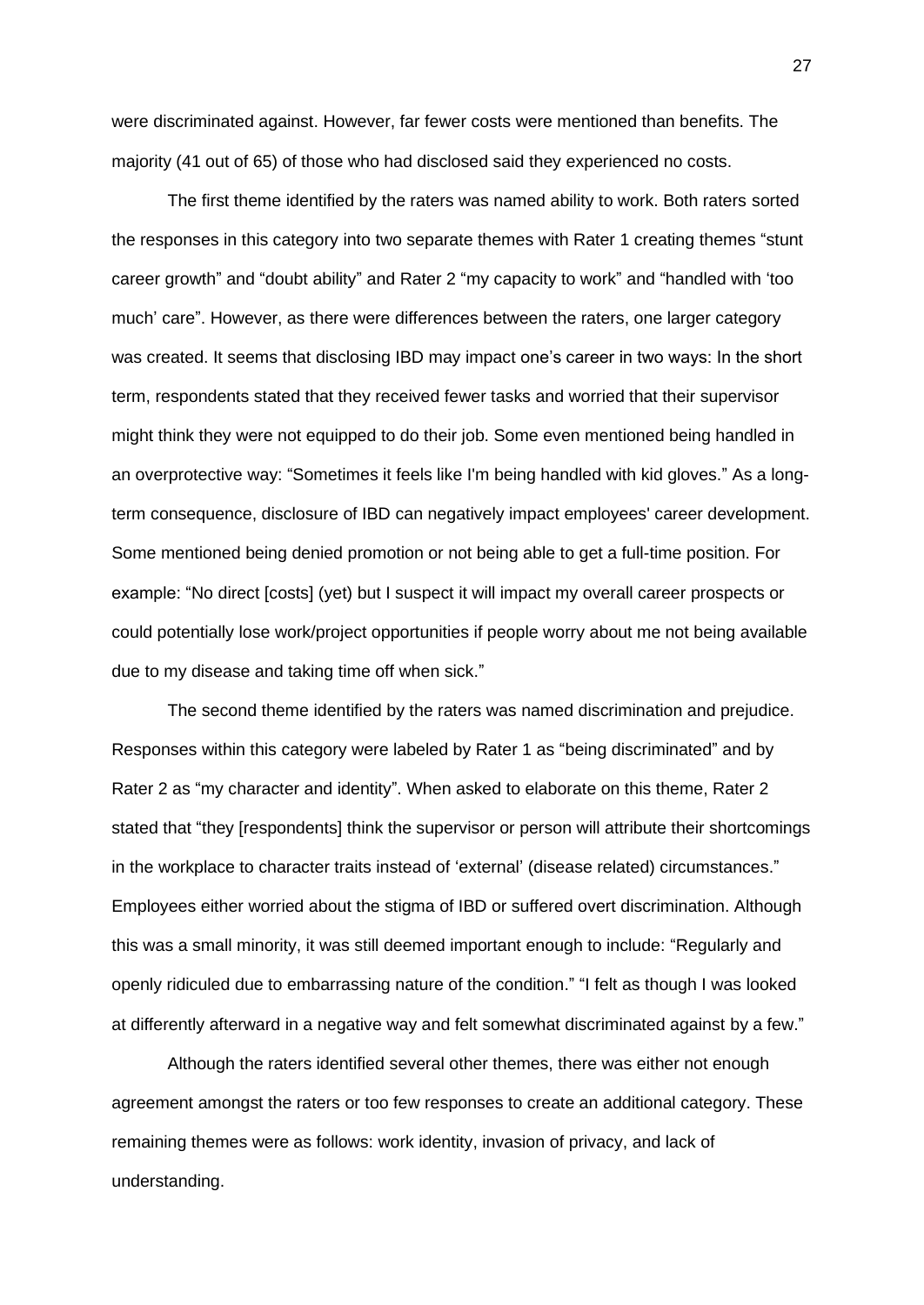were discriminated against. However, far fewer costs were mentioned than benefits. The majority (41 out of 65) of those who had disclosed said they experienced no costs.

The first theme identified by the raters was named ability to work. Both raters sorted the responses in this category into two separate themes with Rater 1 creating themes "stunt career growth" and "doubt ability" and Rater 2 "my capacity to work" and "handled with 'too much' care". However, as there were differences between the raters, one larger category was created. It seems that disclosing IBD may impact one's career in two ways: In the short term, respondents stated that they received fewer tasks and worried that their supervisor might think they were not equipped to do their job. Some even mentioned being handled in an overprotective way: "Sometimes it feels like I'm being handled with kid gloves." As a long-term consequence, disclosure of IBD can negatively impact employees' career development. Some mentioned being denied promotion or not being able to get a full-time position. For example: "No direct [costs] (yet) but I suspect it will impact my overall career prospects or could potentially lose work/project opportunities if people worry about me not being available due to my disease and taking time off when sick."

The second theme identified by the raters was named discrimination and prejudice. Responses within this category were labeled by Rater 1 as "being discriminated" and by Rater 2 as "my character and identity". When asked to elaborate on this theme, Rater 2 stated that "they [respondents] think the supervisor or person will attribute their shortcomings in the workplace to character traits instead of 'external' (disease related) circumstances." Employees either worried about the stigma of IBD or suffered overt discrimination. Although this was a small minority, it was still deemed important enough to include: "Regularly and openly ridiculed due to embarrassing nature of the condition." "I felt as though I was looked at differently afterward in a negative way and felt somewhat discriminated against by a few."

Although the raters identified several other themes, there was either not enough agreement amongst the raters or too few responses to create an additional category. These remaining themes were as follows: work identity, invasion of privacy, and lack of understanding.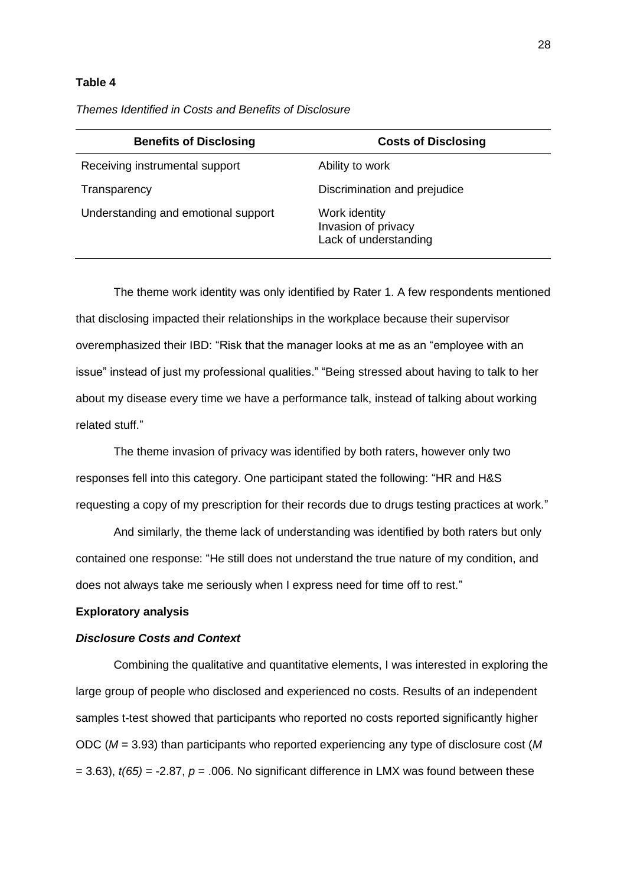**Table 4**

*Themes Identified in Costs and Benefits of Disclosure*

| Benefits of Disclosing | Costs of Disclosing |
|---|---|
| Receiving instrumental support | Ability to work |
| Transparency | Discrimination and prejudice |
| Understanding and emotional support | Work identity<br>Invasion of privacy<br>Lack of understanding |

The theme work identity was only identified by Rater 1. A few respondents mentioned that disclosing impacted their relationships in the workplace because their supervisor overemphasized their IBD: "Risk that the manager looks at me as an "employee with an issue" instead of just my professional qualities." "Being stressed about having to talk to her about my disease every time we have a performance talk, instead of talking about working related stuff."

The theme invasion of privacy was identified by both raters, however only two responses fell into this category. One participant stated the following: "HR and H&S requesting a copy of my prescription for their records due to drugs testing practices at work."

And similarly, the theme lack of understanding was identified by both raters but only contained one response: "He still does not understand the true nature of my condition, and does not always take me seriously when I express need for time off to rest."

## Exploratory analysis

### *Disclosure Costs and Context*

Combining the qualitative and quantitative elements, I was interested in exploring the large group of people who disclosed and experienced no costs. Results of an independent samples t-test showed that participants who reported no costs reported significantly higher ODC ($M$ = 3.93) than participants who reported experiencing any type of disclosure cost ($M$ = 3.63), $t(65)$ = -2.87, $p$ = .006. No significant difference in LMX was found between these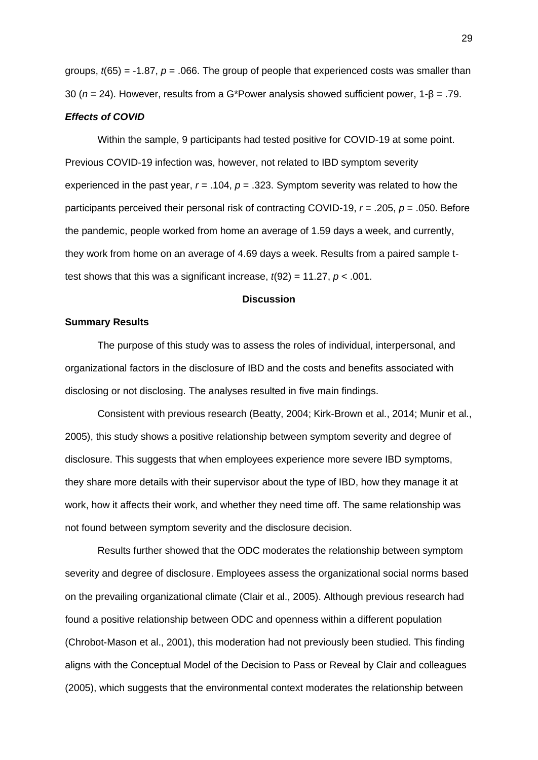groups, $t(65) = -1.87$, $p = .066$. The group of people that experienced costs was smaller than 30 ($n = 24$). However, results from a G*Power analysis showed sufficient power, $1-\beta = .79$.

### *Effects of COVID*

Within the sample, 9 participants had tested positive for COVID-19 at some point. Previous COVID-19 infection was, however, not related to IBD symptom severity experienced in the past year, $r = .104$, $p = .323$. Symptom severity was related to how the participants perceived their personal risk of contracting COVID-19, $r = .205$, $p = .050$. Before the pandemic, people worked from home an average of 1.59 days a week, and currently, they work from home on an average of 4.69 days a week. Results from a paired sample t-test shows that this was a significant increase, $t(92) = 11.27$, $p < .001$.

# Discussion

## Summary Results

The purpose of this study was to assess the roles of individual, interpersonal, and organizational factors in the disclosure of IBD and the costs and benefits associated with disclosing or not disclosing. The analyses resulted in five main findings.

Consistent with previous research (Beatty, 2004; Kirk-Brown et al., 2014; Munir et al., 2005), this study shows a positive relationship between symptom severity and degree of disclosure. This suggests that when employees experience more severe IBD symptoms, they share more details with their supervisor about the type of IBD, how they manage it at work, how it affects their work, and whether they need time off. The same relationship was not found between symptom severity and the disclosure decision.

Results further showed that the ODC moderates the relationship between symptom severity and degree of disclosure. Employees assess the organizational social norms based on the prevailing organizational climate (Clair et al., 2005). Although previous research had found a positive relationship between ODC and openness within a different population (Chrobot-Mason et al., 2001), this moderation had not previously been studied. This finding aligns with the Conceptual Model of the Decision to Pass or Reveal by Clair and colleagues (2005), which suggests that the environmental context moderates the relationship between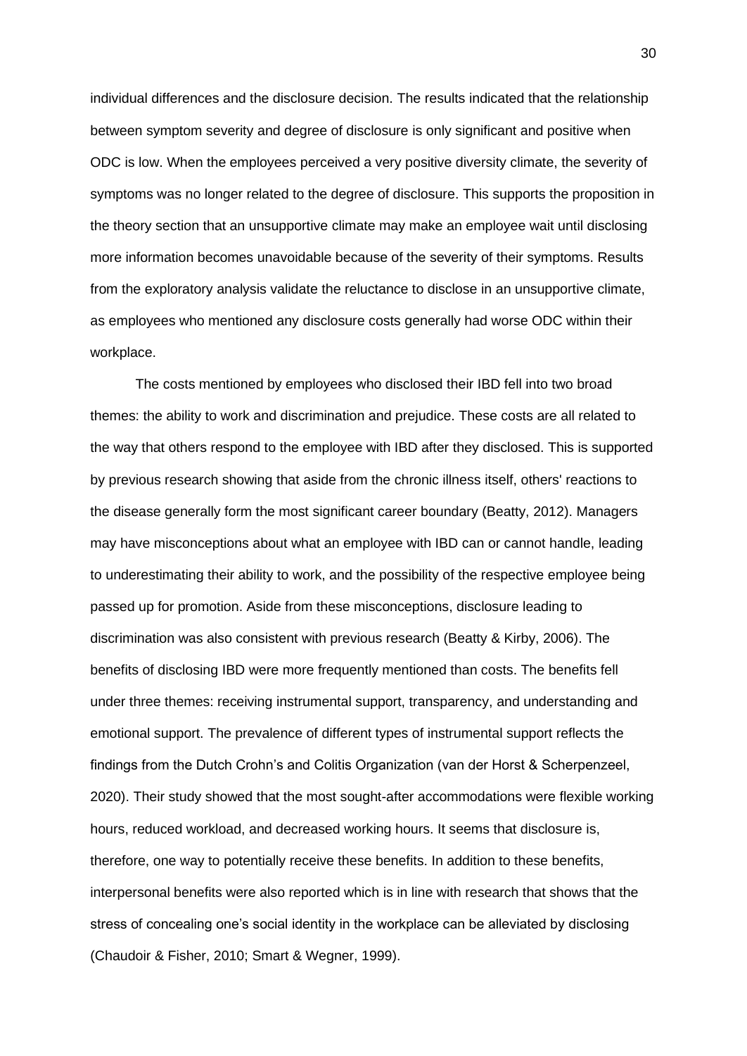individual differences and the disclosure decision. The results indicated that the relationship between symptom severity and degree of disclosure is only significant and positive when ODC is low. When the employees perceived a very positive diversity climate, the severity of symptoms was no longer related to the degree of disclosure. This supports the proposition in the theory section that an unsupportive climate may make an employee wait until disclosing more information becomes unavoidable because of the severity of their symptoms. Results from the exploratory analysis validate the reluctance to disclose in an unsupportive climate, as employees who mentioned any disclosure costs generally had worse ODC within their workplace.

The costs mentioned by employees who disclosed their IBD fell into two broad themes: the ability to work and discrimination and prejudice. These costs are all related to the way that others respond to the employee with IBD after they disclosed. This is supported by previous research showing that aside from the chronic illness itself, others' reactions to the disease generally form the most significant career boundary (Beatty, 2012). Managers may have misconceptions about what an employee with IBD can or cannot handle, leading to underestimating their ability to work, and the possibility of the respective employee being passed up for promotion. Aside from these misconceptions, disclosure leading to discrimination was also consistent with previous research (Beatty & Kirby, 2006). The benefits of disclosing IBD were more frequently mentioned than costs. The benefits fell under three themes: receiving instrumental support, transparency, and understanding and emotional support. The prevalence of different types of instrumental support reflects the findings from the Dutch Crohn's and Colitis Organization (van der Horst & Scherpenzeel, 2020). Their study showed that the most sought-after accommodations were flexible working hours, reduced workload, and decreased working hours. It seems that disclosure is, therefore, one way to potentially receive these benefits. In addition to these benefits, interpersonal benefits were also reported which is in line with research that shows that the stress of concealing one's social identity in the workplace can be alleviated by disclosing (Chaudoir & Fisher, 2010; Smart & Wegner, 1999).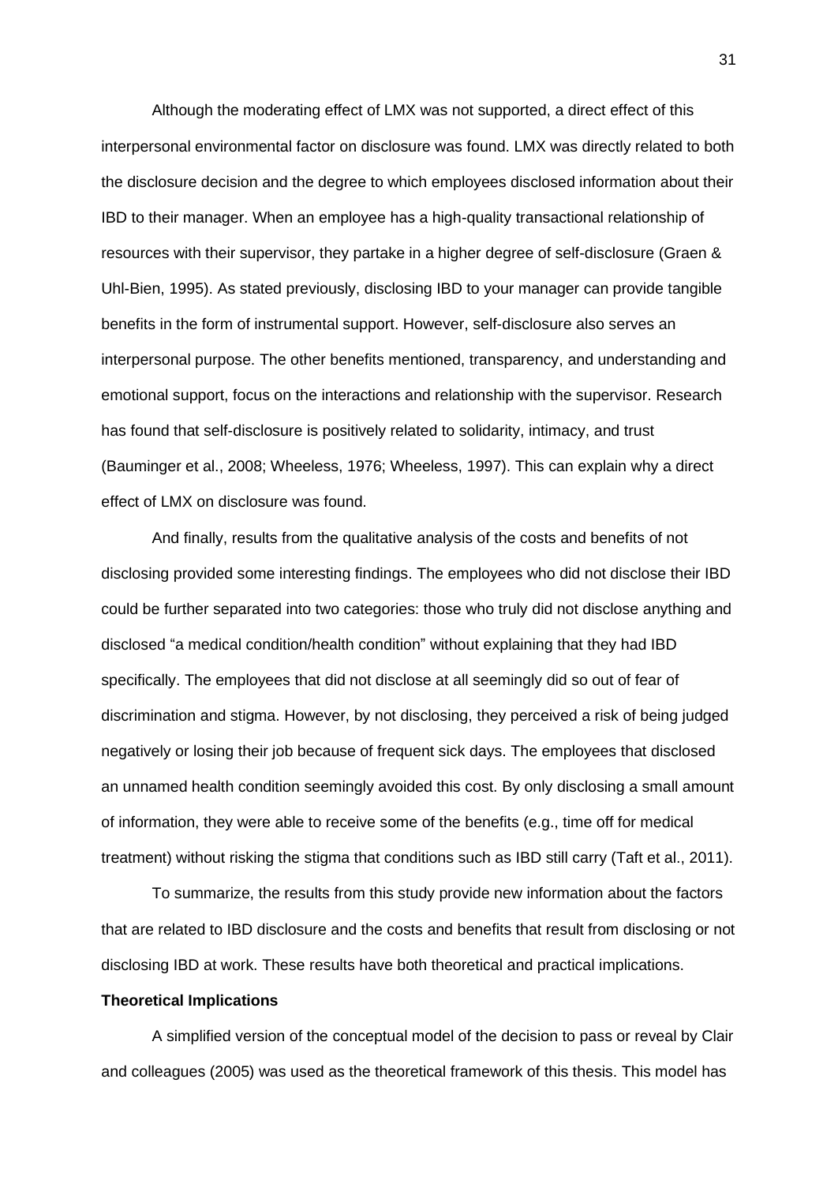Although the moderating effect of LMX was not supported, a direct effect of this interpersonal environmental factor on disclosure was found. LMX was directly related to both the disclosure decision and the degree to which employees disclosed information about their IBD to their manager. When an employee has a high-quality transactional relationship of resources with their supervisor, they partake in a higher degree of self-disclosure (Graen & Uhl-Bien, 1995). As stated previously, disclosing IBD to your manager can provide tangible benefits in the form of instrumental support. However, self-disclosure also serves an interpersonal purpose. The other benefits mentioned, transparency, and understanding and emotional support, focus on the interactions and relationship with the supervisor. Research has found that self-disclosure is positively related to solidarity, intimacy, and trust (Bauminger et al., 2008; Wheeless, 1976; Wheeless, 1997). This can explain why a direct effect of LMX on disclosure was found.

And finally, results from the qualitative analysis of the costs and benefits of not disclosing provided some interesting findings. The employees who did not disclose their IBD could be further separated into two categories: those who truly did not disclose anything and disclosed "a medical condition/health condition" without explaining that they had IBD specifically. The employees that did not disclose at all seemingly did so out of fear of discrimination and stigma. However, by not disclosing, they perceived a risk of being judged negatively or losing their job because of frequent sick days. The employees that disclosed an unnamed health condition seemingly avoided this cost. By only disclosing a small amount of information, they were able to receive some of the benefits (e.g., time off for medical treatment) without risking the stigma that conditions such as IBD still carry (Taft et al., 2011).

To summarize, the results from this study provide new information about the factors that are related to IBD disclosure and the costs and benefits that result from disclosing or not disclosing IBD at work. These results have both theoretical and practical implications.

## Theoretical Implications

A simplified version of the conceptual model of the decision to pass or reveal by Clair and colleagues (2005) was used as the theoretical framework of this thesis. This model has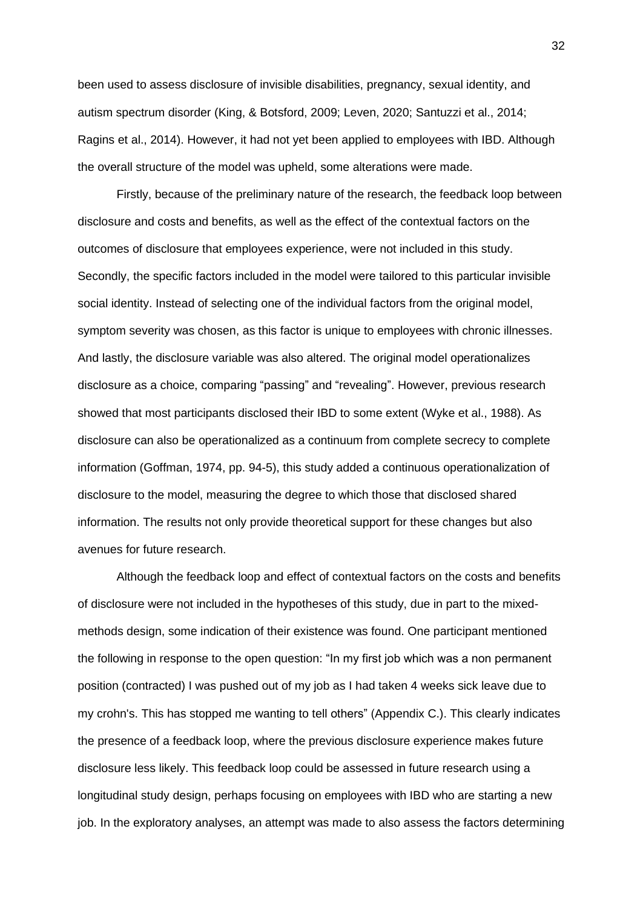been used to assess disclosure of invisible disabilities, pregnancy, sexual identity, and autism spectrum disorder (King, & Botsford, 2009; Leven, 2020; Santuzzi et al., 2014; Ragins et al., 2014). However, it had not yet been applied to employees with IBD. Although the overall structure of the model was upheld, some alterations were made.

Firstly, because of the preliminary nature of the research, the feedback loop between disclosure and costs and benefits, as well as the effect of the contextual factors on the outcomes of disclosure that employees experience, were not included in this study. Secondly, the specific factors included in the model were tailored to this particular invisible social identity. Instead of selecting one of the individual factors from the original model, symptom severity was chosen, as this factor is unique to employees with chronic illnesses. And lastly, the disclosure variable was also altered. The original model operationalizes disclosure as a choice, comparing "passing" and "revealing". However, previous research showed that most participants disclosed their IBD to some extent (Wyke et al., 1988). As disclosure can also be operationalized as a continuum from complete secrecy to complete information (Goffman, 1974, pp. 94-5), this study added a continuous operationalization of disclosure to the model, measuring the degree to which those that disclosed shared information. The results not only provide theoretical support for these changes but also avenues for future research.

Although the feedback loop and effect of contextual factors on the costs and benefits of disclosure were not included in the hypotheses of this study, due in part to the mixed-methods design, some indication of their existence was found. One participant mentioned the following in response to the open question: "In my first job which was a non permanent position (contracted) I was pushed out of my job as I had taken 4 weeks sick leave due to my crohn's. This has stopped me wanting to tell others" (Appendix C.). This clearly indicates the presence of a feedback loop, where the previous disclosure experience makes future disclosure less likely. This feedback loop could be assessed in future research using a longitudinal study design, perhaps focusing on employees with IBD who are starting a new job. In the exploratory analyses, an attempt was made to also assess the factors determining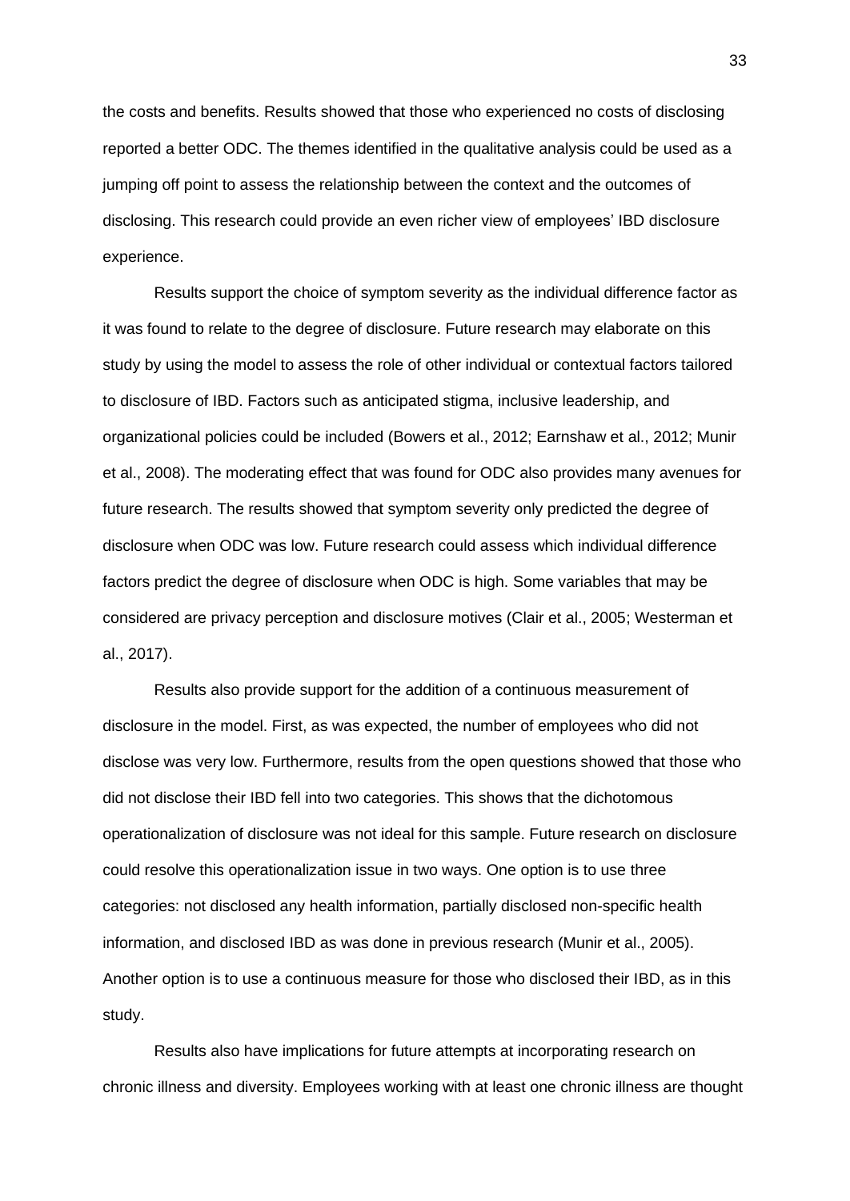the costs and benefits. Results showed that those who experienced no costs of disclosing reported a better ODC. The themes identified in the qualitative analysis could be used as a jumping off point to assess the relationship between the context and the outcomes of disclosing. This research could provide an even richer view of employees' IBD disclosure experience.

Results support the choice of symptom severity as the individual difference factor as it was found to relate to the degree of disclosure. Future research may elaborate on this study by using the model to assess the role of other individual or contextual factors tailored to disclosure of IBD. Factors such as anticipated stigma, inclusive leadership, and organizational policies could be included (Bowers et al., 2012; Earnshaw et al., 2012; Munir et al., 2008). The moderating effect that was found for ODC also provides many avenues for future research. The results showed that symptom severity only predicted the degree of disclosure when ODC was low. Future research could assess which individual difference factors predict the degree of disclosure when ODC is high. Some variables that may be considered are privacy perception and disclosure motives (Clair et al., 2005; Westerman et al., 2017).

Results also provide support for the addition of a continuous measurement of disclosure in the model. First, as was expected, the number of employees who did not disclose was very low. Furthermore, results from the open questions showed that those who did not disclose their IBD fell into two categories. This shows that the dichotomous operationalization of disclosure was not ideal for this sample. Future research on disclosure could resolve this operationalization issue in two ways. One option is to use three categories: not disclosed any health information, partially disclosed non-specific health information, and disclosed IBD as was done in previous research (Munir et al., 2005). Another option is to use a continuous measure for those who disclosed their IBD, as in this study.

Results also have implications for future attempts at incorporating research on chronic illness and diversity. Employees working with at least one chronic illness are thought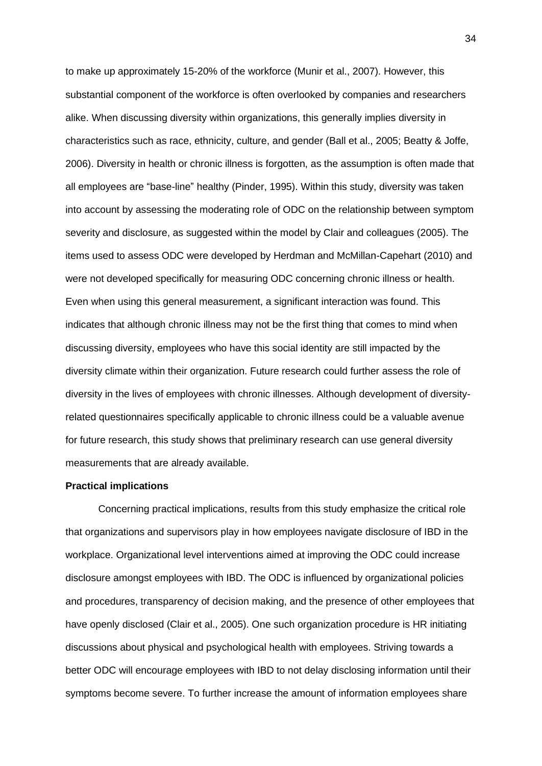to make up approximately 15-20% of the workforce (Munir et al., 2007). However, this substantial component of the workforce is often overlooked by companies and researchers alike. When discussing diversity within organizations, this generally implies diversity in characteristics such as race, ethnicity, culture, and gender (Ball et al., 2005; Beatty & Joffe, 2006). Diversity in health or chronic illness is forgotten, as the assumption is often made that all employees are "base-line" healthy (Pinder, 1995). Within this study, diversity was taken into account by assessing the moderating role of ODC on the relationship between symptom severity and disclosure, as suggested within the model by Clair and colleagues (2005). The items used to assess ODC were developed by Herdman and McMillan-Capehart (2010) and were not developed specifically for measuring ODC concerning chronic illness or health. Even when using this general measurement, a significant interaction was found. This indicates that although chronic illness may not be the first thing that comes to mind when discussing diversity, employees who have this social identity are still impacted by the diversity climate within their organization. Future research could further assess the role of diversity in the lives of employees with chronic illnesses. Although development of diversity-related questionnaires specifically applicable to chronic illness could be a valuable avenue for future research, this study shows that preliminary research can use general diversity measurements that are already available.

**Practical implications**

Concerning practical implications, results from this study emphasize the critical role that organizations and supervisors play in how employees navigate disclosure of IBD in the workplace. Organizational level interventions aimed at improving the ODC could increase disclosure amongst employees with IBD. The ODC is influenced by organizational policies and procedures, transparency of decision making, and the presence of other employees that have openly disclosed (Clair et al., 2005). One such organization procedure is HR initiating discussions about physical and psychological health with employees. Striving towards a better ODC will encourage employees with IBD to not delay disclosing information until their symptoms become severe. To further increase the amount of information employees share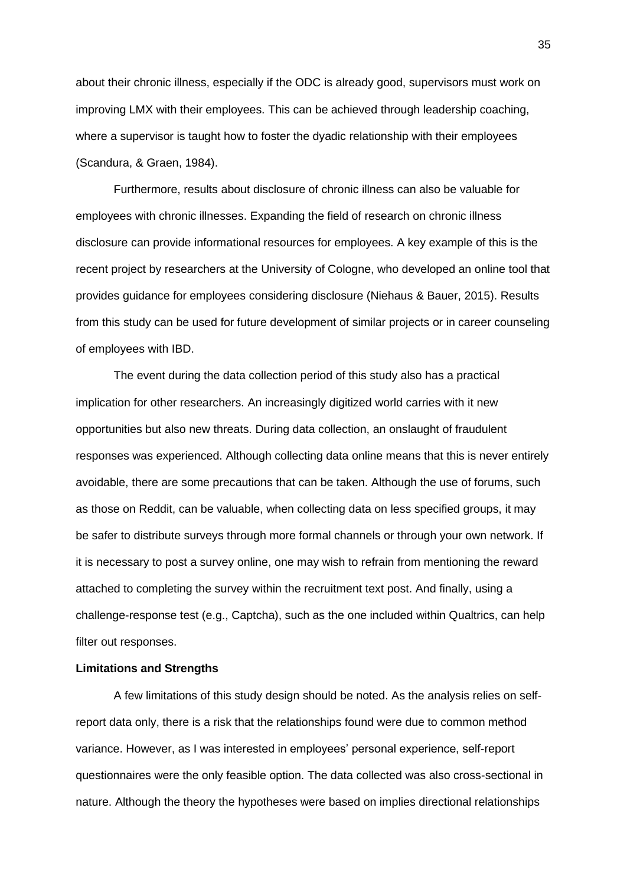about their chronic illness, especially if the ODC is already good, supervisors must work on improving LMX with their employees. This can be achieved through leadership coaching, where a supervisor is taught how to foster the dyadic relationship with their employees (Scandura, & Graen, 1984).

Furthermore, results about disclosure of chronic illness can also be valuable for employees with chronic illnesses. Expanding the field of research on chronic illness disclosure can provide informational resources for employees. A key example of this is the recent project by researchers at the University of Cologne, who developed an online tool that provides guidance for employees considering disclosure (Niehaus & Bauer, 2015). Results from this study can be used for future development of similar projects or in career counseling of employees with IBD.

The event during the data collection period of this study also has a practical implication for other researchers. An increasingly digitized world carries with it new opportunities but also new threats. During data collection, an onslaught of fraudulent responses was experienced. Although collecting data online means that this is never entirely avoidable, there are some precautions that can be taken. Although the use of forums, such as those on Reddit, can be valuable, when collecting data on less specified groups, it may be safer to distribute surveys through more formal channels or through your own network. If it is necessary to post a survey online, one may wish to refrain from mentioning the reward attached to completing the survey within the recruitment text post. And finally, using a challenge-response test (e.g., Captcha), such as the one included within Qualtrics, can help filter out responses.

**Limitations and Strengths**

A few limitations of this study design should be noted. As the analysis relies on self-report data only, there is a risk that the relationships found were due to common method variance. However, as I was interested in employees' personal experience, self-report questionnaires were the only feasible option. The data collected was also cross-sectional in nature. Although the theory the hypotheses were based on implies directional relationships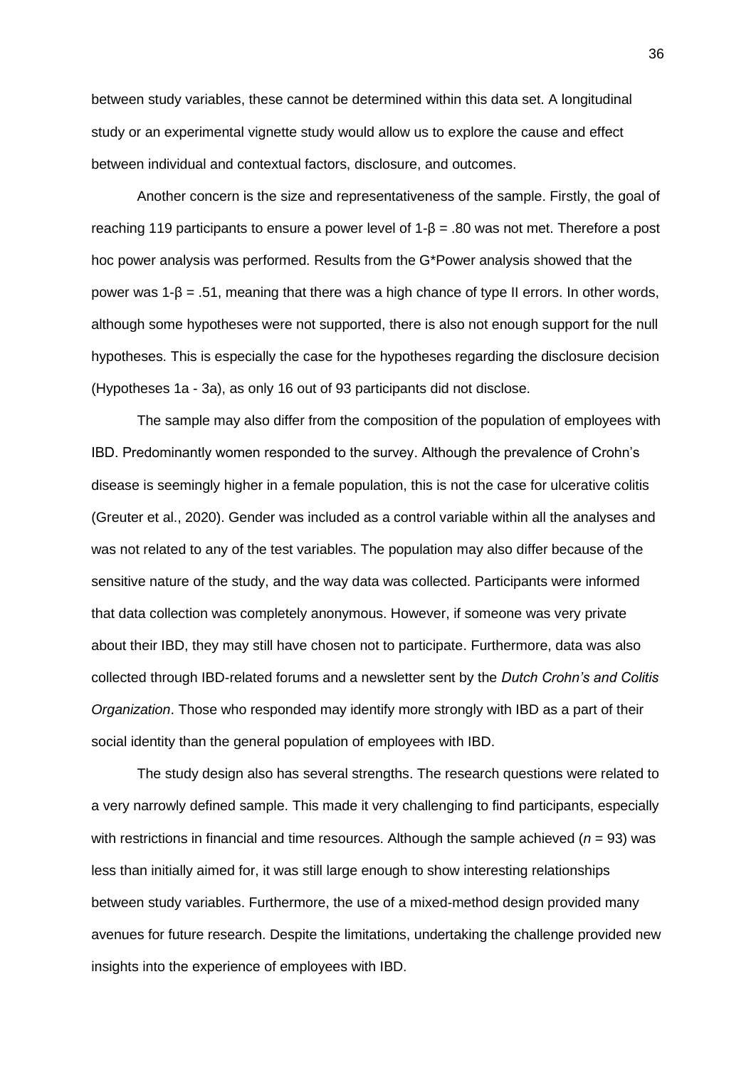between study variables, these cannot be determined within this data set. A longitudinal study or an experimental vignette study would allow us to explore the cause and effect between individual and contextual factors, disclosure, and outcomes.

Another concern is the size and representativeness of the sample. Firstly, the goal of reaching 119 participants to ensure a power level of $1\text{-}\beta = .80$ was not met. Therefore a post hoc power analysis was performed. Results from the G*Power analysis showed that the power was $1\text{-}\beta = .51$, meaning that there was a high chance of type II errors. In other words, although some hypotheses were not supported, there is also not enough support for the null hypotheses. This is especially the case for the hypotheses regarding the disclosure decision (Hypotheses 1a - 3a), as only 16 out of 93 participants did not disclose.

The sample may also differ from the composition of the population of employees with IBD. Predominantly women responded to the survey. Although the prevalence of Crohn's disease is seemingly higher in a female population, this is not the case for ulcerative colitis (Greuter et al., 2020). Gender was included as a control variable within all the analyses and was not related to any of the test variables. The population may also differ because of the sensitive nature of the study, and the way data was collected. Participants were informed that data collection was completely anonymous. However, if someone was very private about their IBD, they may still have chosen not to participate. Furthermore, data was also collected through IBD-related forums and a newsletter sent by the *Dutch Crohn's and Colitis Organization*. Those who responded may identify more strongly with IBD as a part of their social identity than the general population of employees with IBD.

The study design also has several strengths. The research questions were related to a very narrowly defined sample. This made it very challenging to find participants, especially with restrictions in financial and time resources. Although the sample achieved ($n$ = 93) was less than initially aimed for, it was still large enough to show interesting relationships between study variables. Furthermore, the use of a mixed-method design provided many avenues for future research. Despite the limitations, undertaking the challenge provided new insights into the experience of employees with IBD.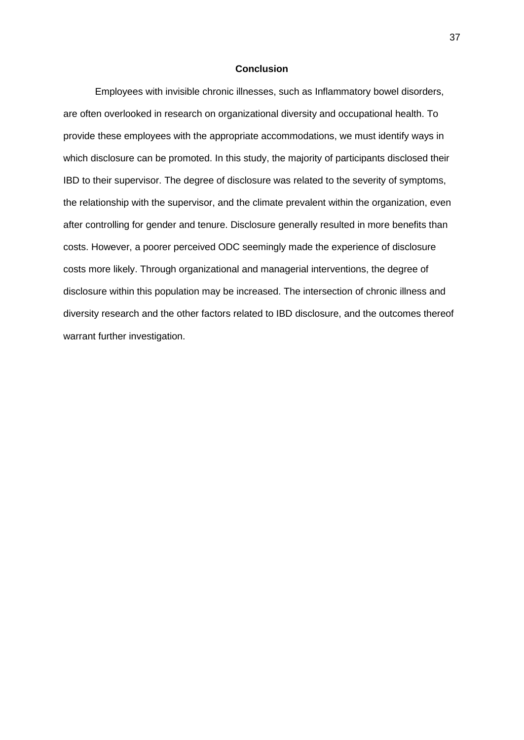## Conclusion

Employees with invisible chronic illnesses, such as Inflammatory bowel disorders, are often overlooked in research on organizational diversity and occupational health. To provide these employees with the appropriate accommodations, we must identify ways in which disclosure can be promoted. In this study, the majority of participants disclosed their IBD to their supervisor. The degree of disclosure was related to the severity of symptoms, the relationship with the supervisor, and the climate prevalent within the organization, even after controlling for gender and tenure. Disclosure generally resulted in more benefits than costs. However, a poorer perceived ODC seemingly made the experience of disclosure costs more likely. Through organizational and managerial interventions, the degree of disclosure within this population may be increased. The intersection of chronic illness and diversity research and the other factors related to IBD disclosure, and the outcomes thereof warrant further investigation.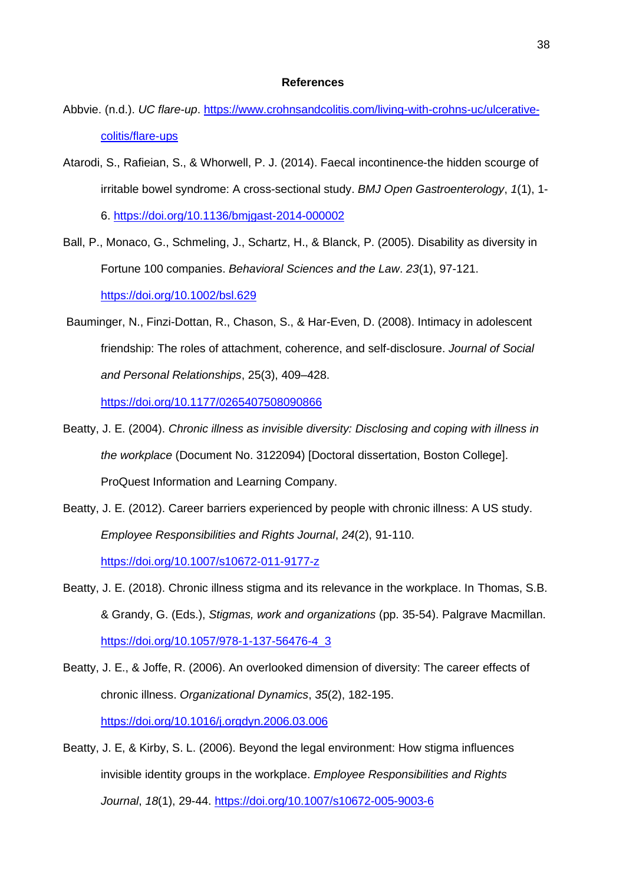**References**

Abbvie. (n.d.). *UC flare-up*. https://www.crohnsandcolitis.com/living-with-crohns-uc/ulcerative-colitis/flare-ups

Atarodi, S., Rafieian, S., & Whorwell, P. J. (2014). Faecal incontinence-the hidden scourge of irritable bowel syndrome: A cross-sectional study. *BMJ Open Gastroenterology*, *1*(1), 1-6. https://doi.org/10.1136/bmjgast-2014-000002

Ball, P., Monaco, G., Schmeling, J., Schartz, H., & Blanck, P. (2005). Disability as diversity in Fortune 100 companies. *Behavioral Sciences and the Law*. *23*(1), 97-121. https://doi.org/10.1002/bsl.629

Bauminger, N., Finzi-Dottan, R., Chason, S., & Har-Even, D. (2008). Intimacy in adolescent friendship: The roles of attachment, coherence, and self-disclosure. *Journal of Social and Personal Relationships*, 25(3), 409–428. https://doi.org/10.1177/0265407508090866

Beatty, J. E. (2004). *Chronic illness as invisible diversity: Disclosing and coping with illness in the workplace* (Document No. 3122094) [Doctoral dissertation, Boston College]. ProQuest Information and Learning Company.

Beatty, J. E. (2012). Career barriers experienced by people with chronic illness: A US study. *Employee Responsibilities and Rights Journal*, *24*(2), 91-110. https://doi.org/10.1007/s10672-011-9177-z

Beatty, J. E. (2018). Chronic illness stigma and its relevance in the workplace. In Thomas, S.B. & Grandy, G. (Eds.), *Stigmas, work and organizations* (pp. 35-54). Palgrave Macmillan. https://doi.org/10.1057/978-1-137-56476-4_3

Beatty, J. E., & Joffe, R. (2006). An overlooked dimension of diversity: The career effects of chronic illness. *Organizational Dynamics*, *35*(2), 182-195. https://doi.org/10.1016/j.orgdyn.2006.03.006

Beatty, J. E, & Kirby, S. L. (2006). Beyond the legal environment: How stigma influences invisible identity groups in the workplace. *Employee Responsibilities and Rights Journal*, *18*(1), 29-44. https://doi.org/10.1007/s10672-005-9003-6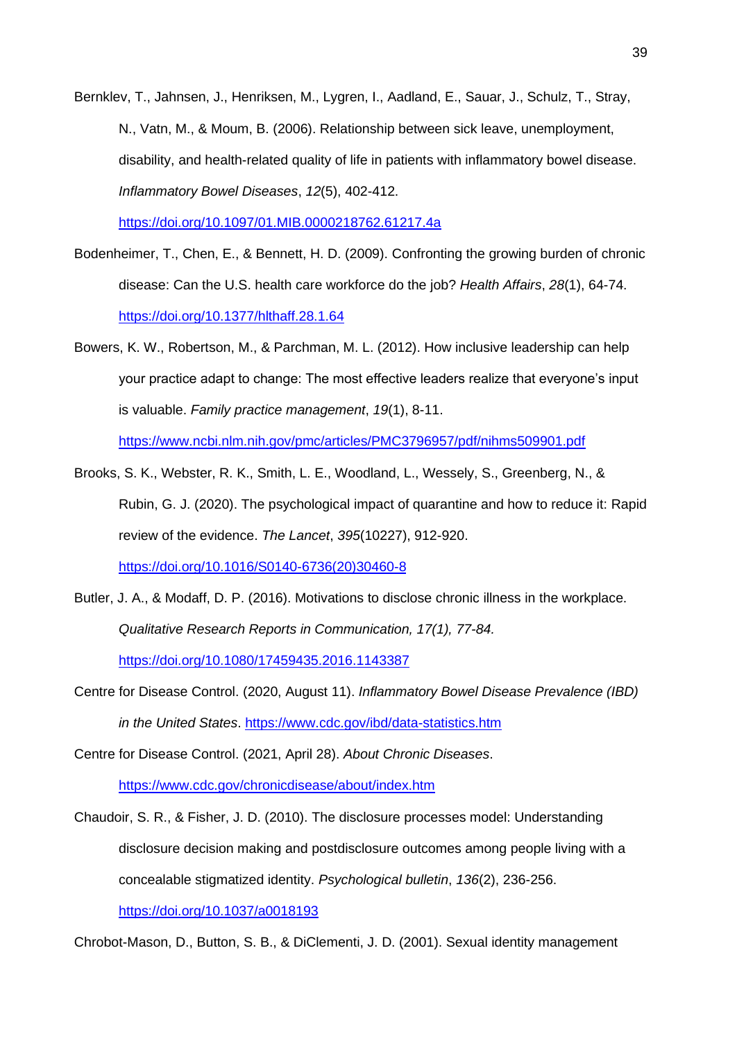Bernklev, T., Jahnsen, J., Henriksen, M., Lygren, I., Aadland, E., Sauar, J., Schulz, T., Stray, N., Vatn, M., & Moum, B. (2006). Relationship between sick leave, unemployment, disability, and health-related quality of life in patients with inflammatory bowel disease. *Inflammatory Bowel Diseases*, *12*(5), 402-412. https://doi.org/10.1097/01.MIB.0000218762.61217.4a

Bodenheimer, T., Chen, E., & Bennett, H. D. (2009). Confronting the growing burden of chronic disease: Can the U.S. health care workforce do the job? *Health Affairs*, *28*(1), 64-74. https://doi.org/10.1377/hlthaff.28.1.64

Bowers, K. W., Robertson, M., & Parchman, M. L. (2012). How inclusive leadership can help your practice adapt to change: The most effective leaders realize that everyone's input is valuable. *Family practice management*, *19*(1), 8-11. https://www.ncbi.nlm.nih.gov/pmc/articles/PMC3796957/pdf/nihms509901.pdf

Brooks, S. K., Webster, R. K., Smith, L. E., Woodland, L., Wessely, S., Greenberg, N., & Rubin, G. J. (2020). The psychological impact of quarantine and how to reduce it: Rapid review of the evidence. *The Lancet*, *395*(10227), 912-920. https://doi.org/10.1016/S0140-6736(20)30460-8

Butler, J. A., & Modaff, D. P. (2016). Motivations to disclose chronic illness in the workplace. *Qualitative Research Reports in Communication, 17(1), 77-84.* https://doi.org/10.1080/17459435.2016.1143387

Centre for Disease Control. (2020, August 11). *Inflammatory Bowel Disease Prevalence (IBD) in the United States*. https://www.cdc.gov/ibd/data-statistics.htm

Centre for Disease Control. (2021, April 28). *About Chronic Diseases*. https://www.cdc.gov/chronicdisease/about/index.htm

Chaudoir, S. R., & Fisher, J. D. (2010). The disclosure processes model: Understanding disclosure decision making and postdisclosure outcomes among people living with a concealable stigmatized identity. *Psychological bulletin*, *136*(2), 236-256. https://doi.org/10.1037/a0018193

Chrobot-Mason, D., Button, S. B., & DiClementi, J. D. (2001). Sexual identity management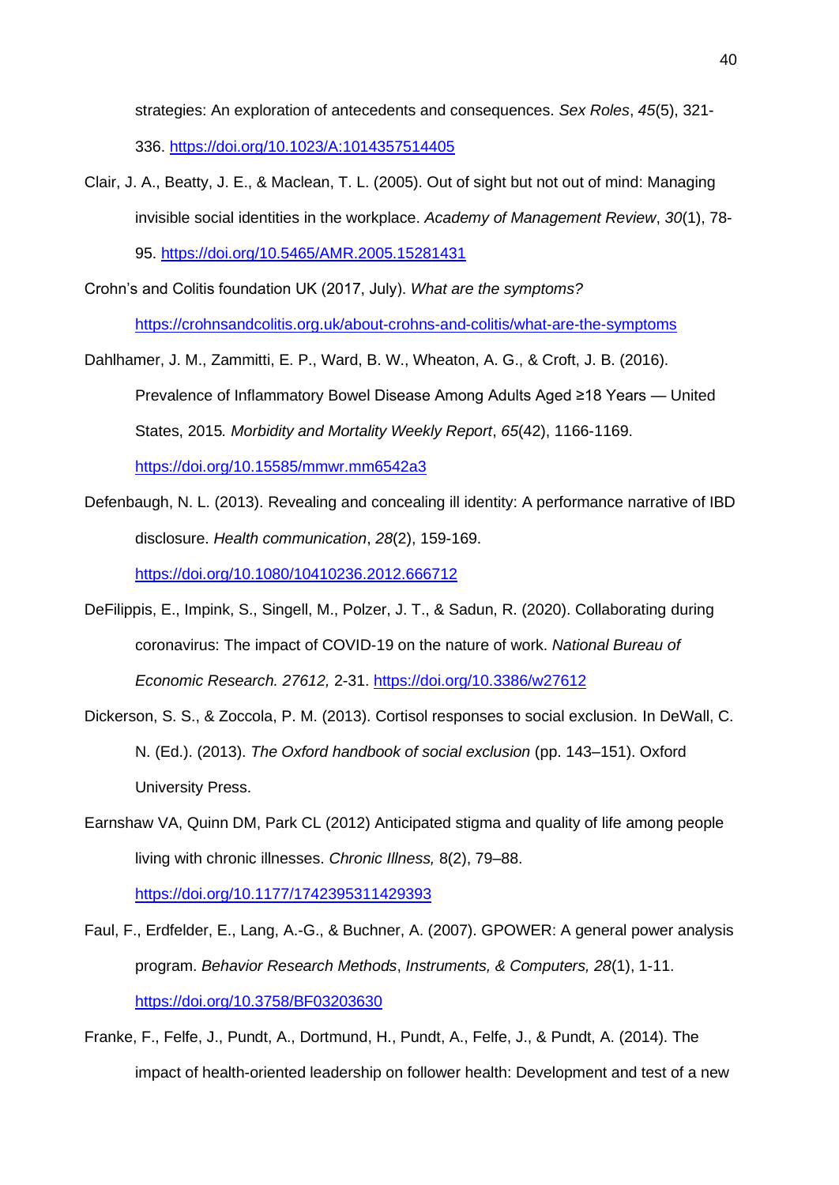strategies: An exploration of antecedents and consequences. *Sex Roles*, *45*(5), 321-336. https://doi.org/10.1023/A:1014357514405

Clair, J. A., Beatty, J. E., & Maclean, T. L. (2005). Out of sight but not out of mind: Managing invisible social identities in the workplace. *Academy of Management Review*, *30*(1), 78-95. https://doi.org/10.5465/AMR.2005.15281431

Crohn's and Colitis foundation UK (2017, July). *What are the symptoms?* https://crohnsandcolitis.org.uk/about-crohns-and-colitis/what-are-the-symptoms

Dahlhamer, J. M., Zammitti, E. P., Ward, B. W., Wheaton, A. G., & Croft, J. B. (2016). Prevalence of Inflammatory Bowel Disease Among Adults Aged ≥18 Years — United States, 2015*. Morbidity and Mortality Weekly Report*, *65*(42), 1166-1169. https://doi.org/10.15585/mmwr.mm6542a3

Defenbaugh, N. L. (2013). Revealing and concealing ill identity: A performance narrative of IBD disclosure. *Health communication*, *28*(2), 159-169. https://doi.org/10.1080/10410236.2012.666712

DeFilippis, E., Impink, S., Singell, M., Polzer, J. T., & Sadun, R. (2020). Collaborating during coronavirus: The impact of COVID-19 on the nature of work. *National Bureau of Economic Research. 27612,* 2-31. https://doi.org/10.3386/w27612

Dickerson, S. S., & Zoccola, P. M. (2013). Cortisol responses to social exclusion. In DeWall, C. N. (Ed.). (2013). *The Oxford handbook of social exclusion* (pp. 143–151). Oxford University Press.

Earnshaw VA, Quinn DM, Park CL (2012) Anticipated stigma and quality of life among people living with chronic illnesses. *Chronic Illness,* 8(2), 79–88. https://doi.org/10.1177/1742395311429393

Faul, F., Erdfelder, E., Lang, A.-G., & Buchner, A. (2007). GPOWER: A general power analysis program. *Behavior Research Methods*, *Instruments, & Computers, 28*(1), 1-11. https://doi.org/10.3758/BF03203630

Franke, F., Felfe, J., Pundt, A., Dortmund, H., Pundt, A., Felfe, J., & Pundt, A. (2014). The impact of health-oriented leadership on follower health: Development and test of a new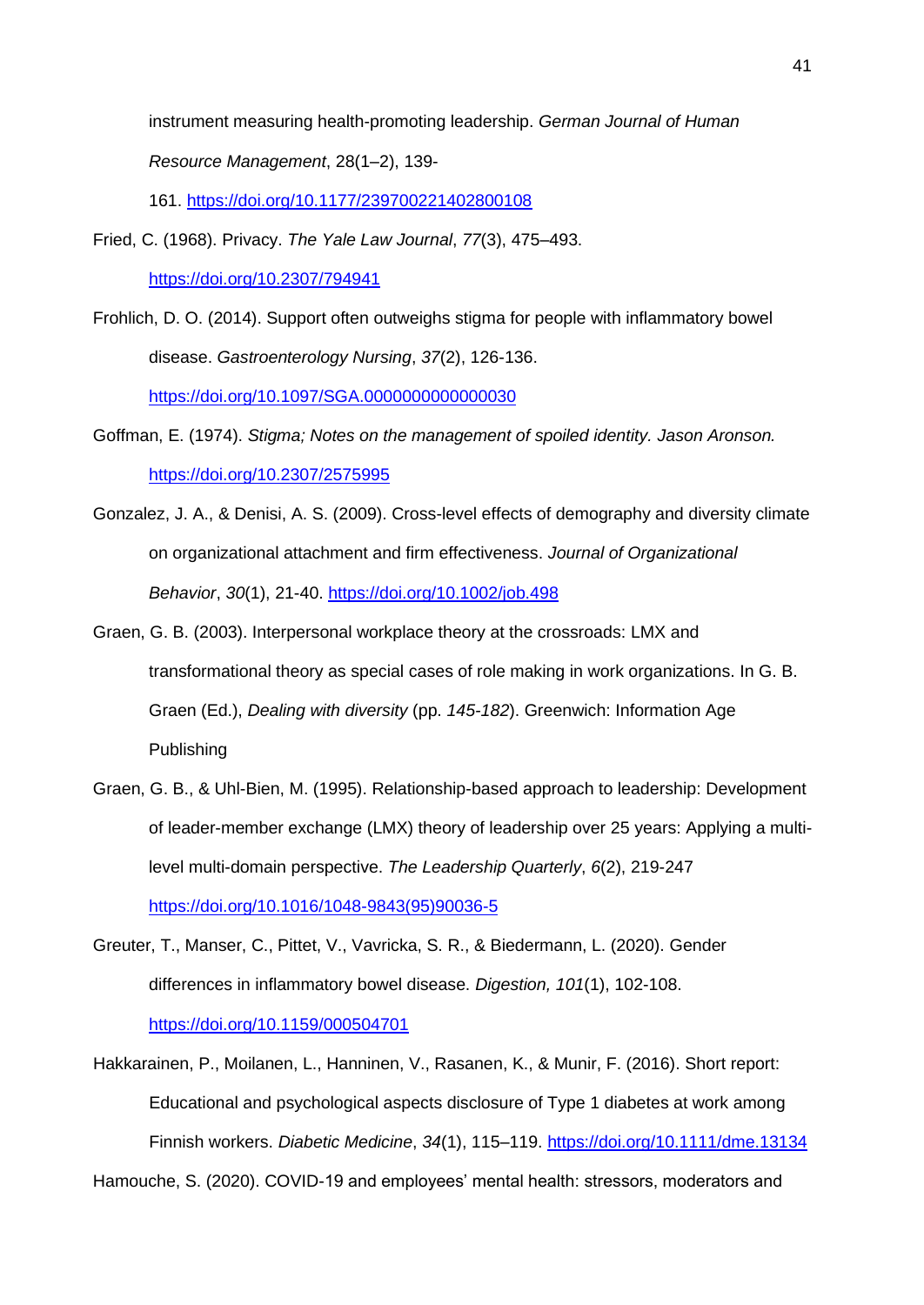instrument measuring health-promoting leadership. *German Journal of Human Resource Management*, 28(1–2), 139-161. https://doi.org/10.1177/239700221402800108

Fried, C. (1968). Privacy. *The Yale Law Journal*, *77*(3), 475–493. https://doi.org/10.2307/794941

Frohlich, D. O. (2014). Support often outweighs stigma for people with inflammatory bowel disease. *Gastroenterology Nursing*, *37*(2), 126-136. https://doi.org/10.1097/SGA.0000000000000030

Goffman, E. (1974). *Stigma; Notes on the management of spoiled identity. Jason Aronson.* https://doi.org/10.2307/2575995

Gonzalez, J. A., & Denisi, A. S. (2009). Cross-level effects of demography and diversity climate on organizational attachment and firm effectiveness. *Journal of Organizational Behavior*, *30*(1), 21-40. https://doi.org/10.1002/job.498

Graen, G. B. (2003). Interpersonal workplace theory at the crossroads: LMX and transformational theory as special cases of role making in work organizations. In G. B. Graen (Ed.), *Dealing with diversity* (pp. *145-182*). Greenwich: Information Age Publishing

Graen, G. B., & Uhl-Bien, M. (1995). Relationship-based approach to leadership: Development of leader-member exchange (LMX) theory of leadership over 25 years: Applying a multi-level multi-domain perspective. *The Leadership Quarterly*, *6*(2), 219-247 https://doi.org/10.1016/1048-9843(95)90036-5

Greuter, T., Manser, C., Pittet, V., Vavricka, S. R., & Biedermann, L. (2020). Gender differences in inflammatory bowel disease. *Digestion, 101*(1), 102-108. https://doi.org/10.1159/000504701

Hakkarainen, P., Moilanen, L., Hanninen, V., Rasanen, K., & Munir, F. (2016). Short report: Educational and psychological aspects disclosure of Type 1 diabetes at work among Finnish workers. *Diabetic Medicine*, *34*(1), 115–119. https://doi.org/10.1111/dme.13134

Hamouche, S. (2020). COVID-19 and employees' mental health: stressors, moderators and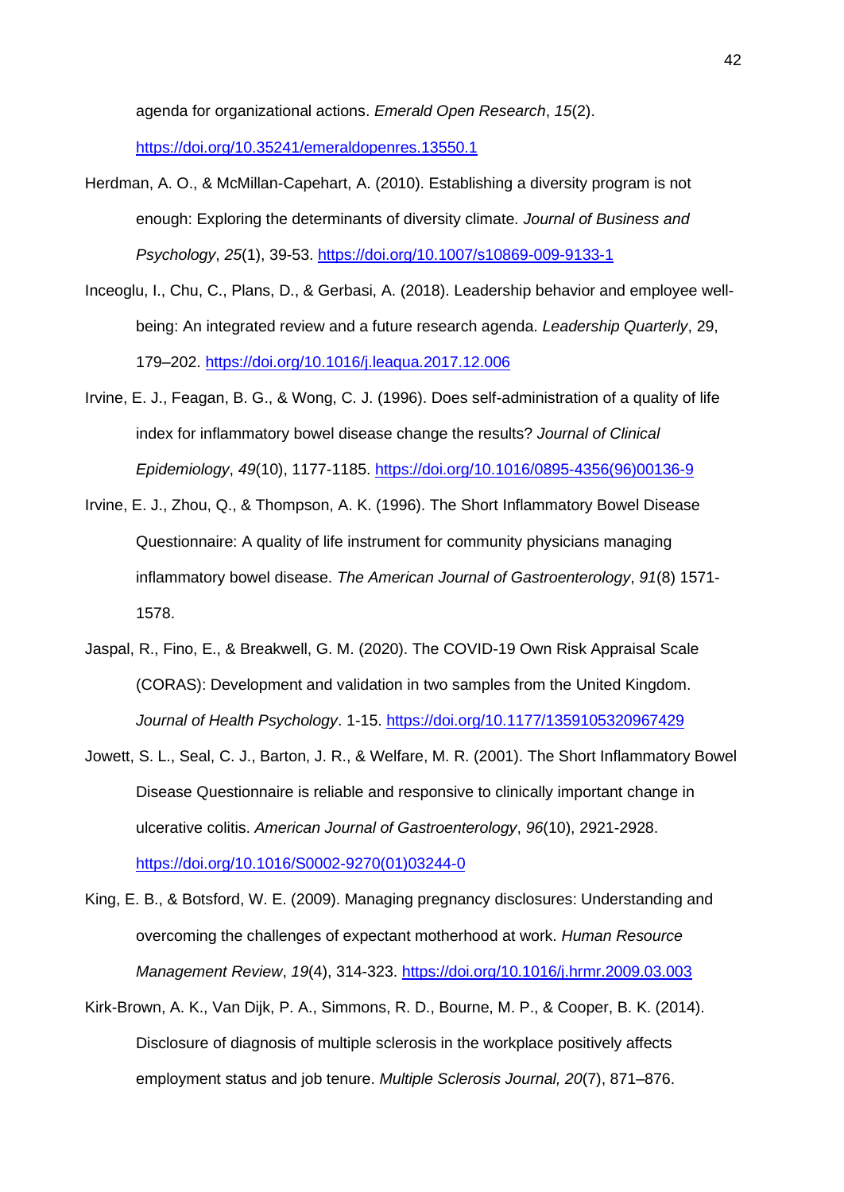agenda for organizational actions. *Emerald Open Research*, *15*(2). https://doi.org/10.35241/emeraldopenres.13550.1

Herdman, A. O., & McMillan-Capehart, A. (2010). Establishing a diversity program is not enough: Exploring the determinants of diversity climate. *Journal of Business and Psychology*, *25*(1), 39-53. https://doi.org/10.1007/s10869-009-9133-1

Inceoglu, I., Chu, C., Plans, D., & Gerbasi, A. (2018). Leadership behavior and employee well-being: An integrated review and a future research agenda. *Leadership Quarterly*, 29, 179–202. https://doi.org/10.1016/j.leaqua.2017.12.006

Irvine, E. J., Feagan, B. G., & Wong, C. J. (1996). Does self-administration of a quality of life index for inflammatory bowel disease change the results? *Journal of Clinical Epidemiology*, *49*(10), 1177-1185. https://doi.org/10.1016/0895-4356(96)00136-9

Irvine, E. J., Zhou, Q., & Thompson, A. K. (1996). The Short Inflammatory Bowel Disease Questionnaire: A quality of life instrument for community physicians managing inflammatory bowel disease. *The American Journal of Gastroenterology*, *91*(8) 1571-1578.

Jaspal, R., Fino, E., & Breakwell, G. M. (2020). The COVID-19 Own Risk Appraisal Scale (CORAS): Development and validation in two samples from the United Kingdom. *Journal of Health Psychology*. 1-15. https://doi.org/10.1177/1359105320967429

Jowett, S. L., Seal, C. J., Barton, J. R., & Welfare, M. R. (2001). The Short Inflammatory Bowel Disease Questionnaire is reliable and responsive to clinically important change in ulcerative colitis. *American Journal of Gastroenterology*, *96*(10), 2921-2928. https://doi.org/10.1016/S0002-9270(01)03244-0

King, E. B., & Botsford, W. E. (2009). Managing pregnancy disclosures: Understanding and overcoming the challenges of expectant motherhood at work. *Human Resource Management Review*, *19*(4), 314-323. https://doi.org/10.1016/j.hrmr.2009.03.003

Kirk-Brown, A. K., Van Dijk, P. A., Simmons, R. D., Bourne, M. P., & Cooper, B. K. (2014). Disclosure of diagnosis of multiple sclerosis in the workplace positively affects employment status and job tenure. *Multiple Sclerosis Journal, 20*(7), 871–876.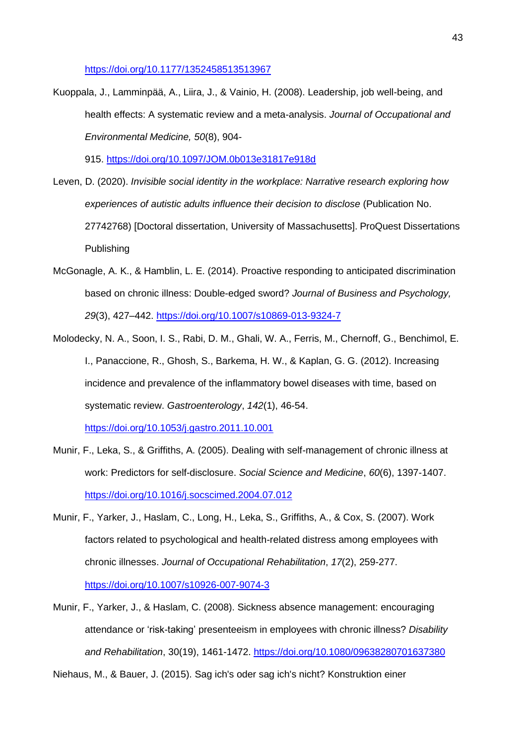https://doi.org/10.1177/1352458513513967

Kuoppala, J., Lamminpää, A., Liira, J., & Vainio, H. (2008). Leadership, job well-being, and health effects: A systematic review and a meta-analysis. *Journal of Occupational and Environmental Medicine, 50*(8), 904-915. https://doi.org/10.1097/JOM.0b013e31817e918d

Leven, D. (2020). *Invisible social identity in the workplace: Narrative research exploring how experiences of autistic adults influence their decision to disclose* (Publication No. 27742768) [Doctoral dissertation, University of Massachusetts]. ProQuest Dissertations Publishing

McGonagle, A. K., & Hamblin, L. E. (2014). Proactive responding to anticipated discrimination based on chronic illness: Double-edged sword? *Journal of Business and Psychology, 29*(3), 427–442. https://doi.org/10.1007/s10869-013-9324-7

Molodecky, N. A., Soon, I. S., Rabi, D. M., Ghali, W. A., Ferris, M., Chernoff, G., Benchimol, E. I., Panaccione, R., Ghosh, S., Barkema, H. W., & Kaplan, G. G. (2012). Increasing incidence and prevalence of the inflammatory bowel diseases with time, based on systematic review. *Gastroenterology*, *142*(1), 46-54. https://doi.org/10.1053/j.gastro.2011.10.001

Munir, F., Leka, S., & Griffiths, A. (2005). Dealing with self-management of chronic illness at work: Predictors for self-disclosure. *Social Science and Medicine*, *60*(6), 1397-1407. https://doi.org/10.1016/j.socscimed.2004.07.012

Munir, F., Yarker, J., Haslam, C., Long, H., Leka, S., Griffiths, A., & Cox, S. (2007). Work factors related to psychological and health-related distress among employees with chronic illnesses. *Journal of Occupational Rehabilitation*, *17*(2), 259-277. https://doi.org/10.1007/s10926-007-9074-3

Munir, F., Yarker, J., & Haslam, C. (2008). Sickness absence management: encouraging attendance or 'risk-taking' presenteeism in employees with chronic illness? *Disability and Rehabilitation*, 30(19), 1461-1472. https://doi.org/10.1080/09638280701637380

Niehaus, M., & Bauer, J. (2015). Sag ich's oder sag ich's nicht? Konstruktion einer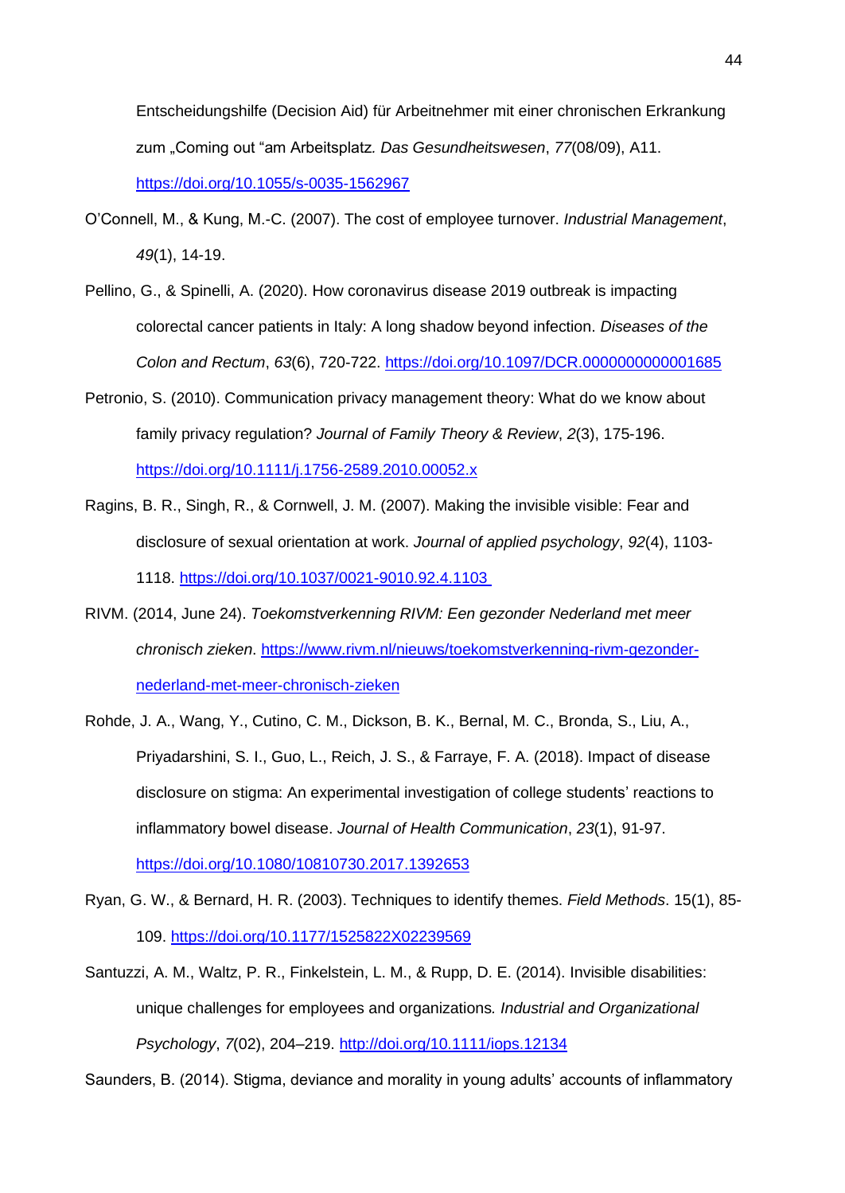Entscheidungshilfe (Decision Aid) für Arbeitnehmer mit einer chronischen Erkrankung zum „Coming out "am Arbeitsplatz. *Das Gesundheitswesen*, *77*(08/09), A11. https://doi.org/10.1055/s-0035-1562967

O'Connell, M., & Kung, M.-C. (2007). The cost of employee turnover. *Industrial Management*, *49*(1), 14-19.

Pellino, G., & Spinelli, A. (2020). How coronavirus disease 2019 outbreak is impacting colorectal cancer patients in Italy: A long shadow beyond infection. *Diseases of the Colon and Rectum*, *63*(6), 720-722. https://doi.org/10.1097/DCR.0000000000001685

Petronio, S. (2010). Communication privacy management theory: What do we know about family privacy regulation? *Journal of Family Theory & Review*, *2*(3), 175-196. https://doi.org/10.1111/j.1756-2589.2010.00052.x

Ragins, B. R., Singh, R., & Cornwell, J. M. (2007). Making the invisible visible: Fear and disclosure of sexual orientation at work. *Journal of applied psychology*, *92*(4), 1103-1118. https://doi.org/10.1037/0021-9010.92.4.1103

RIVM. (2014, June 24). *Toekomstverkenning RIVM: Een gezonder Nederland met meer chronisch zieken*. https://www.rivm.nl/nieuws/toekomstverkenning-rivm-gezonder-nederland-met-meer-chronisch-zieken

Rohde, J. A., Wang, Y., Cutino, C. M., Dickson, B. K., Bernal, M. C., Bronda, S., Liu, A., Priyadarshini, S. I., Guo, L., Reich, J. S., & Farraye, F. A. (2018). Impact of disease disclosure on stigma: An experimental investigation of college students' reactions to inflammatory bowel disease. *Journal of Health Communication*, *23*(1), 91-97. https://doi.org/10.1080/10810730.2017.1392653

Ryan, G. W., & Bernard, H. R. (2003). Techniques to identify themes. *Field Methods*. 15(1), 85-109. https://doi.org/10.1177/1525822X02239569

Santuzzi, A. M., Waltz, P. R., Finkelstein, L. M., & Rupp, D. E. (2014). Invisible disabilities: unique challenges for employees and organizations. *Industrial and Organizational Psychology*, *7*(02), 204–219. http://doi.org/10.1111/iops.12134

Saunders, B. (2014). Stigma, deviance and morality in young adults' accounts of inflammatory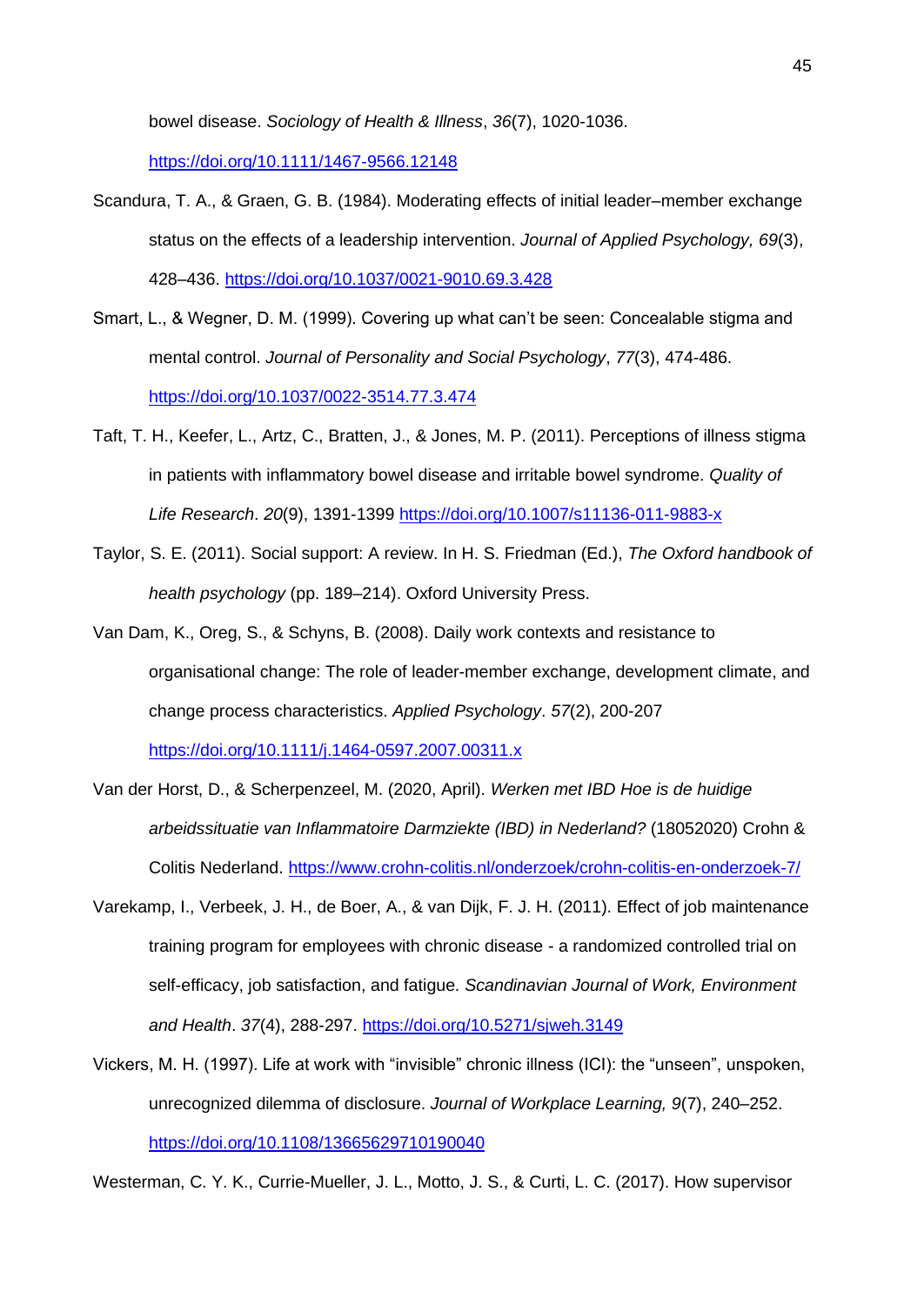bowel disease. *Sociology of Health & Illness*, *36*(7), 1020-1036. https://doi.org/10.1111/1467-9566.12148

Scandura, T. A., & Graen, G. B. (1984). Moderating effects of initial leader–member exchange status on the effects of a leadership intervention. *Journal of Applied Psychology, 69*(3), 428–436. https://doi.org/10.1037/0021-9010.69.3.428

Smart, L., & Wegner, D. M. (1999). Covering up what can't be seen: Concealable stigma and mental control. *Journal of Personality and Social Psychology*, *77*(3), 474-486. https://doi.org/10.1037/0022-3514.77.3.474

Taft, T. H., Keefer, L., Artz, C., Bratten, J., & Jones, M. P. (2011). Perceptions of illness stigma in patients with inflammatory bowel disease and irritable bowel syndrome. *Quality of Life Research*. *20*(9), 1391-1399 https://doi.org/10.1007/s11136-011-9883-x

Taylor, S. E. (2011). Social support: A review. In H. S. Friedman (Ed.), *The Oxford handbook of health psychology* (pp. 189–214). Oxford University Press.

Van Dam, K., Oreg, S., & Schyns, B. (2008). Daily work contexts and resistance to organisational change: The role of leader-member exchange, development climate, and change process characteristics. *Applied Psychology*. *57*(2), 200-207 https://doi.org/10.1111/j.1464-0597.2007.00311.x

Van der Horst, D., & Scherpenzeel, M. (2020, April). *Werken met IBD Hoe is de huidige arbeidssituatie van Inflammatoire Darmziekte (IBD) in Nederland?* (18052020) Crohn & Colitis Nederland. https://www.crohn-colitis.nl/onderzoek/crohn-colitis-en-onderzoek-7/

Varekamp, I., Verbeek, J. H., de Boer, A., & van Dijk, F. J. H. (2011). Effect of job maintenance training program for employees with chronic disease - a randomized controlled trial on self-efficacy, job satisfaction, and fatigue. *Scandinavian Journal of Work, Environment and Health*. *37*(4), 288-297. https://doi.org/10.5271/sjweh.3149

Vickers, M. H. (1997). Life at work with "invisible" chronic illness (ICI): the "unseen", unspoken, unrecognized dilemma of disclosure. *Journal of Workplace Learning, 9*(7), 240–252. https://doi.org/10.1108/13665629710190040

Westerman, C. Y. K., Currie-Mueller, J. L., Motto, J. S., & Curti, L. C. (2017). How supervisor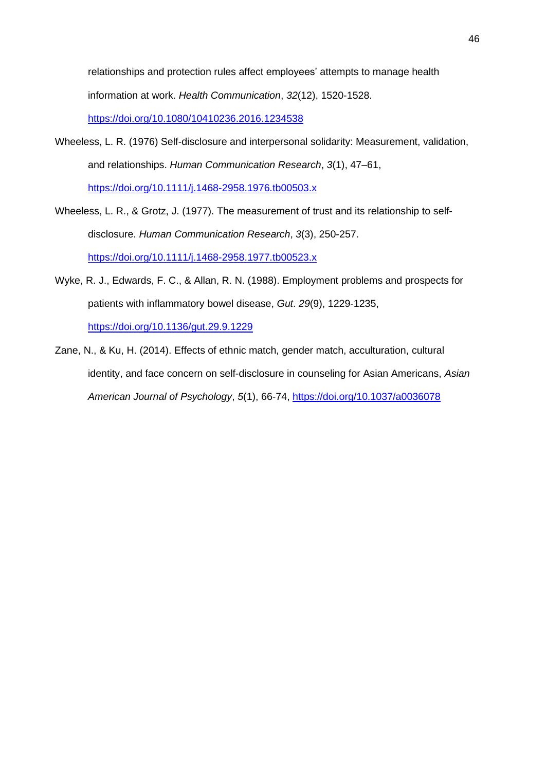relationships and protection rules affect employees' attempts to manage health information at work. *Health Communication*, *32*(12), 1520-1528. https://doi.org/10.1080/10410236.2016.1234538

Wheeless, L. R. (1976) Self-disclosure and interpersonal solidarity: Measurement, validation, and relationships. *Human Communication Research*, *3*(1), 47–61, https://doi.org/10.1111/j.1468-2958.1976.tb00503.x

Wheeless, L. R., & Grotz, J. (1977). The measurement of trust and its relationship to self-disclosure. *Human Communication Research*, *3*(3), 250-257. https://doi.org/10.1111/j.1468-2958.1977.tb00523.x

Wyke, R. J., Edwards, F. C., & Allan, R. N. (1988). Employment problems and prospects for patients with inflammatory bowel disease, *Gut*. *29*(9), 1229-1235, https://doi.org/10.1136/gut.29.9.1229

Zane, N., & Ku, H. (2014). Effects of ethnic match, gender match, acculturation, cultural identity, and face concern on self-disclosure in counseling for Asian Americans, *Asian American Journal of Psychology*, *5*(1), 66-74, https://doi.org/10.1037/a0036078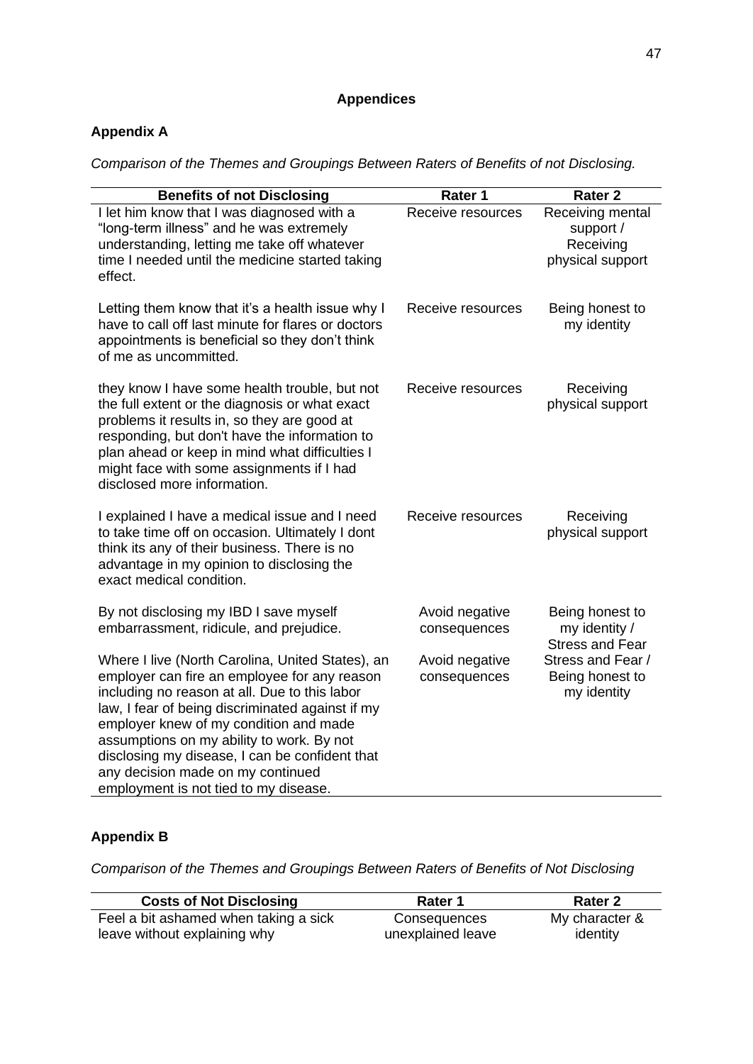## Appendices

### Appendix A

*Comparison of the Themes and Groupings Between Raters of Benefits of not Disclosing.*

| Benefits of not Disclosing | Rater 1 | Rater 2 |
|---|---|---|
| I let him know that I was diagnosed with a "long-term illness" and he was extremely understanding, letting me take off whatever time I needed until the medicine started taking effect. | Receive resources | Receiving mental support / Receiving physical support |
| Letting them know that it's a health issue why I have to call off last minute for flares or doctors appointments is beneficial so they don't think of me as uncommitted. | Receive resources | Being honest to my identity |
| they know I have some health trouble, but not the full extent or the diagnosis or what exact problems it results in, so they are good at responding, but don't have the information to plan ahead or keep in mind what difficulties I might face with some assignments if I had disclosed more information. | Receive resources | Receiving physical support |
| I explained I have a medical issue and I need to take time off on occasion. Ultimately I dont think its any of their business. There is no advantage in my opinion to disclosing the exact medical condition. | Receive resources | Receiving physical support |
| By not disclosing my IBD I save myself embarrassment, ridicule, and prejudice. | Avoid negative consequences | Being honest to my identity / Stress and Fear |
| Where I live (North Carolina, United States), an employer can fire an employee for any reason including no reason at all. Due to this labor law, I fear of being discriminated against if my employer knew of my condition and made assumptions on my ability to work. By not disclosing my disease, I can be confident that any decision made on my continued employment is not tied to my disease. | Avoid negative consequences | Stress and Fear / Being honest to my identity |

### Appendix B

*Comparison of the Themes and Groupings Between Raters of Benefits of Not Disclosing*

| Costs of Not Disclosing | Rater 1 | Rater 2 |
|---|---|---|
| Feel a bit ashamed when taking a sick leave without explaining why | Consequences unexplained leave | My character & identity |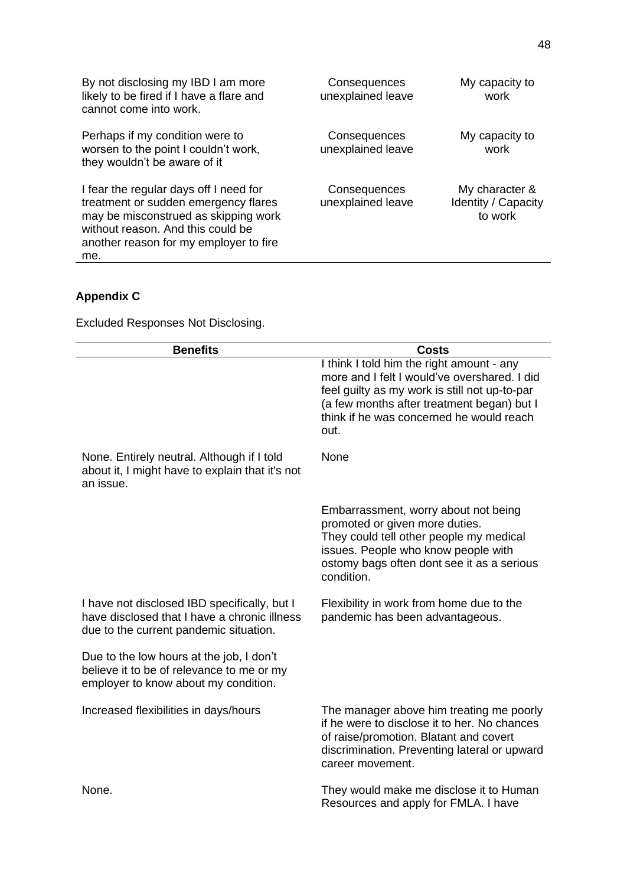| | | |
|---|---|---|
| By not disclosing my IBD I am more likely to be fired if I have a flare and cannot come into work. | Consequences unexplained leave | My capacity to work |
| Perhaps if my condition were to worsen to the point I couldn't work, they wouldn't be aware of it | Consequences unexplained leave | My capacity to work |
| I fear the regular days off I need for treatment or sudden emergency flares may be misconstrued as skipping work without reason. And this could be another reason for my employer to fire me. | Consequences unexplained leave | My character & Identity / Capacity to work |

**Appendix C**

Excluded Responses Not Disclosing.

| Benefits | Costs |
|---|---|
| | I think I told him the right amount - any more and I felt I would've overshared. I did feel guilty as my work is still not up-to-par (a few months after treatment began) but I think if he was concerned he would reach out. |
| None. Entirely neutral. Although if I told about it, I might have to explain that it's not an issue. | None |
| | Embarrassment, worry about not being promoted or given more duties. They could tell other people my medical issues. People who know people with ostomy bags often dont see it as a serious condition. |
| I have not disclosed IBD specifically, but I have disclosed that I have a chronic illness due to the current pandemic situation. | Flexibility in work from home due to the pandemic has been advantageous. |
| Due to the low hours at the job, I don't believe it to be of relevance to me or my employer to know about my condition. | |
| Increased flexibilities in days/hours | The manager above him treating me poorly if he were to disclose it to her. No chances of raise/promotion. Blatant and covert discrimination. Preventing lateral or upward career movement. |
| None. | They would make me disclose it to Human Resources and apply for FMLA. I have |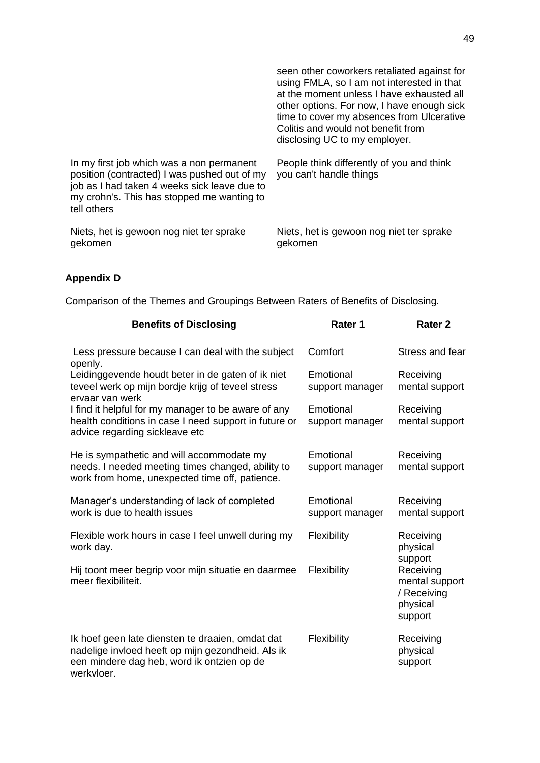| | |
|---|---|
| | seen other coworkers retaliated against for using FMLA, so I am not interested in that at the moment unless I have exhausted all other options. For now, I have enough sick time to cover my absences from Ulcerative Colitis and would not benefit from disclosing UC to my employer. |
| In my first job which was a non permanent position (contracted) I was pushed out of my job as I had taken 4 weeks sick leave due to my crohn's. This has stopped me wanting to tell others | People think differently of you and think you can't handle things |
| Niets, het is gewoon nog niet ter sprake gekomen | Niets, het is gewoon nog niet ter sprake gekomen |

**Appendix D**

Comparison of the Themes and Groupings Between Raters of Benefits of Disclosing.

| Benefits of Disclosing | Rater 1 | Rater 2 |
|---|---|---|
| Less pressure because I can deal with the subject openly. | Comfort | Stress and fear |
| Leidinggevende houdt beter in de gaten of ik niet teveel werk op mijn bordje krijg of teveel stress ervaar van werk | Emotional support manager | Receiving mental support |
| I find it helpful for my manager to be aware of any health conditions in case I need support in future or advice regarding sickleave etc | Emotional support manager | Receiving mental support |
| He is sympathetic and will accommodate my needs. I needed meeting times changed, ability to work from home, unexpected time off, patience. | Emotional support manager | Receiving mental support |
| Manager's understanding of lack of completed work is due to health issues | Emotional support manager | Receiving mental support |
| Flexible work hours in case I feel unwell during my work day. | Flexibility | Receiving physical support |
| Hij toont meer begrip voor mijn situatie en daarmee meer flexibiliteit. | Flexibility | Receiving mental support / Receiving physical support |
| Ik hoef geen late diensten te draaien, omdat dat nadelige invloed heeft op mijn gezondheid. Als ik een mindere dag heb, word ik ontzien op de werkvloer. | Flexibility | Receiving physical support |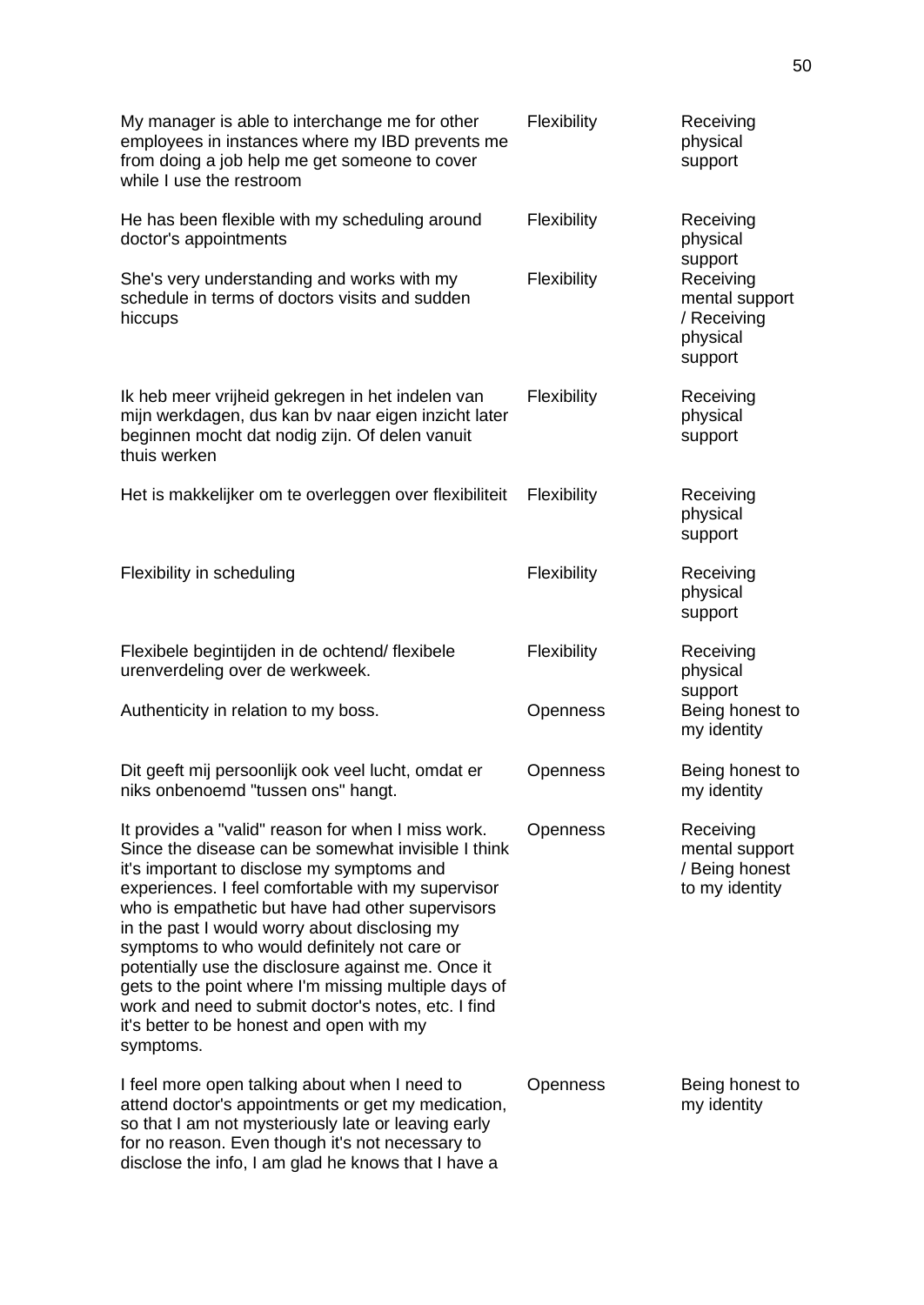| | | |
|---|---|---|
| My manager is able to interchange me for other employees in instances where my IBD prevents me from doing a job help me get someone to cover while I use the restroom | Flexibility | Receiving physical support |
| He has been flexible with my scheduling around doctor's appointments | Flexibility | Receiving physical support |
| She's very understanding and works with my schedule in terms of doctors visits and sudden hiccups | Flexibility | Receiving mental support / Receiving physical support |
| Ik heb meer vrijheid gekregen in het indelen van mijn werkdagen, dus kan bv naar eigen inzicht later beginnen mocht dat nodig zijn. Of delen vanuit thuis werken | Flexibility | Receiving physical support |
| Het is makkelijker om te overleggen over flexibiliteit | Flexibility | Receiving physical support |
| Flexibility in scheduling | Flexibility | Receiving physical support |
| Flexibele begintijden in de ochtend/ flexibele urenverdeling over de werkweek. | Flexibility | Receiving physical support |
| Authenticity in relation to my boss. | Openness | Being honest to my identity |
| Dit geeft mij persoonlijk ook veel lucht, omdat er niks onbenoemd "tussen ons" hangt. | Openness | Being honest to my identity |
| It provides a "valid" reason for when I miss work. Since the disease can be somewhat invisible I think it's important to disclose my symptoms and experiences. I feel comfortable with my supervisor who is empathetic but have had other supervisors in the past I would worry about disclosing my symptoms to who would definitely not care or potentially use the disclosure against me. Once it gets to the point where I'm missing multiple days of work and need to submit doctor's notes, etc. I find it's better to be honest and open with my symptoms. | Openness | Receiving mental support / Being honest to my identity |
| I feel more open talking about when I need to attend doctor's appointments or get my medication, so that I am not mysteriously late or leaving early for no reason. Even though it's not necessary to disclose the info, I am glad he knows that I have a | Openness | Being honest to my identity |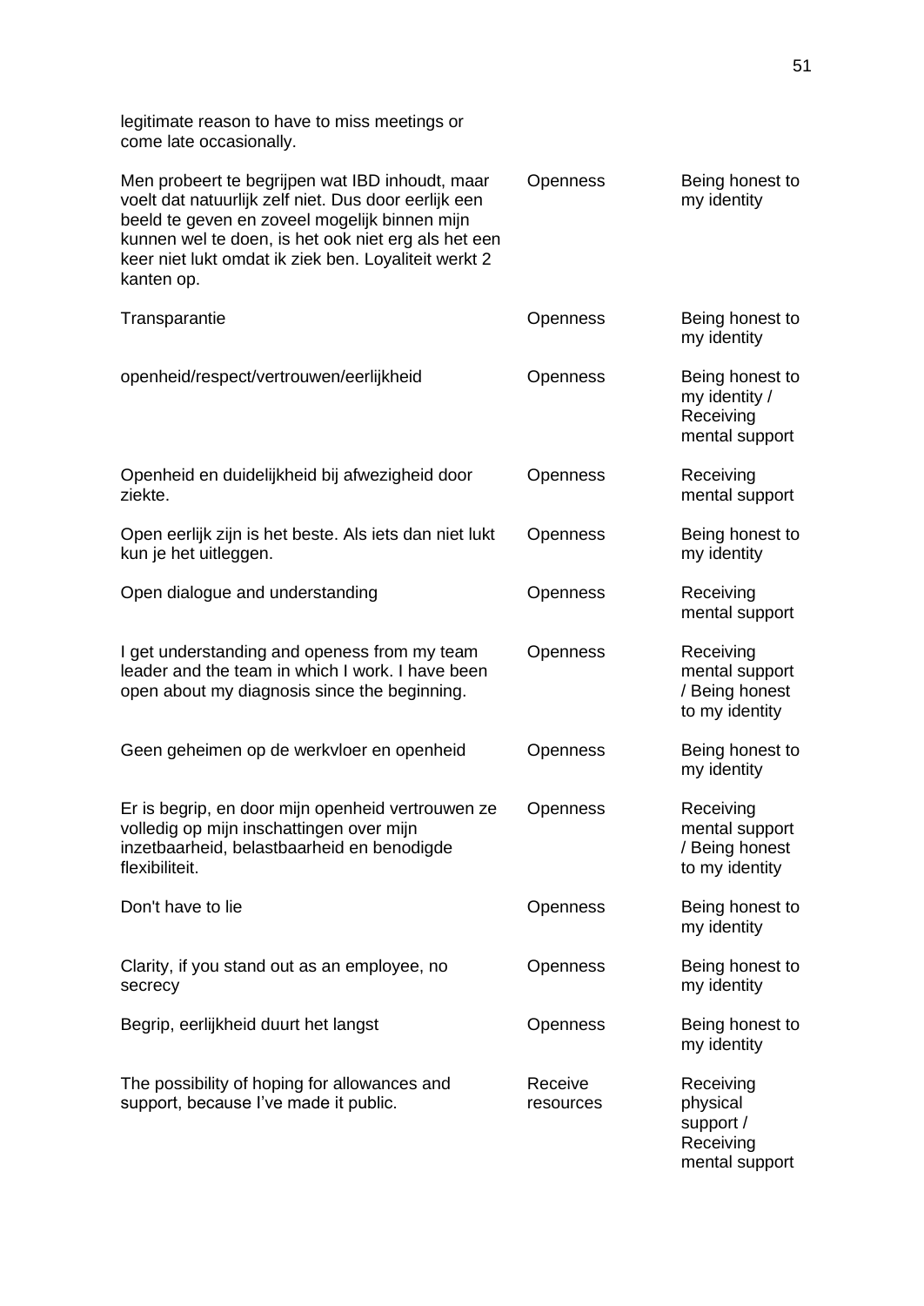| | | |
|---|---|---|
| legitimate reason to have to miss meetings or come late occasionally. | | |
| Men probeert te begrijpen wat IBD inhoudt, maar voelt dat natuurlijk zelf niet. Dus door eerlijk een beeld te geven en zoveel mogelijk binnen mijn kunnen wel te doen, is het ook niet erg als het een keer niet lukt omdat ik ziek ben. Loyaliteit werkt 2 kanten op. | Openness | Being honest to my identity |
| Transparantie | Openness | Being honest to my identity |
| openheid/respect/vertrouwen/eerlijkheid | Openness | Being honest to my identity / Receiving mental support |
| Openheid en duidelijkheid bij afwezigheid door ziekte. | Openness | Receiving mental support |
| Open eerlijk zijn is het beste. Als iets dan niet lukt kun je het uitleggen. | Openness | Being honest to my identity |
| Open dialogue and understanding | Openness | Receiving mental support |
| I get understanding and openess from my team leader and the team in which I work. I have been open about my diagnosis since the beginning. | Openness | Receiving mental support / Being honest to my identity |
| Geen geheimen op de werkvloer en openheid | Openness | Being honest to my identity |
| Er is begrip, en door mijn openheid vertrouwen ze volledig op mijn inschattingen over mijn inzetbaarheid, belastbaarheid en benodigde flexibiliteit. | Openness | Receiving mental support / Being honest to my identity |
| Don't have to lie | Openness | Being honest to my identity |
| Clarity, if you stand out as an employee, no secrecy | Openness | Being honest to my identity |
| Begrip, eerlijkheid duurt het langst | Openness | Being honest to my identity |
| The possibility of hoping for allowances and support, because I've made it public. | Receive resources | Receiving physical support / Receiving mental support |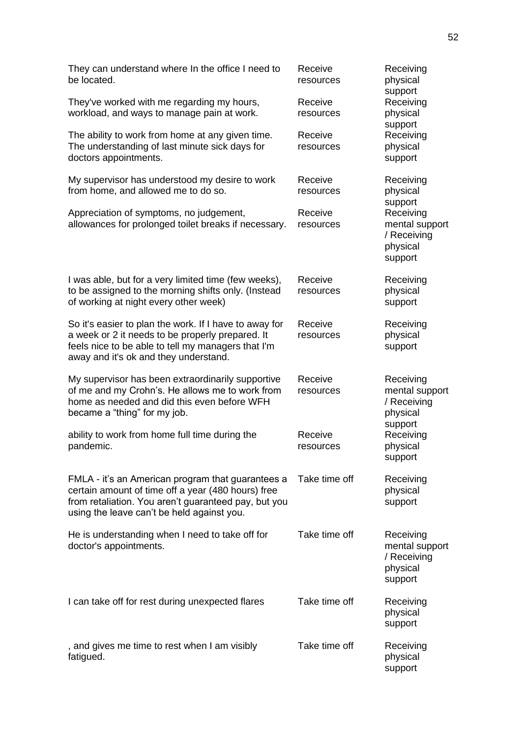| | | |
|---|---|---|
| They can understand where In the office I need to be located. | Receive resources | Receiving physical support |
| They've worked with me regarding my hours, workload, and ways to manage pain at work. | Receive resources | Receiving physical support |
| The ability to work from home at any given time. The understanding of last minute sick days for doctors appointments. | Receive resources | Receiving physical support |
| My supervisor has understood my desire to work from home, and allowed me to do so. | Receive resources | Receiving physical support |
| Appreciation of symptoms, no judgement, allowances for prolonged toilet breaks if necessary. | Receive resources | Receiving mental support / Receiving physical support |
| I was able, but for a very limited time (few weeks), to be assigned to the morning shifts only. (Instead of working at night every other week) | Receive resources | Receiving physical support |
| So it's easier to plan the work. If I have to away for a week or 2 it needs to be properly prepared. It feels nice to be able to tell my managers that I'm away and it's ok and they understand. | Receive resources | Receiving physical support |
| My supervisor has been extraordinarily supportive of me and my Crohn's. He allows me to work from home as needed and did this even before WFH became a "thing" for my job. | Receive resources | Receiving mental support / Receiving physical support |
| ability to work from home full time during the pandemic. | Receive resources | Receiving physical support |
| FMLA - it's an American program that guarantees a certain amount of time off a year (480 hours) free from retaliation. You aren't guaranteed pay, but you using the leave can't be held against you. | Take time off | Receiving physical support |
| He is understanding when I need to take off for doctor's appointments. | Take time off | Receiving mental support / Receiving physical support |
| I can take off for rest during unexpected flares | Take time off | Receiving physical support |
| , and gives me time to rest when I am visibly fatigued. | Take time off | Receiving physical support |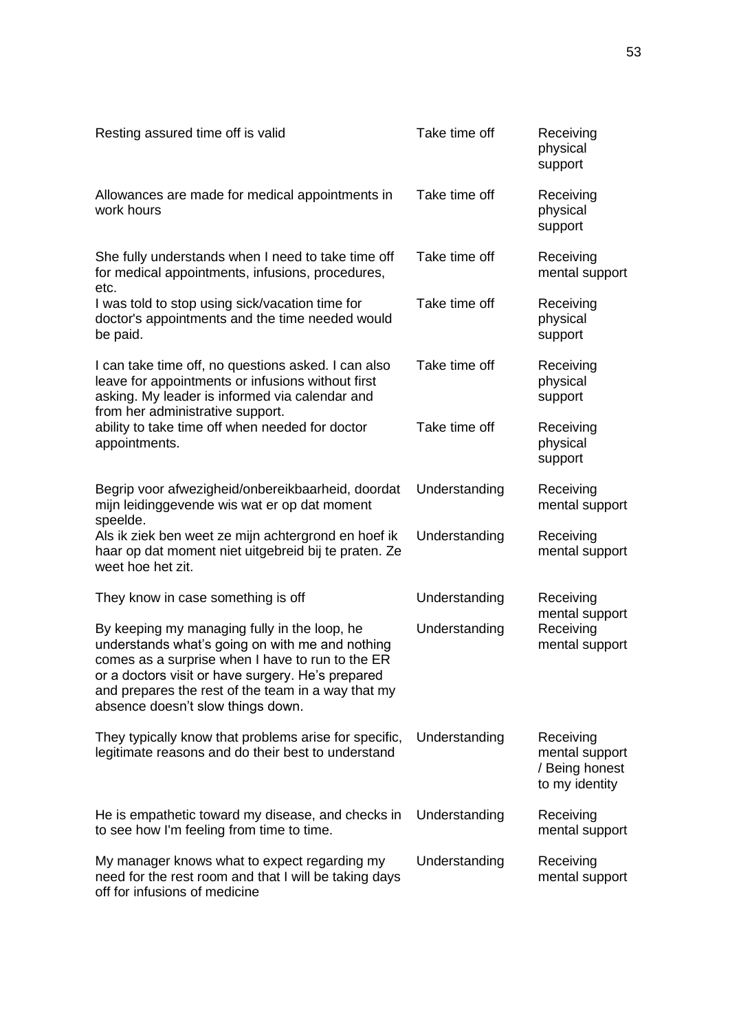| | | |
|---|---|---|
| Resting assured time off is valid | Take time off | Receiving physical support |
| Allowances are made for medical appointments in work hours | Take time off | Receiving physical support |
| She fully understands when I need to take time off for medical appointments, infusions, procedures, etc. | Take time off | Receiving mental support |
| I was told to stop using sick/vacation time for doctor's appointments and the time needed would be paid. | Take time off | Receiving physical support |
| I can take time off, no questions asked. I can also leave for appointments or infusions without first asking. My leader is informed via calendar and from her administrative support. | Take time off | Receiving physical support |
| ability to take time off when needed for doctor appointments. | Take time off | Receiving physical support |
| Begrip voor afwezigheid/onbereikbaarheid, doordat mijn leidinggevende wis wat er op dat moment speelde. | Understanding | Receiving mental support |
| Als ik ziek ben weet ze mijn achtergrond en hoef ik haar op dat moment niet uitgebreid bij te praten. Ze weet hoe het zit. | Understanding | Receiving mental support |
| They know in case something is off | Understanding | Receiving mental support |
| By keeping my managing fully in the loop, he understands what's going on with me and nothing comes as a surprise when I have to run to the ER or a doctors visit or have surgery. He's prepared and prepares the rest of the team in a way that my absence doesn't slow things down. | Understanding | Receiving mental support |
| They typically know that problems arise for specific, legitimate reasons and do their best to understand | Understanding | Receiving mental support / Being honest to my identity |
| He is empathetic toward my disease, and checks in to see how I'm feeling from time to time. | Understanding | Receiving mental support |
| My manager knows what to expect regarding my need for the rest room and that I will be taking days off for infusions of medicine | Understanding | Receiving mental support |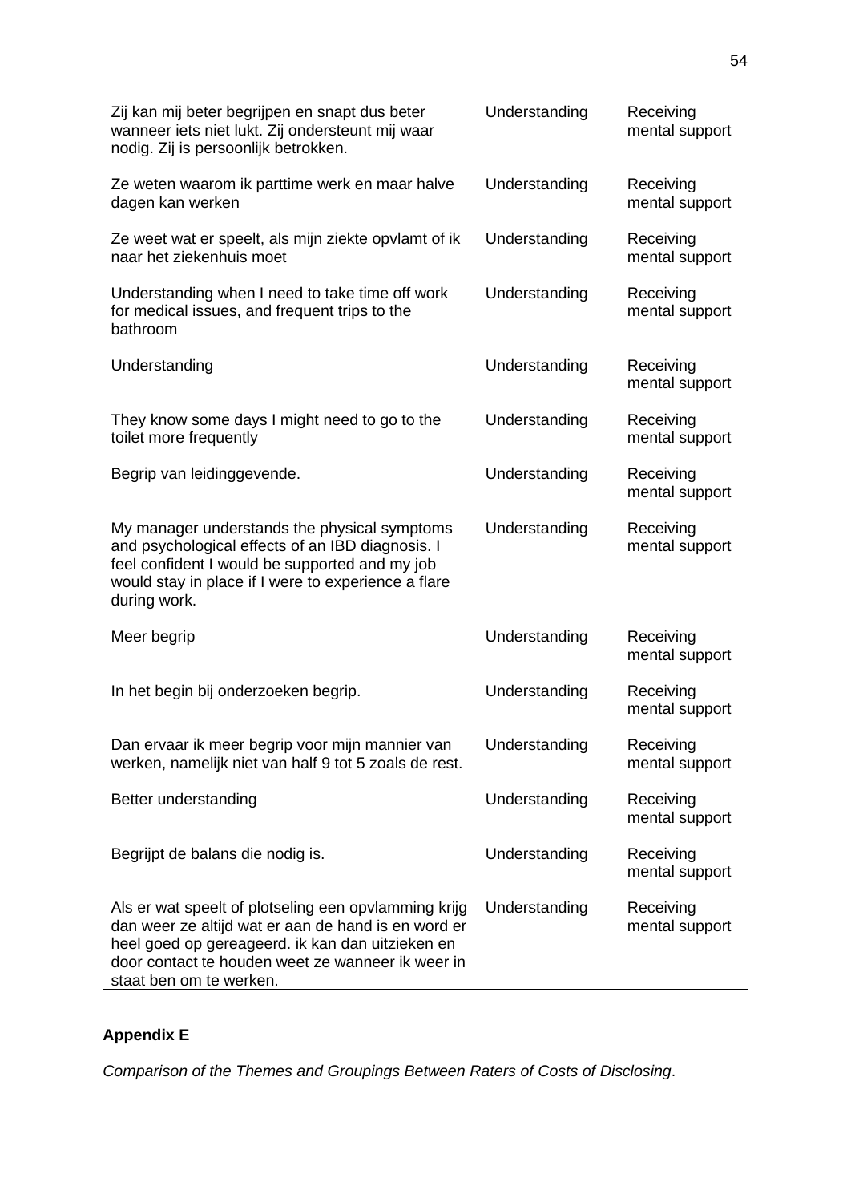| | | |
|---|---|---|
| Zij kan mij beter begrijpen en snapt dus beter wanneer iets niet lukt. Zij ondersteunt mij waar nodig. Zij is persoonlijk betrokken. | Understanding | Receiving mental support |
| Ze weten waarom ik parttime werk en maar halve dagen kan werken | Understanding | Receiving mental support |
| Ze weet wat er speelt, als mijn ziekte opvlamt of ik naar het ziekenhuis moet | Understanding | Receiving mental support |
| Understanding when I need to take time off work for medical issues, and frequent trips to the bathroom | Understanding | Receiving mental support |
| Understanding | Understanding | Receiving mental support |
| They know some days I might need to go to the toilet more frequently | Understanding | Receiving mental support |
| Begrip van leidinggevende. | Understanding | Receiving mental support |
| My manager understands the physical symptoms and psychological effects of an IBD diagnosis. I feel confident I would be supported and my job would stay in place if I were to experience a flare during work. | Understanding | Receiving mental support |
| Meer begrip | Understanding | Receiving mental support |
| In het begin bij onderzoeken begrip. | Understanding | Receiving mental support |
| Dan ervaar ik meer begrip voor mijn mannier van werken, namelijk niet van half 9 tot 5 zoals de rest. | Understanding | Receiving mental support |
| Better understanding | Understanding | Receiving mental support |
| Begrijpt de balans die nodig is. | Understanding | Receiving mental support |
| Als er wat speelt of plotseling een opvlamming krijg dan weer ze altijd wat er aan de hand is en word er heel goed op gereageerd. ik kan dan uitzieken en door contact te houden weet ze wanneer ik weer in staat ben om te werken. | Understanding | Receiving mental support |

**Appendix E**

*Comparison of the Themes and Groupings Between Raters of Costs of Disclosing*.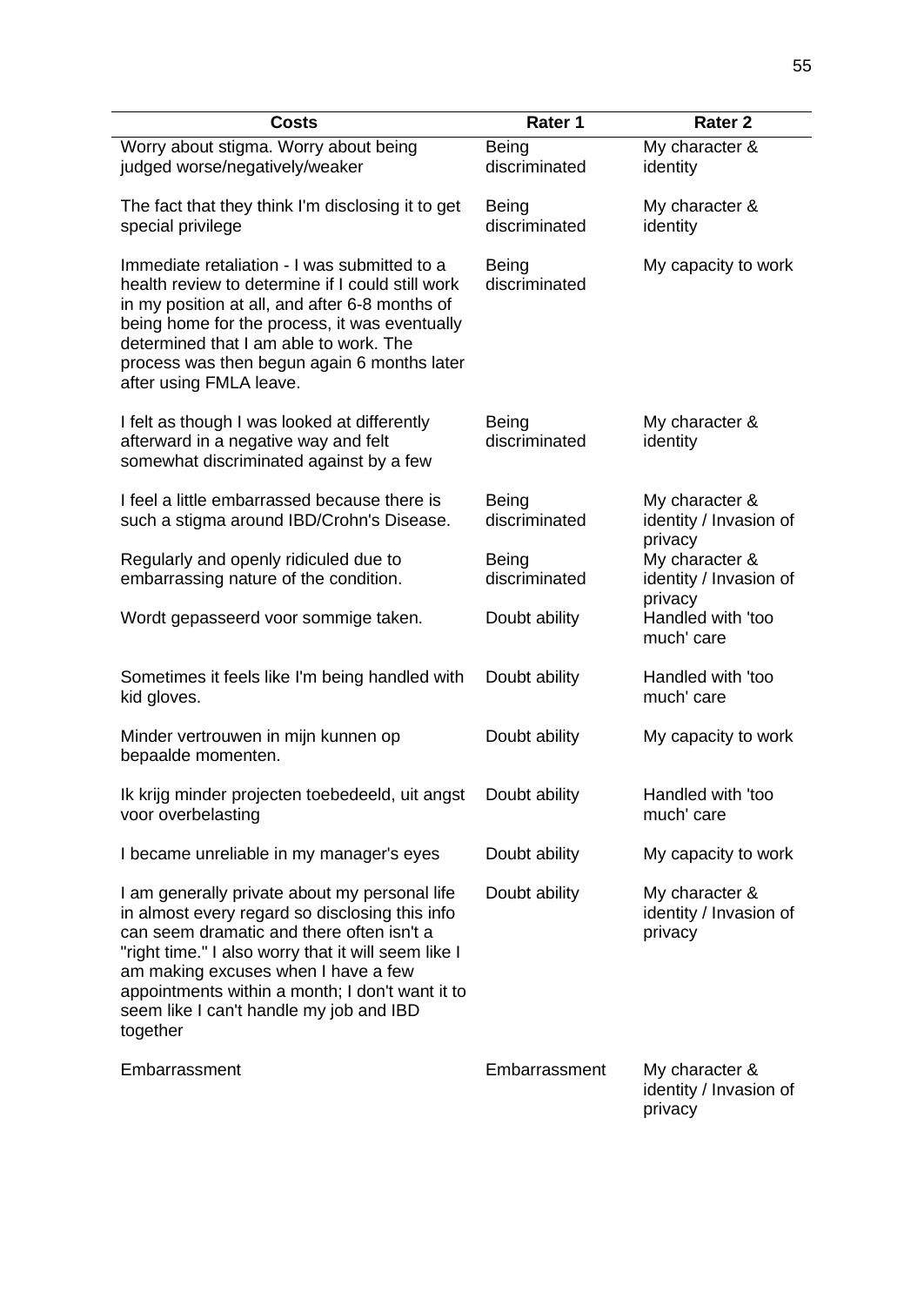| Costs | Rater 1 | Rater 2 |
|---|---|---|
| Worry about stigma. Worry about being judged worse/negatively/weaker | Being discriminated | My character & identity |
| The fact that they think I'm disclosing it to get special privilege | Being discriminated | My character & identity |
| Immediate retaliation - I was submitted to a health review to determine if I could still work in my position at all, and after 6-8 months of being home for the process, it was eventually determined that I am able to work. The process was then begun again 6 months later after using FMLA leave. | Being discriminated | My capacity to work |
| I felt as though I was looked at differently afterward in a negative way and felt somewhat discriminated against by a few | Being discriminated | My character & identity |
| I feel a little embarrassed because there is such a stigma around IBD/Crohn's Disease. | Being discriminated | My character & identity / Invasion of privacy |
| Regularly and openly ridiculed due to embarrassing nature of the condition. | Being discriminated | My character & identity / Invasion of privacy |
| Wordt gepasseerd voor sommige taken. | Doubt ability | Handled with 'too much' care |
| Sometimes it feels like I'm being handled with kid gloves. | Doubt ability | Handled with 'too much' care |
| Minder vertrouwen in mijn kunnen op bepaalde momenten. | Doubt ability | My capacity to work |
| Ik krijg minder projecten toebedeeld, uit angst voor overbelasting | Doubt ability | Handled with 'too much' care |
| I became unreliable in my manager's eyes | Doubt ability | My capacity to work |
| I am generally private about my personal life in almost every regard so disclosing this info can seem dramatic and there often isn't a "right time." I also worry that it will seem like I am making excuses when I have a few appointments within a month; I don't want it to seem like I can't handle my job and IBD together | Doubt ability | My character & identity / Invasion of privacy |
| Embarrassment | Embarrassment | My character & identity / Invasion of privacy |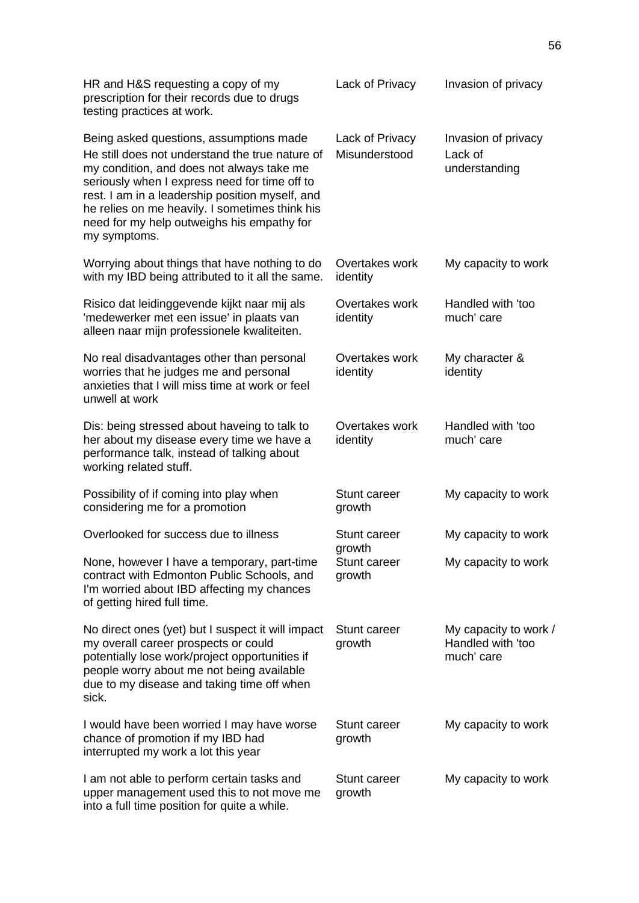| | | |
|---|---|---|
| HR and H&S requesting a copy of my prescription for their records due to drugs testing practices at work. | Lack of Privacy | Invasion of privacy |
| Being asked questions, assumptions made | Lack of Privacy | Invasion of privacy |
| He still does not understand the true nature of my condition, and does not always take me seriously when I express need for time off to rest. I am in a leadership position myself, and he relies on me heavily. I sometimes think his need for my help outweighs his empathy for my symptoms. | Misunderstood | Lack of understanding |
| Worrying about things that have nothing to do with my IBD being attributed to it all the same. | Overtakes work identity | My capacity to work |
| Risico dat leidinggevende kijkt naar mij als 'medewerker met een issue' in plaats van alleen naar mijn professionele kwaliteiten. | Overtakes work identity | Handled with 'too much' care |
| No real disadvantages other than personal worries that he judges me and personal anxieties that I will miss time at work or feel unwell at work | Overtakes work identity | My character & identity |
| Dis: being stressed about haveing to talk to her about my disease every time we have a performance talk, instead of talking about working related stuff. | Overtakes work identity | Handled with 'too much' care |
| Possibility of if coming into play when considering me for a promotion | Stunt career growth | My capacity to work |
| Overlooked for success due to illness | Stunt career growth | My capacity to work |
| None, however I have a temporary, part-time contract with Edmonton Public Schools, and I'm worried about IBD affecting my chances of getting hired full time. | Stunt career growth | My capacity to work |
| No direct ones (yet) but I suspect it will impact my overall career prospects or could potentially lose work/project opportunities if people worry about me not being available due to my disease and taking time off when sick. | Stunt career growth | My capacity to work / Handled with 'too much' care |
| I would have been worried I may have worse chance of promotion if my IBD had interrupted my work a lot this year | Stunt career growth | My capacity to work |
| I am not able to perform certain tasks and upper management used this to not move me into a full time position for quite a while. | Stunt career growth | My capacity to work |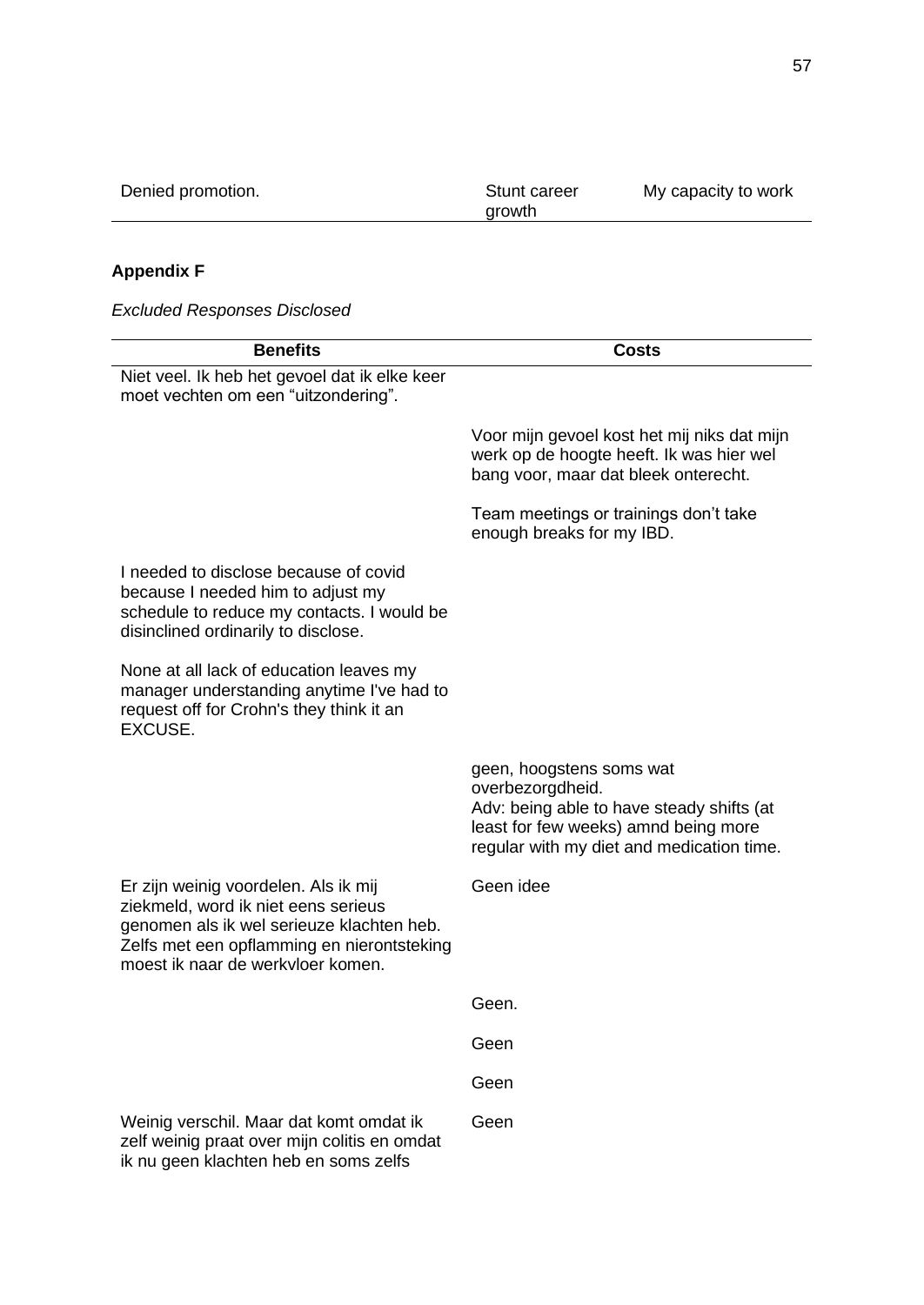| Denied promotion. | Stunt career growth | My capacity to work |
|---|---|---|

**Appendix F**

*Excluded Responses Disclosed*

| Benefits | Costs |
|---|---|
| Niet veel. Ik heb het gevoel dat ik elke keer moet vechten om een "uitzondering". | |
| | Voor mijn gevoel kost het mij niks dat mijn werk op de hoogte heeft. Ik was hier wel bang voor, maar dat bleek onterecht. |
| | Team meetings or trainings don't take enough breaks for my IBD. |
| I needed to disclose because of covid because I needed him to adjust my schedule to reduce my contacts. I would be disinclined ordinarily to disclose. | |
| None at all lack of education leaves my manager understanding anytime I've had to request off for Crohn's they think it an EXCUSE. | |
| | geen, hoogstens soms wat overbezorgdheid. Adv: being able to have steady shifts (at least for few weeks) amnd being more regular with my diet and medication time. |
| Er zijn weinig voordelen. Als ik mij ziekmeld, word ik niet eens serieus genomen als ik wel serieuze klachten heb. Zelfs met een opflamming en nierontsteking moest ik naar de werkvloer komen. | Geen idee |
| | Geen. |
| | Geen |
| | Geen |
| Weinig verschil. Maar dat komt omdat ik zelf weinig praat over mijn colitis en omdat ik nu geen klachten heb en soms zelfs | Geen |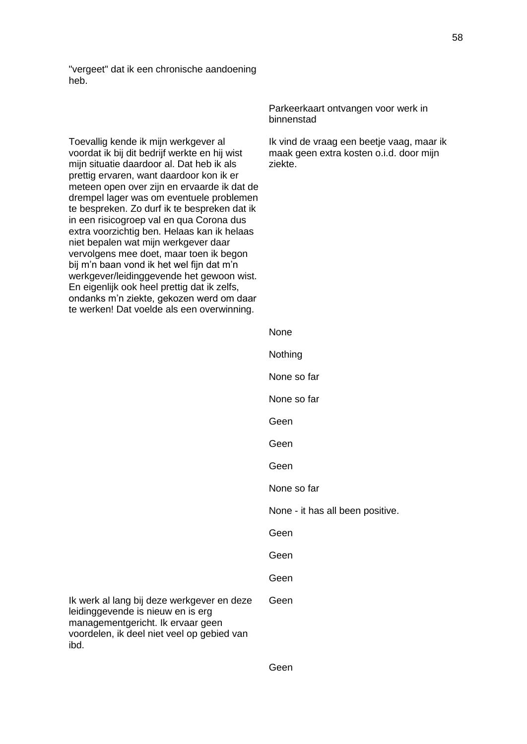| | |
|---|---|
| "vergeet" dat ik een chronische aandoening heb. | |
| | Parkeerkaart ontvangen voor werk in binnenstad |
| Toevallig kende ik mijn werkgever al voordat ik bij dit bedrijf werkte en hij wist mijn situatie daardoor al. Dat heb ik als prettig ervaren, want daardoor kon ik er meteen open over zijn en ervaarde ik dat de drempel lager was om eventuele problemen te bespreken. Zo durf ik te bespreken dat ik in een risicogroep val en qua Corona dus extra voorzichtig ben. Helaas kan ik helaas niet bepalen wat mijn werkgever daar vervolgens mee doet, maar toen ik begon bij m'n baan vond ik het wel fijn dat m'n werkgever/leidinggevende het gewoon wist. En eigenlijk ook heel prettig dat ik zelfs, ondanks m'n ziekte, gekozen werd om daar te werken! Dat voelde als een overwinning. | Ik vind de vraag een beetje vaag, maar ik maak geen extra kosten o.i.d. door mijn ziekte. |
| | None |
| | Nothing |
| | None so far |
| | None so far |
| | Geen |
| | Geen |
| | Geen |
| | None so far |
| | None - it has all been positive. |
| | Geen |
| | Geen |
| | Geen |
| Ik werk al lang bij deze werkgever en deze leidinggevende is nieuw en is erg managementgericht. Ik ervaar geen voordelen, ik deel niet veel op gebied van ibd. | Geen |
| | Geen |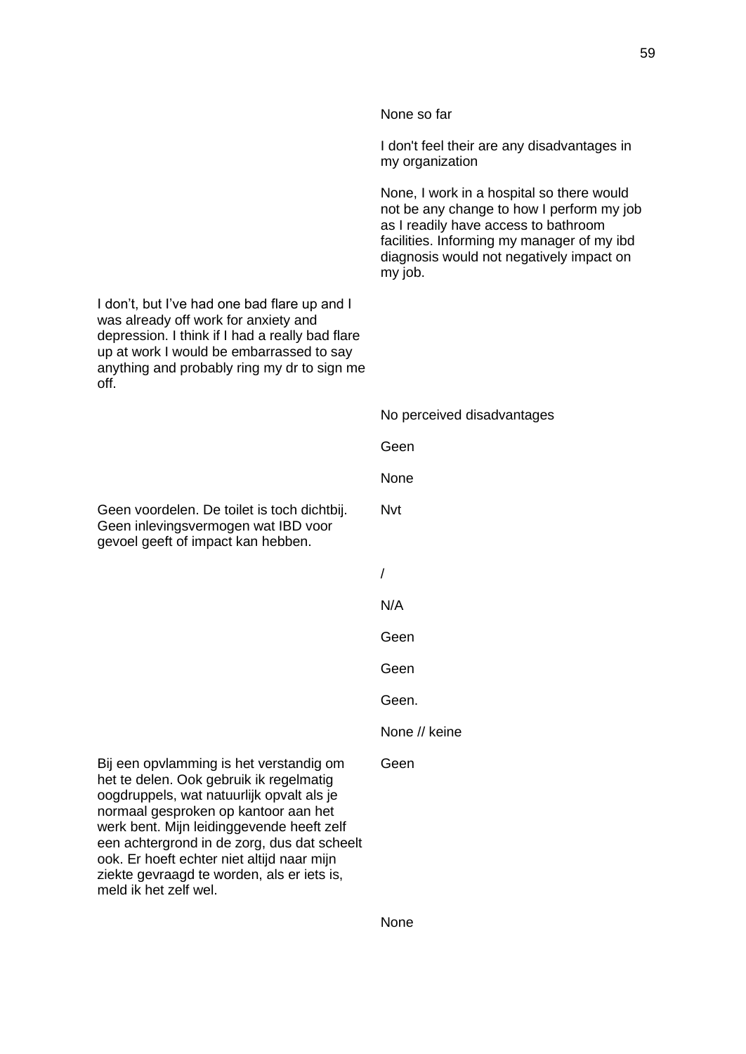| | |
|---|---|
| | None so far |
| | I don't feel their are any disadvantages in my organization |
| | None, I work in a hospital so there would not be any change to how I perform my job as I readily have access to bathroom facilities. Informing my manager of my ibd diagnosis would not negatively impact on my job. |
| I don’t, but I’ve had one bad flare up and I was already off work for anxiety and depression. I think if I had a really bad flare up at work I would be embarrassed to say anything and probably ring my dr to sign me off. | |
| | No perceived disadvantages |
| | Geen |
| | None |
| Geen voordelen. De toilet is toch dichtbij. Geen inlevingsvermogen wat IBD voor gevoel geeft of impact kan hebben. | Nvt |
| | / |
| | N/A |
| | Geen |
| | Geen |
| | Geen. |
| | None // keine |
| Bij een opvlamming is het verstandig om het te delen. Ook gebruik ik regelmatig oogdruppels, wat natuurlijk opvalt als je normaal gesproken op kantoor aan het werk bent. Mijn leidinggevende heeft zelf een achtergrond in de zorg, dus dat scheelt ook. Er hoeft echter niet altijd naar mijn ziekte gevraagd te worden, als er iets is, meld ik het zelf wel. | Geen |
| | None |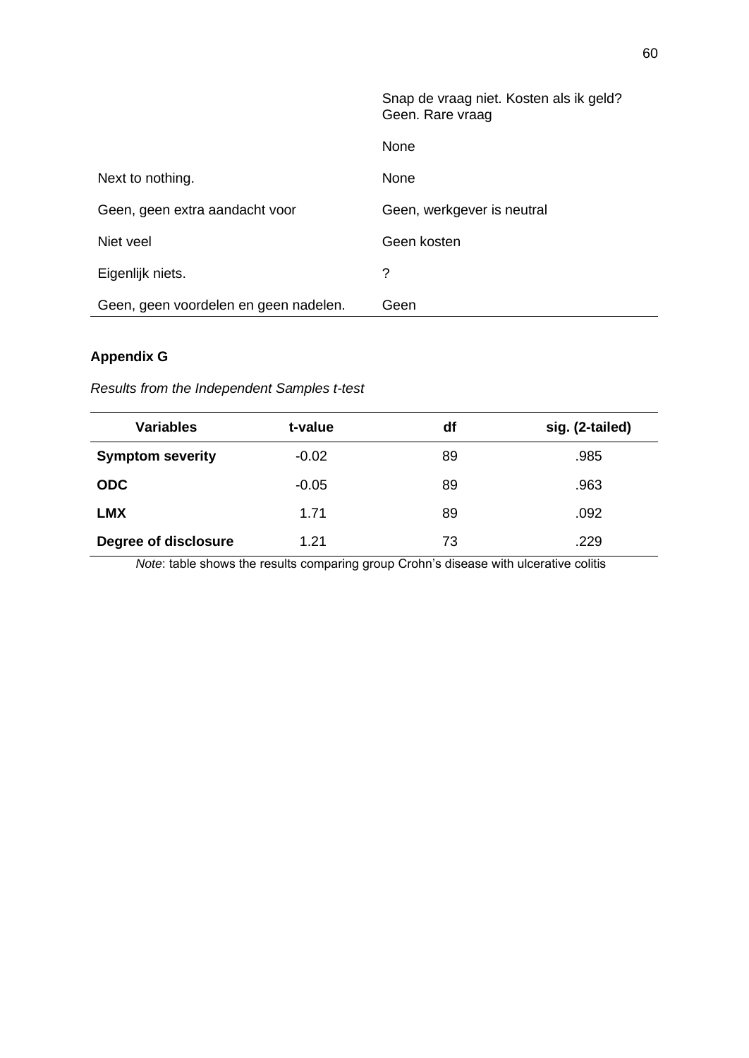| | |
|---|---|
| | Snap de vraag niet. Kosten als ik geld? Geen. Rare vraag |
| | None |
| Next to nothing. | None |
| Geen, geen extra aandacht voor | Geen, werkgever is neutral |
| Niet veel | Geen kosten |
| Eigenlijk niets. | ? |
| Geen, geen voordelen en geen nadelen. | Geen |

## Appendix G

*Results from the Independent Samples t-test*

| Variables | t-value | df | sig. (2-tailed) |
|---|---|---|---|
| **Symptom severity** | -0.02 | 89 | .985 |
| **ODC** | -0.05 | 89 | .963 |
| **LMX** | 1.71 | 89 | .092 |
| **Degree of disclosure** | 1.21 | 73 | .229 |

*Note*: table shows the results comparing group Crohn’s disease with ulcerative colitis